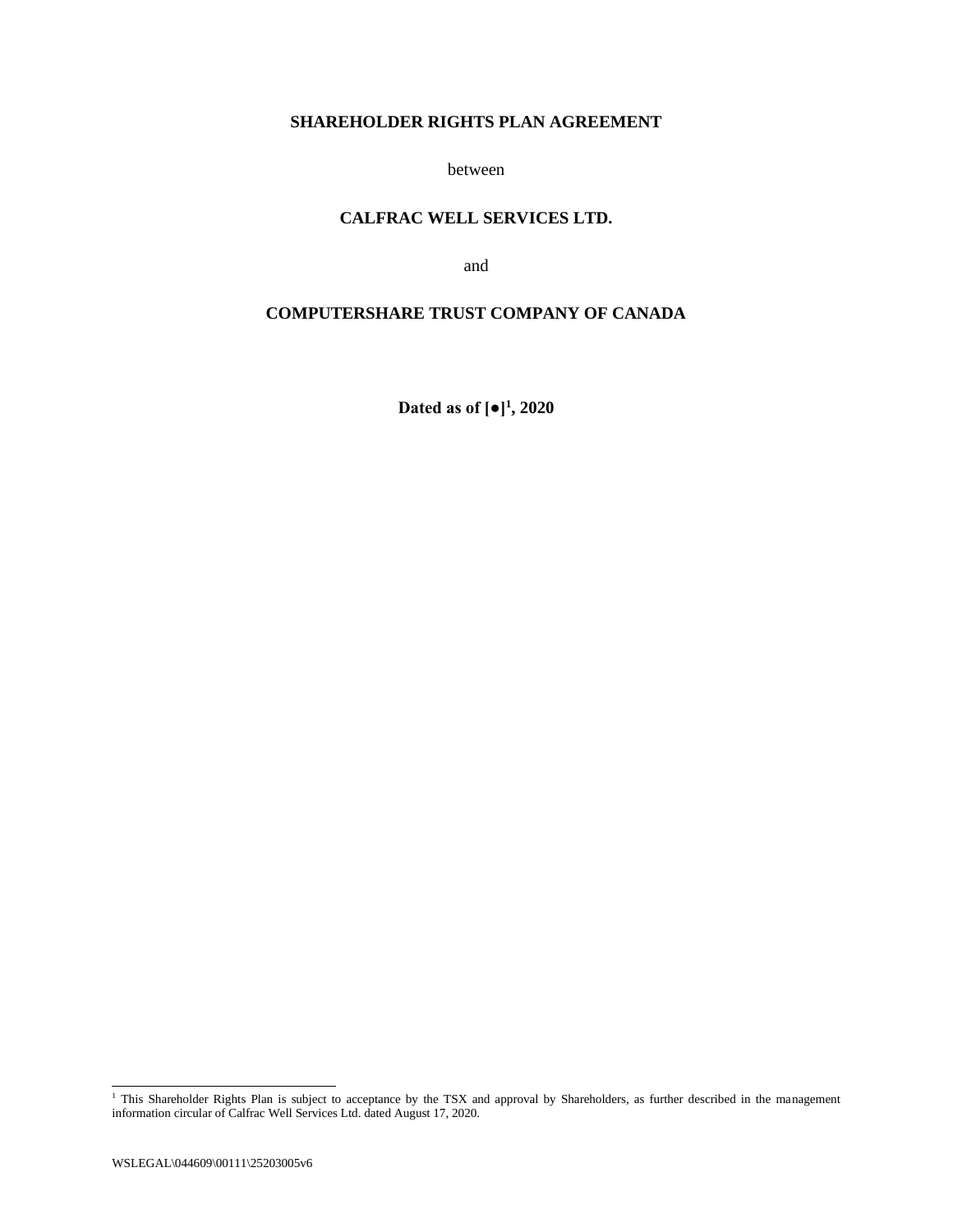**SHAREHOLDER RIGHTS PLAN AGREEMENT**

between

**CALFRAC WELL SERVICES LTD.**

and

**COMPUTERSHARE TRUST COMPANY OF CANADA**

**Dated as of [●][1], 2020**

[1] This Shareholder Rights Plan is subject to acceptance by the TSX and approval by Shareholders, as further described in the management information circular of Calfrac Well Services Ltd. dated August 17, 2020.

WSLEGAL\044609\00111\25203005v6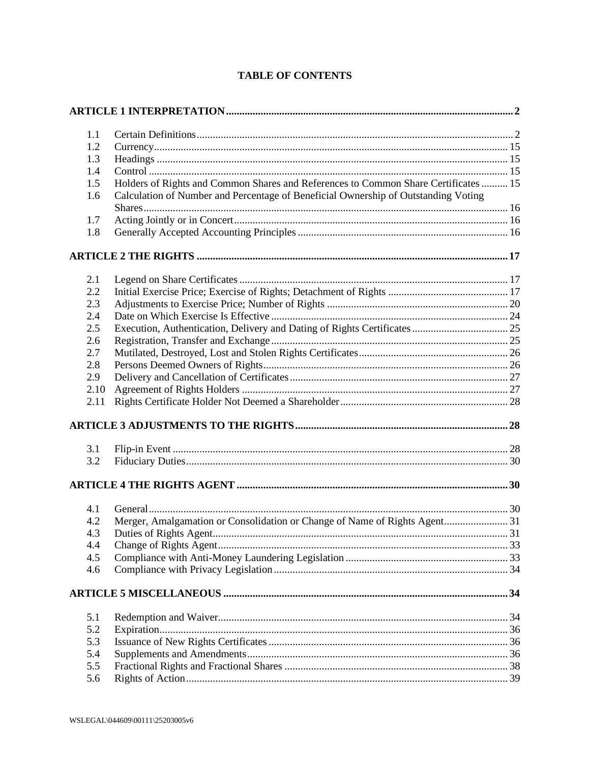**TABLE OF CONTENTS**

| | | |
|---|---|---|
| **ARTICLE 1 INTERPRETATION** | | **2** |
| 1.1 | Certain Definitions | 2 |
| 1.2 | Currency | 15 |
| 1.3 | Headings | 15 |
| 1.4 | Control | 15 |
| 1.5 | Holders of Rights and Common Shares and References to Common Share Certificates | 15 |
| 1.6 | Calculation of Number and Percentage of Beneficial Ownership of Outstanding Voting Shares | 16 |
| 1.7 | Acting Jointly or in Concert | 16 |
| 1.8 | Generally Accepted Accounting Principles | 16 |
| **ARTICLE 2 THE RIGHTS** | | **17** |
| 2.1 | Legend on Share Certificates | 17 |
| 2.2 | Initial Exercise Price; Exercise of Rights; Detachment of Rights | 17 |
| 2.3 | Adjustments to Exercise Price; Number of Rights | 20 |
| 2.4 | Date on Which Exercise Is Effective | 24 |
| 2.5 | Execution, Authentication, Delivery and Dating of Rights Certificates | 25 |
| 2.6 | Registration, Transfer and Exchange | 25 |
| 2.7 | Mutilated, Destroyed, Lost and Stolen Rights Certificates | 26 |
| 2.8 | Persons Deemed Owners of Rights | 26 |
| 2.9 | Delivery and Cancellation of Certificates | 27 |
| 2.10 | Agreement of Rights Holders | 27 |
| 2.11 | Rights Certificate Holder Not Deemed a Shareholder | 28 |
| **ARTICLE 3 ADJUSTMENTS TO THE RIGHTS** | | **28** |
| 3.1 | Flip-in Event | 28 |
| 3.2 | Fiduciary Duties | 30 |
| **ARTICLE 4 THE RIGHTS AGENT** | | **30** |
| 4.1 | General | 30 |
| 4.2 | Merger, Amalgamation or Consolidation or Change of Name of Rights Agent | 31 |
| 4.3 | Duties of Rights Agent | 31 |
| 4.4 | Change of Rights Agent | 33 |
| 4.5 | Compliance with Anti-Money Laundering Legislation | 33 |
| 4.6 | Compliance with Privacy Legislation | 34 |
| **ARTICLE 5 MISCELLANEOUS** | | **34** |
| 5.1 | Redemption and Waiver | 34 |
| 5.2 | Expiration | 36 |
| 5.3 | Issuance of New Rights Certificates | 36 |
| 5.4 | Supplements and Amendments | 36 |
| 5.5 | Fractional Rights and Fractional Shares | 38 |
| 5.6 | Rights of Action | 39 |

WSLEGAL\044609\00111\25203005v6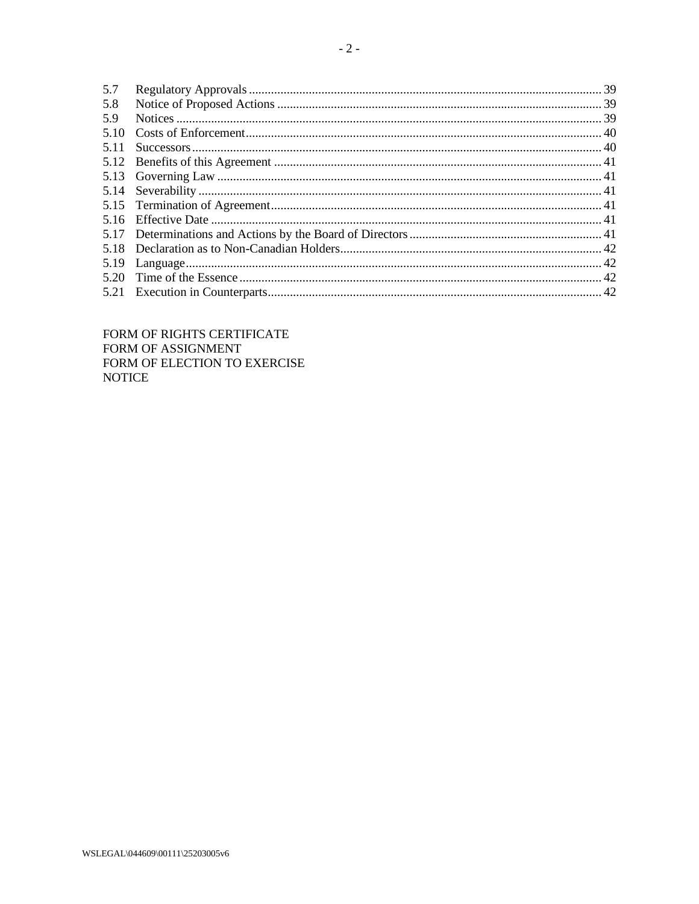| | | |
|---|---|---|
| 5.7 | Regulatory Approvals | 39 |
| 5.8 | Notice of Proposed Actions | 39 |
| 5.9 | Notices | 39 |
| 5.10 | Costs of Enforcement | 40 |
| 5.11 | Successors | 40 |
| 5.12 | Benefits of this Agreement | 41 |
| 5.13 | Governing Law | 41 |
| 5.14 | Severability | 41 |
| 5.15 | Termination of Agreement | 41 |
| 5.16 | Effective Date | 41 |
| 5.17 | Determinations and Actions by the Board of Directors | 41 |
| 5.18 | Declaration as to Non-Canadian Holders | 42 |
| 5.19 | Language | 42 |
| 5.20 | Time of the Essence | 42 |
| 5.21 | Execution in Counterparts | 42 |

FORM OF RIGHTS CERTIFICATE
FORM OF ASSIGNMENT
FORM OF ELECTION TO EXERCISE
NOTICE

WSLEGAL\044609\00111\25203005v6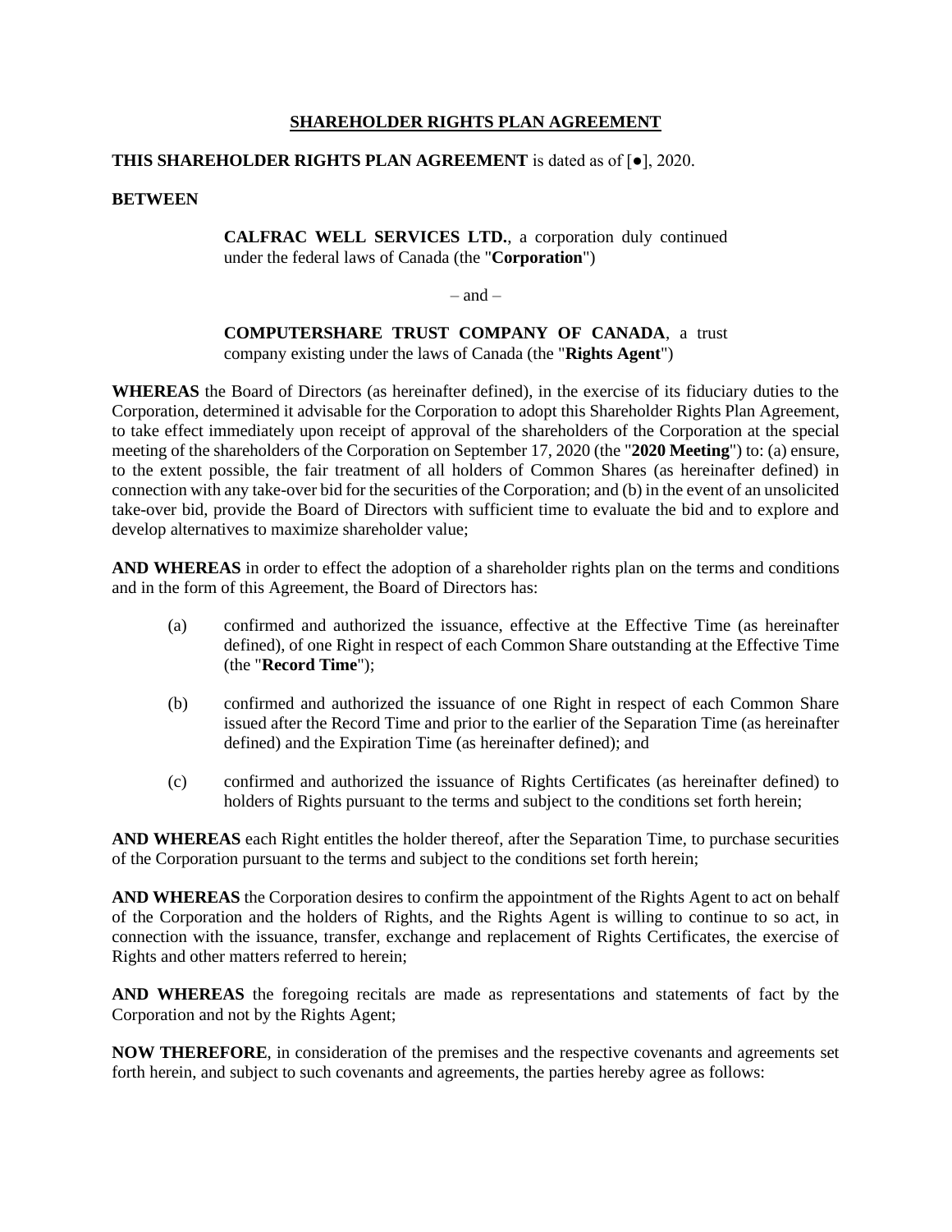# SHAREHOLDER RIGHTS PLAN AGREEMENT

**THIS SHAREHOLDER RIGHTS PLAN AGREEMENT** is dated as of [●], 2020.

**BETWEEN**

> **CALFRAC WELL SERVICES LTD.**, a corporation duly continued under the federal laws of Canada (the "**Corporation**")
>
> – and –
>
> **COMPUTERSHARE TRUST COMPANY OF CANADA**, a trust company existing under the laws of Canada (the "**Rights Agent**")

**WHEREAS** the Board of Directors (as hereinafter defined), in the exercise of its fiduciary duties to the Corporation, determined it advisable for the Corporation to adopt this Shareholder Rights Plan Agreement, to take effect immediately upon receipt of approval of the shareholders of the Corporation at the special meeting of the shareholders of the Corporation on September 17, 2020 (the "**2020 Meeting**") to: (a) ensure, to the extent possible, the fair treatment of all holders of Common Shares (as hereinafter defined) in connection with any take-over bid for the securities of the Corporation; and (b) in the event of an unsolicited take-over bid, provide the Board of Directors with sufficient time to evaluate the bid and to explore and develop alternatives to maximize shareholder value;

**AND WHEREAS** in order to effect the adoption of a shareholder rights plan on the terms and conditions and in the form of this Agreement, the Board of Directors has:

(a) confirmed and authorized the issuance, effective at the Effective Time (as hereinafter defined), of one Right in respect of each Common Share outstanding at the Effective Time (the "**Record Time**");

(b) confirmed and authorized the issuance of one Right in respect of each Common Share issued after the Record Time and prior to the earlier of the Separation Time (as hereinafter defined) and the Expiration Time (as hereinafter defined); and

(c) confirmed and authorized the issuance of Rights Certificates (as hereinafter defined) to holders of Rights pursuant to the terms and subject to the conditions set forth herein;

**AND WHEREAS** each Right entitles the holder thereof, after the Separation Time, to purchase securities of the Corporation pursuant to the terms and subject to the conditions set forth herein;

**AND WHEREAS** the Corporation desires to confirm the appointment of the Rights Agent to act on behalf of the Corporation and the holders of Rights, and the Rights Agent is willing to continue to so act, in connection with the issuance, transfer, exchange and replacement of Rights Certificates, the exercise of Rights and other matters referred to herein;

**AND WHEREAS** the foregoing recitals are made as representations and statements of fact by the Corporation and not by the Rights Agent;

**NOW THEREFORE**, in consideration of the premises and the respective covenants and agreements set forth herein, and subject to such covenants and agreements, the parties hereby agree as follows: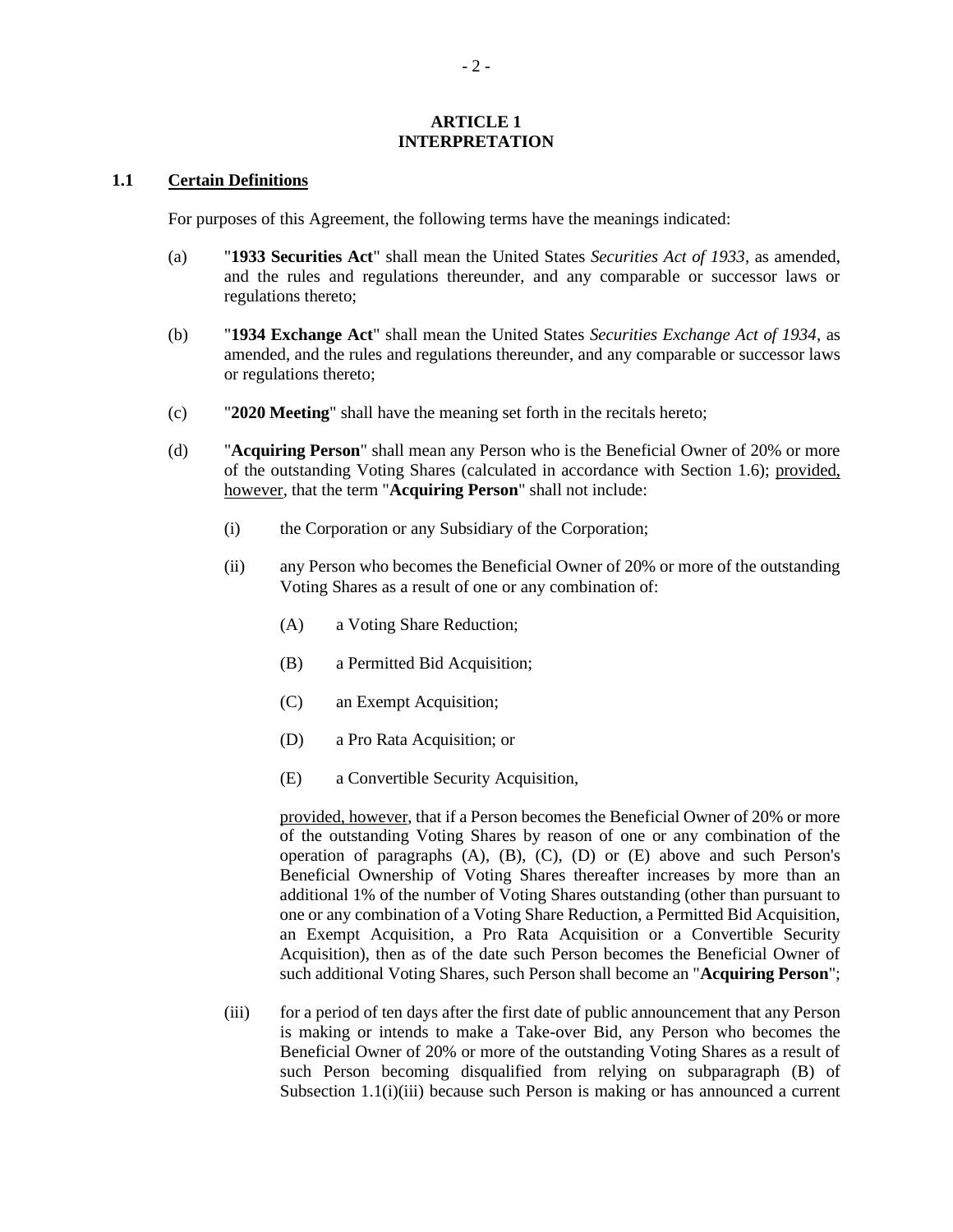# ARTICLE 1
# INTERPRETATION

## 1.1 Certain Definitions

For purposes of this Agreement, the following terms have the meanings indicated:

(a) "**1933 Securities Act**" shall mean the United States *Securities Act of 1933*, as amended, and the rules and regulations thereunder, and any comparable or successor laws or regulations thereto;

(b) "**1934 Exchange Act**" shall mean the United States *Securities Exchange Act of 1934*, as amended, and the rules and regulations thereunder, and any comparable or successor laws or regulations thereto;

(c) "**2020 Meeting**" shall have the meaning set forth in the recitals hereto;

(d) "**Acquiring Person**" shall mean any Person who is the Beneficial Owner of 20% or more of the outstanding Voting Shares (calculated in accordance with Section 1.6); provided, however, that the term "**Acquiring Person**" shall not include:

(i) the Corporation or any Subsidiary of the Corporation;

(ii) any Person who becomes the Beneficial Owner of 20% or more of the outstanding Voting Shares as a result of one or any combination of:

(A) a Voting Share Reduction;

(B) a Permitted Bid Acquisition;

(C) an Exempt Acquisition;

(D) a Pro Rata Acquisition; or

(E) a Convertible Security Acquisition,

provided, however, that if a Person becomes the Beneficial Owner of 20% or more of the outstanding Voting Shares by reason of one or any combination of the operation of paragraphs (A), (B), (C), (D) or (E) above and such Person's Beneficial Ownership of Voting Shares thereafter increases by more than an additional 1% of the number of Voting Shares outstanding (other than pursuant to one or any combination of a Voting Share Reduction, a Permitted Bid Acquisition, an Exempt Acquisition, a Pro Rata Acquisition or a Convertible Security Acquisition), then as of the date such Person becomes the Beneficial Owner of such additional Voting Shares, such Person shall become an "**Acquiring Person**";

(iii) for a period of ten days after the first date of public announcement that any Person is making or intends to make a Take-over Bid, any Person who becomes the Beneficial Owner of 20% or more of the outstanding Voting Shares as a result of such Person becoming disqualified from relying on subparagraph (B) of Subsection 1.1(i)(iii) because such Person is making or has announced a current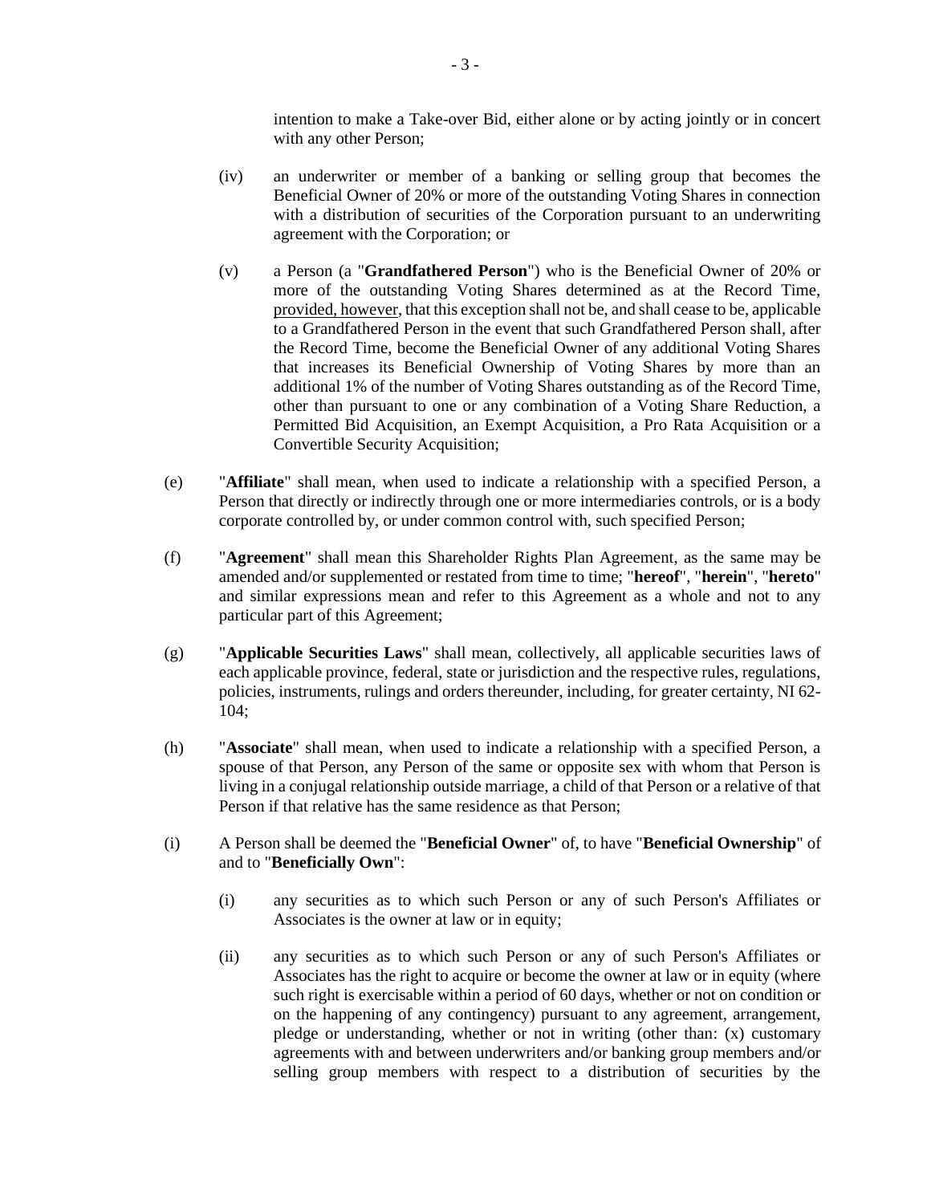intention to make a Take-over Bid, either alone or by acting jointly or in concert with any other Person;

(iv) an underwriter or member of a banking or selling group that becomes the Beneficial Owner of 20% or more of the outstanding Voting Shares in connection with a distribution of securities of the Corporation pursuant to an underwriting agreement with the Corporation; or

(v) a Person (a "**Grandfathered Person**") who is the Beneficial Owner of 20% or more of the outstanding Voting Shares determined as at the Record Time, provided, however, that this exception shall not be, and shall cease to be, applicable to a Grandfathered Person in the event that such Grandfathered Person shall, after the Record Time, become the Beneficial Owner of any additional Voting Shares that increases its Beneficial Ownership of Voting Shares by more than an additional 1% of the number of Voting Shares outstanding as of the Record Time, other than pursuant to one or any combination of a Voting Share Reduction, a Permitted Bid Acquisition, an Exempt Acquisition, a Pro Rata Acquisition or a Convertible Security Acquisition;

(e) "**Affiliate**" shall mean, when used to indicate a relationship with a specified Person, a Person that directly or indirectly through one or more intermediaries controls, or is a body corporate controlled by, or under common control with, such specified Person;

(f) "**Agreement**" shall mean this Shareholder Rights Plan Agreement, as the same may be amended and/or supplemented or restated from time to time; "**hereof**", "**herein**", "**hereto**" and similar expressions mean and refer to this Agreement as a whole and not to any particular part of this Agreement;

(g) "**Applicable Securities Laws**" shall mean, collectively, all applicable securities laws of each applicable province, federal, state or jurisdiction and the respective rules, regulations, policies, instruments, rulings and orders thereunder, including, for greater certainty, NI 62-104;

(h) "**Associate**" shall mean, when used to indicate a relationship with a specified Person, a spouse of that Person, any Person of the same or opposite sex with whom that Person is living in a conjugal relationship outside marriage, a child of that Person or a relative of that Person if that relative has the same residence as that Person;

(i) A Person shall be deemed the "**Beneficial Owner**" of, to have "**Beneficial Ownership**" of and to "**Beneficially Own**":

(i) any securities as to which such Person or any of such Person's Affiliates or Associates is the owner at law or in equity;

(ii) any securities as to which such Person or any of such Person's Affiliates or Associates has the right to acquire or become the owner at law or in equity (where such right is exercisable within a period of 60 days, whether or not on condition or on the happening of any contingency) pursuant to any agreement, arrangement, pledge or understanding, whether or not in writing (other than: (x) customary agreements with and between underwriters and/or banking group members and/or selling group members with respect to a distribution of securities by the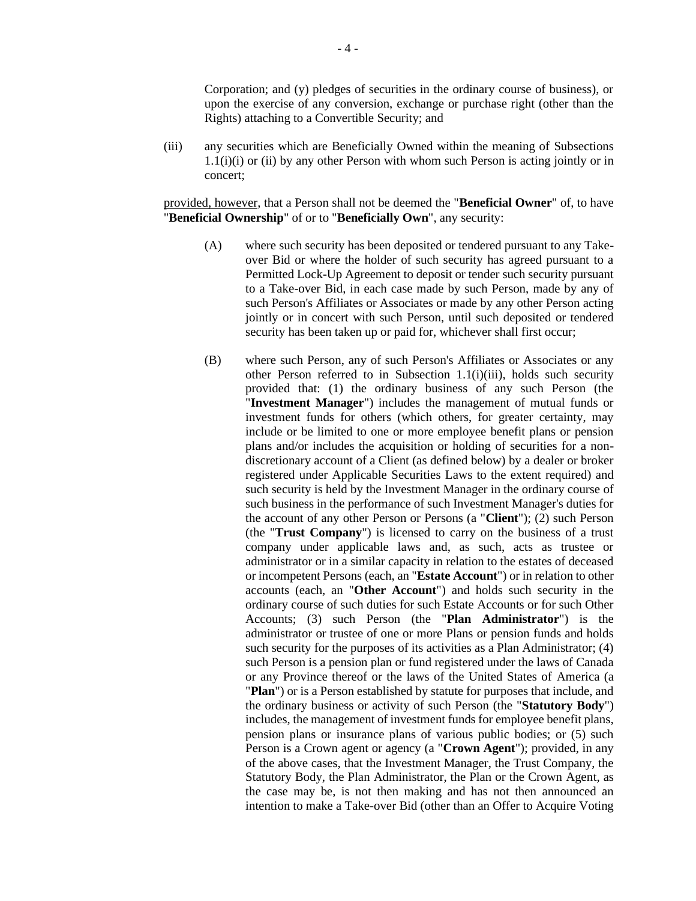Corporation; and (y) pledges of securities in the ordinary course of business), or upon the exercise of any conversion, exchange or purchase right (other than the Rights) attaching to a Convertible Security; and

(iii) any securities which are Beneficially Owned within the meaning of Subsections 1.1(i)(i) or (ii) by any other Person with whom such Person is acting jointly or in concert;

provided, however, that a Person shall not be deemed the "**Beneficial Owner**" of, to have "**Beneficial Ownership**" of or to "**Beneficially Own**", any security:

(A) where such security has been deposited or tendered pursuant to any Take-over Bid or where the holder of such security has agreed pursuant to a Permitted Lock-Up Agreement to deposit or tender such security pursuant to a Take-over Bid, in each case made by such Person, made by any of such Person's Affiliates or Associates or made by any other Person acting jointly or in concert with such Person, until such deposited or tendered security has been taken up or paid for, whichever shall first occur;

(B) where such Person, any of such Person's Affiliates or Associates or any other Person referred to in Subsection 1.1(i)(iii), holds such security provided that: (1) the ordinary business of any such Person (the "**Investment Manager**") includes the management of mutual funds or investment funds for others (which others, for greater certainty, may include or be limited to one or more employee benefit plans or pension plans and/or includes the acquisition or holding of securities for a non-discretionary account of a Client (as defined below) by a dealer or broker registered under Applicable Securities Laws to the extent required) and such security is held by the Investment Manager in the ordinary course of such business in the performance of such Investment Manager's duties for the account of any other Person or Persons (a "**Client**"); (2) such Person (the "**Trust Company**") is licensed to carry on the business of a trust company under applicable laws and, as such, acts as trustee or administrator or in a similar capacity in relation to the estates of deceased or incompetent Persons (each, an "**Estate Account**") or in relation to other accounts (each, an "**Other Account**") and holds such security in the ordinary course of such duties for such Estate Accounts or for such Other Accounts; (3) such Person (the "**Plan Administrator**") is the administrator or trustee of one or more Plans or pension funds and holds such security for the purposes of its activities as a Plan Administrator; (4) such Person is a pension plan or fund registered under the laws of Canada or any Province thereof or the laws of the United States of America (a "**Plan**") or is a Person established by statute for purposes that include, and the ordinary business or activity of such Person (the "**Statutory Body**") includes, the management of investment funds for employee benefit plans, pension plans or insurance plans of various public bodies; or (5) such Person is a Crown agent or agency (a "**Crown Agent**"); provided, in any of the above cases, that the Investment Manager, the Trust Company, the Statutory Body, the Plan Administrator, the Plan or the Crown Agent, as the case may be, is not then making and has not then announced an intention to make a Take-over Bid (other than an Offer to Acquire Voting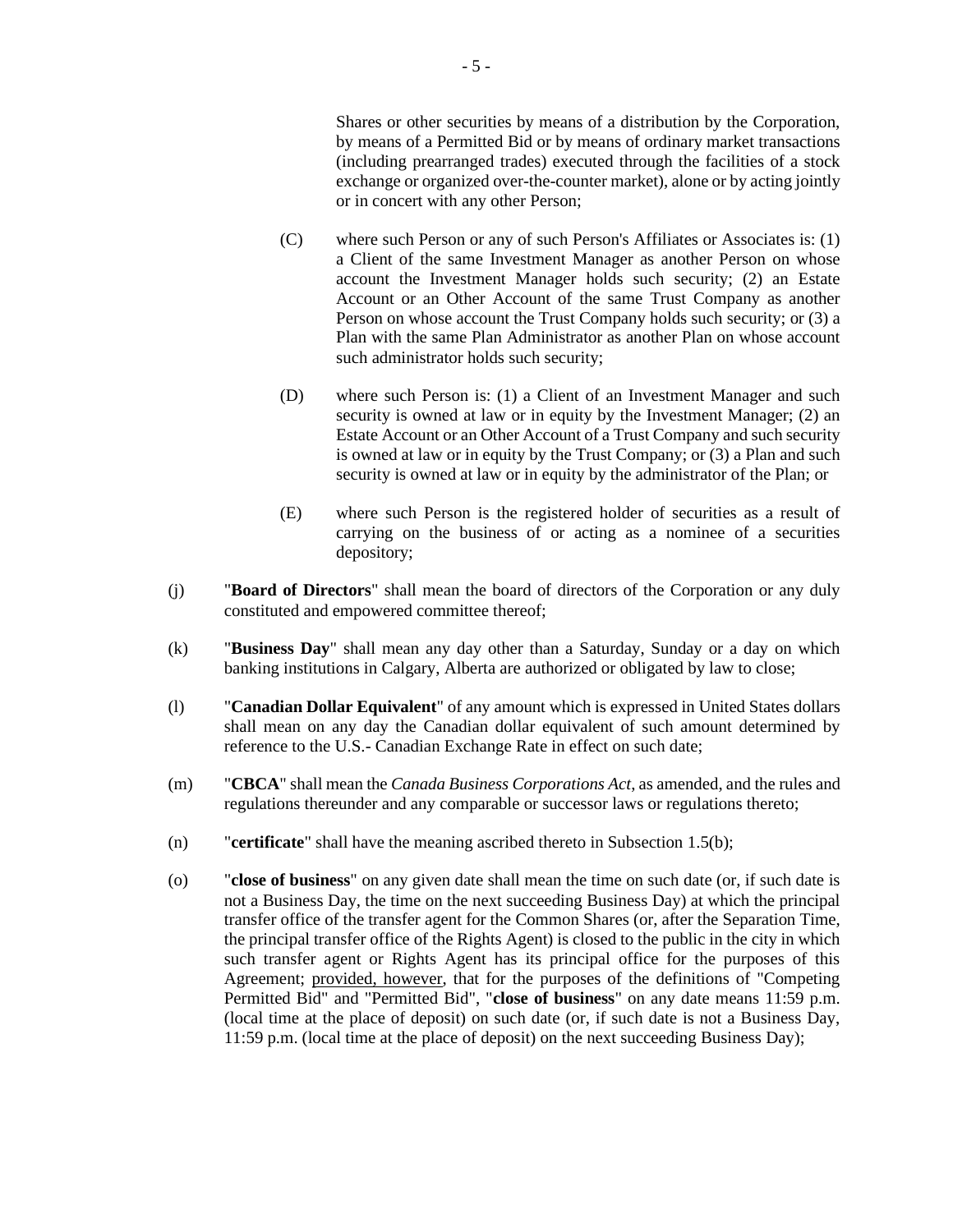Shares or other securities by means of a distribution by the Corporation, by means of a Permitted Bid or by means of ordinary market transactions (including prearranged trades) executed through the facilities of a stock exchange or organized over-the-counter market), alone or by acting jointly or in concert with any other Person;

(C) where such Person or any of such Person's Affiliates or Associates is: (1) a Client of the same Investment Manager as another Person on whose account the Investment Manager holds such security; (2) an Estate Account or an Other Account of the same Trust Company as another Person on whose account the Trust Company holds such security; or (3) a Plan with the same Plan Administrator as another Plan on whose account such administrator holds such security;

(D) where such Person is: (1) a Client of an Investment Manager and such security is owned at law or in equity by the Investment Manager; (2) an Estate Account or an Other Account of a Trust Company and such security is owned at law or in equity by the Trust Company; or (3) a Plan and such security is owned at law or in equity by the administrator of the Plan; or

(E) where such Person is the registered holder of securities as a result of carrying on the business of or acting as a nominee of a securities depository;

(j) "**Board of Directors**" shall mean the board of directors of the Corporation or any duly constituted and empowered committee thereof;

(k) "**Business Day**" shall mean any day other than a Saturday, Sunday or a day on which banking institutions in Calgary, Alberta are authorized or obligated by law to close;

(l) "**Canadian Dollar Equivalent**" of any amount which is expressed in United States dollars shall mean on any day the Canadian dollar equivalent of such amount determined by reference to the U.S.- Canadian Exchange Rate in effect on such date;

(m) "**CBCA**" shall mean the *Canada Business Corporations Act*, as amended, and the rules and regulations thereunder and any comparable or successor laws or regulations thereto;

(n) "**certificate**" shall have the meaning ascribed thereto in Subsection 1.5(b);

(o) "**close of business**" on any given date shall mean the time on such date (or, if such date is not a Business Day, the time on the next succeeding Business Day) at which the principal transfer office of the transfer agent for the Common Shares (or, after the Separation Time, the principal transfer office of the Rights Agent) is closed to the public in the city in which such transfer agent or Rights Agent has its principal office for the purposes of this Agreement; provided, however, that for the purposes of the definitions of "Competing Permitted Bid" and "Permitted Bid", "**close of business**" on any date means 11:59 p.m. (local time at the place of deposit) on such date (or, if such date is not a Business Day, 11:59 p.m. (local time at the place of deposit) on the next succeeding Business Day);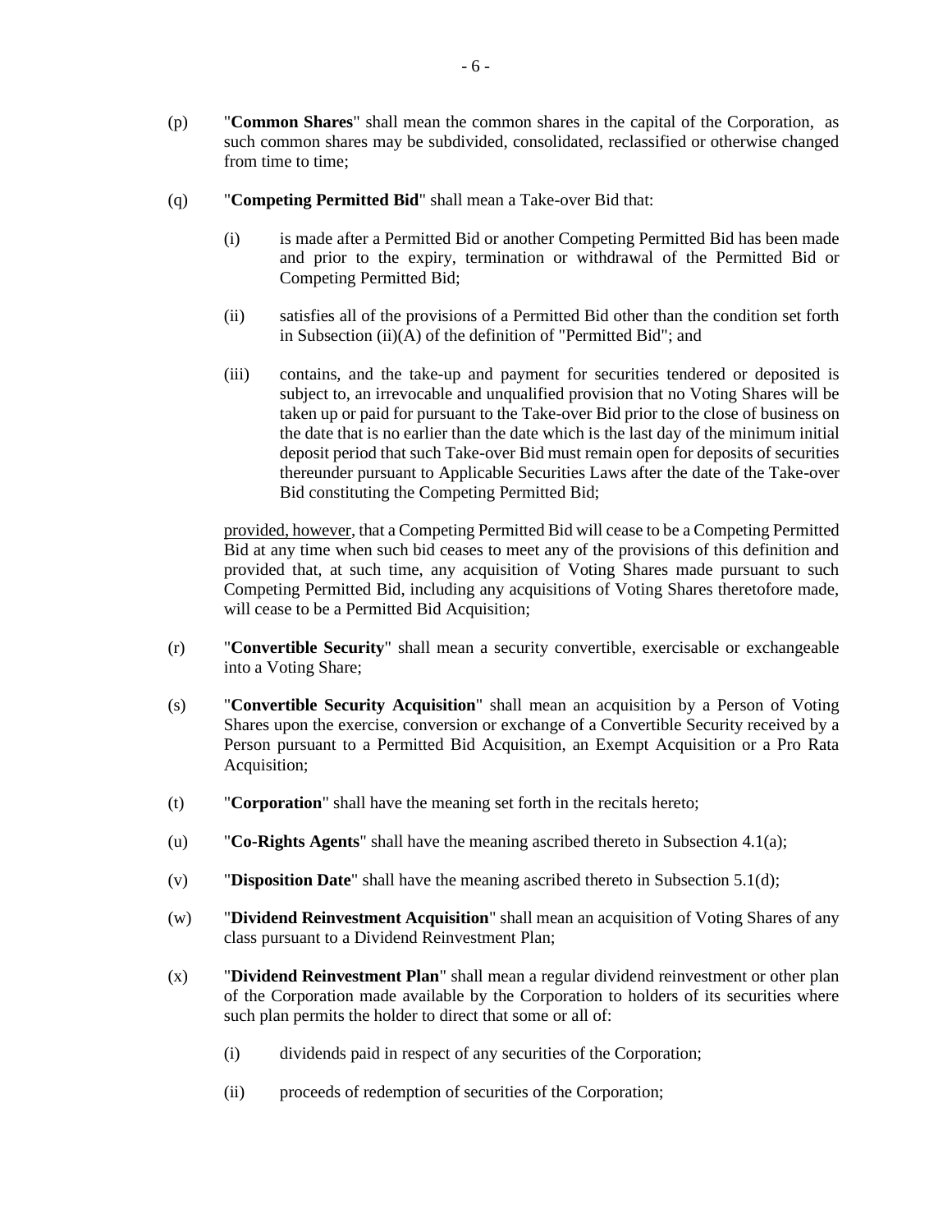(p) "**Common Shares**" shall mean the common shares in the capital of the Corporation, as such common shares may be subdivided, consolidated, reclassified or otherwise changed from time to time;

(q) "**Competing Permitted Bid**" shall mean a Take-over Bid that:

   (i) is made after a Permitted Bid or another Competing Permitted Bid has been made and prior to the expiry, termination or withdrawal of the Permitted Bid or Competing Permitted Bid;

   (ii) satisfies all of the provisions of a Permitted Bid other than the condition set forth in Subsection (ii)(A) of the definition of "Permitted Bid"; and

   (iii) contains, and the take-up and payment for securities tendered or deposited is subject to, an irrevocable and unqualified provision that no Voting Shares will be taken up or paid for pursuant to the Take-over Bid prior to the close of business on the date that is no earlier than the date which is the last day of the minimum initial deposit period that such Take-over Bid must remain open for deposits of securities thereunder pursuant to Applicable Securities Laws after the date of the Take-over Bid constituting the Competing Permitted Bid;

   provided, however, that a Competing Permitted Bid will cease to be a Competing Permitted Bid at any time when such bid ceases to meet any of the provisions of this definition and provided that, at such time, any acquisition of Voting Shares made pursuant to such Competing Permitted Bid, including any acquisitions of Voting Shares theretofore made, will cease to be a Permitted Bid Acquisition;

(r) "**Convertible Security**" shall mean a security convertible, exercisable or exchangeable into a Voting Share;

(s) "**Convertible Security Acquisition**" shall mean an acquisition by a Person of Voting Shares upon the exercise, conversion or exchange of a Convertible Security received by a Person pursuant to a Permitted Bid Acquisition, an Exempt Acquisition or a Pro Rata Acquisition;

(t) "**Corporation**" shall have the meaning set forth in the recitals hereto;

(u) "**Co-Rights Agents**" shall have the meaning ascribed thereto in Subsection 4.1(a);

(v) "**Disposition Date**" shall have the meaning ascribed thereto in Subsection 5.1(d);

(w) "**Dividend Reinvestment Acquisition**" shall mean an acquisition of Voting Shares of any class pursuant to a Dividend Reinvestment Plan;

(x) "**Dividend Reinvestment Plan**" shall mean a regular dividend reinvestment or other plan of the Corporation made available by the Corporation to holders of its securities where such plan permits the holder to direct that some or all of:

   (i) dividends paid in respect of any securities of the Corporation;

   (ii) proceeds of redemption of securities of the Corporation;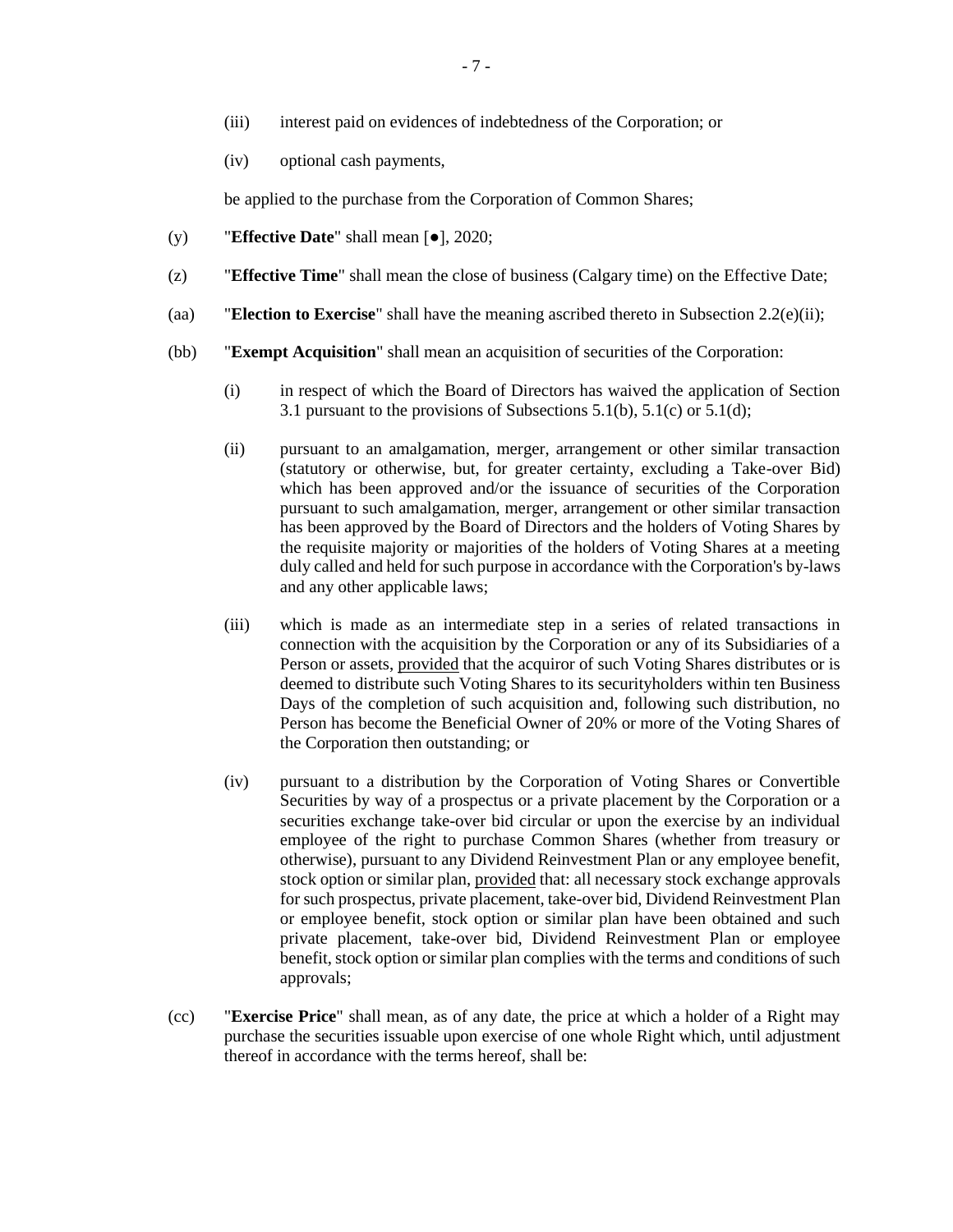(iii) interest paid on evidences of indebtedness of the Corporation; or

(iv) optional cash payments,

be applied to the purchase from the Corporation of Common Shares;

(y) "**Effective Date**" shall mean [●], 2020;

(z) "**Effective Time**" shall mean the close of business (Calgary time) on the Effective Date;

(aa) "**Election to Exercise**" shall have the meaning ascribed thereto in Subsection 2.2(e)(ii);

(bb) "**Exempt Acquisition**" shall mean an acquisition of securities of the Corporation:

(i) in respect of which the Board of Directors has waived the application of Section 3.1 pursuant to the provisions of Subsections 5.1(b), 5.1(c) or 5.1(d);

(ii) pursuant to an amalgamation, merger, arrangement or other similar transaction (statutory or otherwise, but, for greater certainty, excluding a Take-over Bid) which has been approved and/or the issuance of securities of the Corporation pursuant to such amalgamation, merger, arrangement or other similar transaction has been approved by the Board of Directors and the holders of Voting Shares by the requisite majority or majorities of the holders of Voting Shares at a meeting duly called and held for such purpose in accordance with the Corporation's by-laws and any other applicable laws;

(iii) which is made as an intermediate step in a series of related transactions in connection with the acquisition by the Corporation or any of its Subsidiaries of a Person or assets, provided that the acquiror of such Voting Shares distributes or is deemed to distribute such Voting Shares to its securityholders within ten Business Days of the completion of such acquisition and, following such distribution, no Person has become the Beneficial Owner of 20% or more of the Voting Shares of the Corporation then outstanding; or

(iv) pursuant to a distribution by the Corporation of Voting Shares or Convertible Securities by way of a prospectus or a private placement by the Corporation or a securities exchange take-over bid circular or upon the exercise by an individual employee of the right to purchase Common Shares (whether from treasury or otherwise), pursuant to any Dividend Reinvestment Plan or any employee benefit, stock option or similar plan, provided that: all necessary stock exchange approvals for such prospectus, private placement, take-over bid, Dividend Reinvestment Plan or employee benefit, stock option or similar plan have been obtained and such private placement, take-over bid, Dividend Reinvestment Plan or employee benefit, stock option or similar plan complies with the terms and conditions of such approvals;

(cc) "**Exercise Price**" shall mean, as of any date, the price at which a holder of a Right may purchase the securities issuable upon exercise of one whole Right which, until adjustment thereof in accordance with the terms hereof, shall be: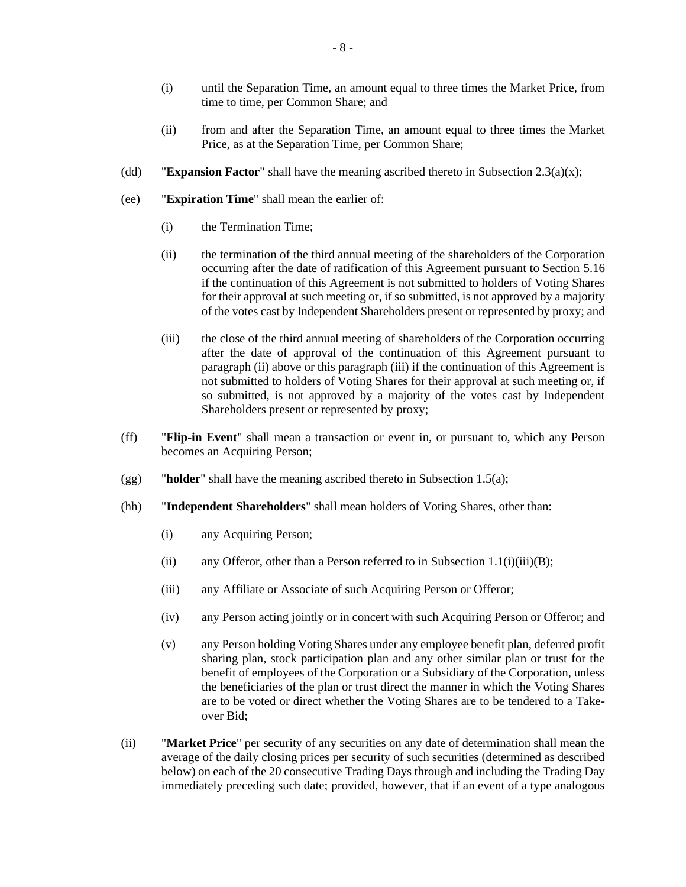(i) until the Separation Time, an amount equal to three times the Market Price, from time to time, per Common Share; and

(ii) from and after the Separation Time, an amount equal to three times the Market Price, as at the Separation Time, per Common Share;

(dd) "**Expansion Factor**" shall have the meaning ascribed thereto in Subsection 2.3(a)(x);

(ee) "**Expiration Time**" shall mean the earlier of:

(i) the Termination Time;

(ii) the termination of the third annual meeting of the shareholders of the Corporation occurring after the date of ratification of this Agreement pursuant to Section 5.16 if the continuation of this Agreement is not submitted to holders of Voting Shares for their approval at such meeting or, if so submitted, is not approved by a majority of the votes cast by Independent Shareholders present or represented by proxy; and

(iii) the close of the third annual meeting of shareholders of the Corporation occurring after the date of approval of the continuation of this Agreement pursuant to paragraph (ii) above or this paragraph (iii) if the continuation of this Agreement is not submitted to holders of Voting Shares for their approval at such meeting or, if so submitted, is not approved by a majority of the votes cast by Independent Shareholders present or represented by proxy;

(ff) "**Flip-in Event**" shall mean a transaction or event in, or pursuant to, which any Person becomes an Acquiring Person;

(gg) "**holder**" shall have the meaning ascribed thereto in Subsection 1.5(a);

(hh) "**Independent Shareholders**" shall mean holders of Voting Shares, other than:

(i) any Acquiring Person;

(ii) any Offeror, other than a Person referred to in Subsection 1.1(i)(iii)(B);

(iii) any Affiliate or Associate of such Acquiring Person or Offeror;

(iv) any Person acting jointly or in concert with such Acquiring Person or Offeror; and

(v) any Person holding Voting Shares under any employee benefit plan, deferred profit sharing plan, stock participation plan and any other similar plan or trust for the benefit of employees of the Corporation or a Subsidiary of the Corporation, unless the beneficiaries of the plan or trust direct the manner in which the Voting Shares are to be voted or direct whether the Voting Shares are to be tendered to a Take-over Bid;

(ii) "**Market Price**" per security of any securities on any date of determination shall mean the average of the daily closing prices per security of such securities (determined as described below) on each of the 20 consecutive Trading Days through and including the Trading Day immediately preceding such date; provided, however, that if an event of a type analogous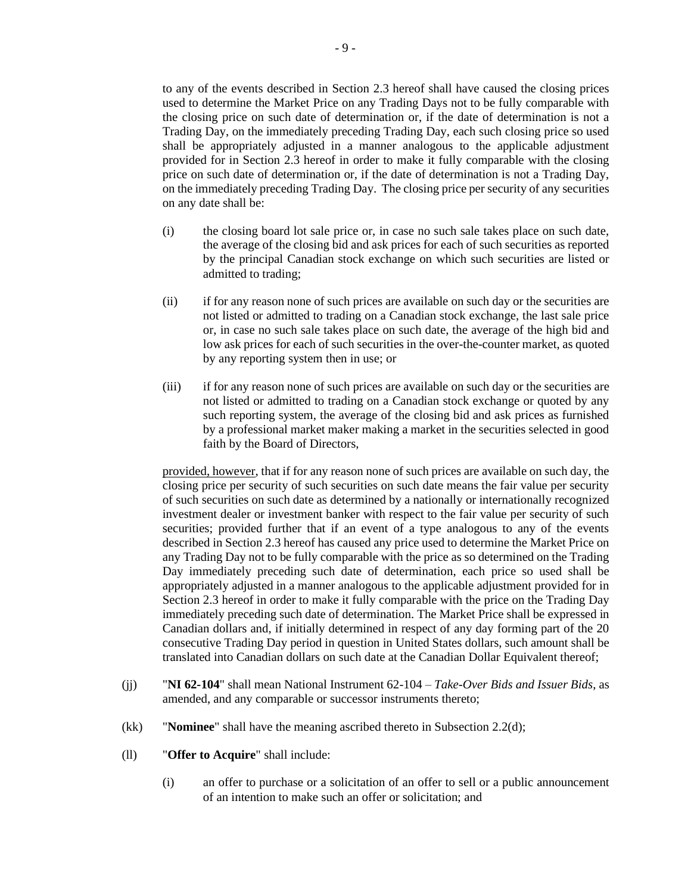to any of the events described in Section 2.3 hereof shall have caused the closing prices used to determine the Market Price on any Trading Days not to be fully comparable with the closing price on such date of determination or, if the date of determination is not a Trading Day, on the immediately preceding Trading Day, each such closing price so used shall be appropriately adjusted in a manner analogous to the applicable adjustment provided for in Section 2.3 hereof in order to make it fully comparable with the closing price on such date of determination or, if the date of determination is not a Trading Day, on the immediately preceding Trading Day. The closing price per security of any securities on any date shall be:

(i) the closing board lot sale price or, in case no such sale takes place on such date, the average of the closing bid and ask prices for each of such securities as reported by the principal Canadian stock exchange on which such securities are listed or admitted to trading;

(ii) if for any reason none of such prices are available on such day or the securities are not listed or admitted to trading on a Canadian stock exchange, the last sale price or, in case no such sale takes place on such date, the average of the high bid and low ask prices for each of such securities in the over-the-counter market, as quoted by any reporting system then in use; or

(iii) if for any reason none of such prices are available on such day or the securities are not listed or admitted to trading on a Canadian stock exchange or quoted by any such reporting system, the average of the closing bid and ask prices as furnished by a professional market maker making a market in the securities selected in good faith by the Board of Directors,

provided, however, that if for any reason none of such prices are available on such day, the closing price per security of such securities on such date means the fair value per security of such securities on such date as determined by a nationally or internationally recognized investment dealer or investment banker with respect to the fair value per security of such securities; provided further that if an event of a type analogous to any of the events described in Section 2.3 hereof has caused any price used to determine the Market Price on any Trading Day not to be fully comparable with the price as so determined on the Trading Day immediately preceding such date of determination, each price so used shall be appropriately adjusted in a manner analogous to the applicable adjustment provided for in Section 2.3 hereof in order to make it fully comparable with the price on the Trading Day immediately preceding such date of determination. The Market Price shall be expressed in Canadian dollars and, if initially determined in respect of any day forming part of the 20 consecutive Trading Day period in question in United States dollars, such amount shall be translated into Canadian dollars on such date at the Canadian Dollar Equivalent thereof;

(jj) "**NI 62-104**" shall mean National Instrument 62-104 – *Take-Over Bids and Issuer Bids*, as amended, and any comparable or successor instruments thereto;

(kk) "**Nominee**" shall have the meaning ascribed thereto in Subsection 2.2(d);

(ll) "**Offer to Acquire**" shall include:

(i) an offer to purchase or a solicitation of an offer to sell or a public announcement of an intention to make such an offer or solicitation; and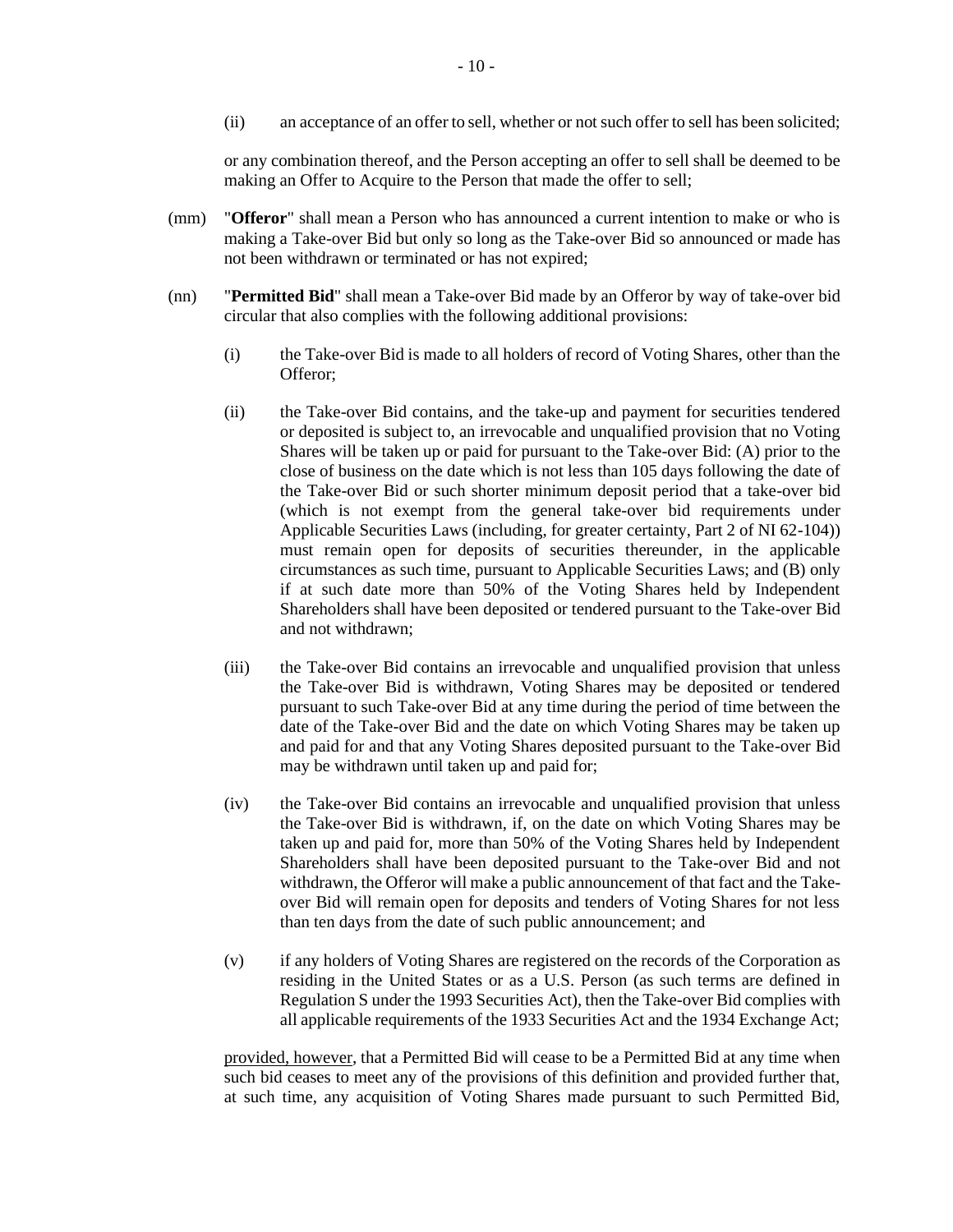(ii) an acceptance of an offer to sell, whether or not such offer to sell has been solicited;

or any combination thereof, and the Person accepting an offer to sell shall be deemed to be making an Offer to Acquire to the Person that made the offer to sell;

(mm) "**Offeror**" shall mean a Person who has announced a current intention to make or who is making a Take-over Bid but only so long as the Take-over Bid so announced or made has not been withdrawn or terminated or has not expired;

(nn) "**Permitted Bid**" shall mean a Take-over Bid made by an Offeror by way of take-over bid circular that also complies with the following additional provisions:

(i) the Take-over Bid is made to all holders of record of Voting Shares, other than the Offeror;

(ii) the Take-over Bid contains, and the take-up and payment for securities tendered or deposited is subject to, an irrevocable and unqualified provision that no Voting Shares will be taken up or paid for pursuant to the Take-over Bid: (A) prior to the close of business on the date which is not less than 105 days following the date of the Take-over Bid or such shorter minimum deposit period that a take-over bid (which is not exempt from the general take-over bid requirements under Applicable Securities Laws (including, for greater certainty, Part 2 of NI 62-104)) must remain open for deposits of securities thereunder, in the applicable circumstances as such time, pursuant to Applicable Securities Laws; and (B) only if at such date more than 50% of the Voting Shares held by Independent Shareholders shall have been deposited or tendered pursuant to the Take-over Bid and not withdrawn;

(iii) the Take-over Bid contains an irrevocable and unqualified provision that unless the Take-over Bid is withdrawn, Voting Shares may be deposited or tendered pursuant to such Take-over Bid at any time during the period of time between the date of the Take-over Bid and the date on which Voting Shares may be taken up and paid for and that any Voting Shares deposited pursuant to the Take-over Bid may be withdrawn until taken up and paid for;

(iv) the Take-over Bid contains an irrevocable and unqualified provision that unless the Take-over Bid is withdrawn, if, on the date on which Voting Shares may be taken up and paid for, more than 50% of the Voting Shares held by Independent Shareholders shall have been deposited pursuant to the Take-over Bid and not withdrawn, the Offeror will make a public announcement of that fact and the Take-over Bid will remain open for deposits and tenders of Voting Shares for not less than ten days from the date of such public announcement; and

(v) if any holders of Voting Shares are registered on the records of the Corporation as residing in the United States or as a U.S. Person (as such terms are defined in Regulation S under the 1993 Securities Act), then the Take-over Bid complies with all applicable requirements of the 1933 Securities Act and the 1934 Exchange Act;

provided, however, that a Permitted Bid will cease to be a Permitted Bid at any time when such bid ceases to meet any of the provisions of this definition and provided further that, at such time, any acquisition of Voting Shares made pursuant to such Permitted Bid,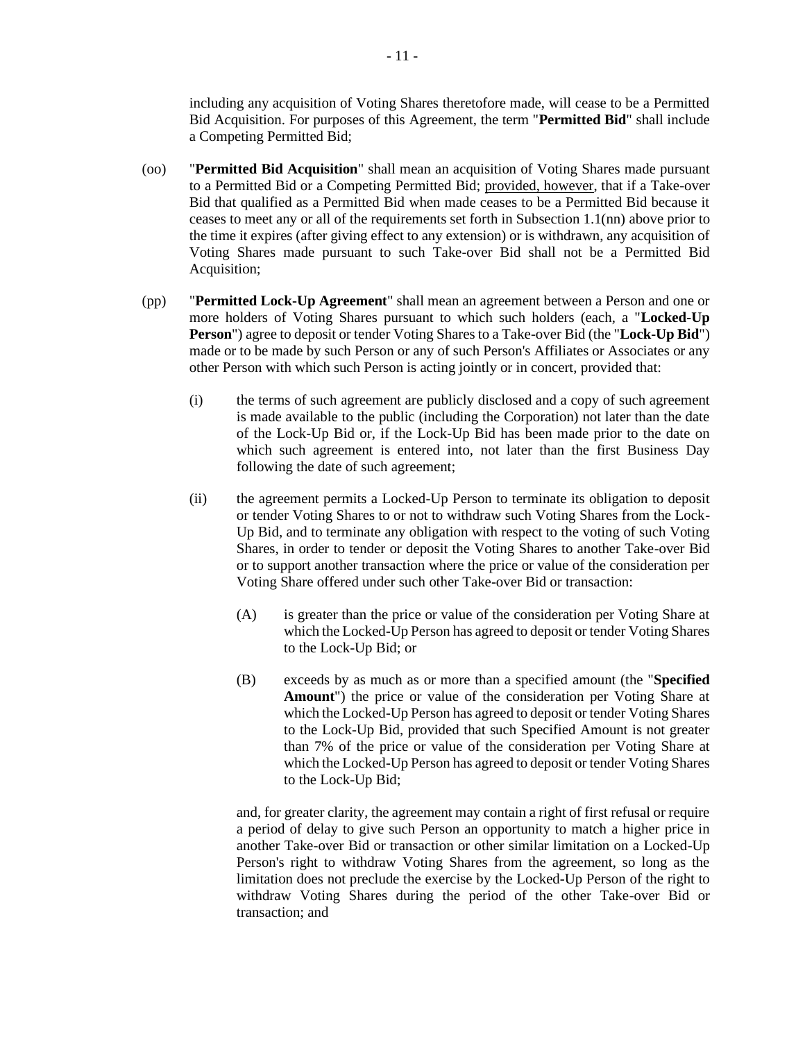including any acquisition of Voting Shares theretofore made, will cease to be a Permitted Bid Acquisition. For purposes of this Agreement, the term "**Permitted Bid**" shall include a Competing Permitted Bid;

(oo) "**Permitted Bid Acquisition**" shall mean an acquisition of Voting Shares made pursuant to a Permitted Bid or a Competing Permitted Bid; provided, however, that if a Take-over Bid that qualified as a Permitted Bid when made ceases to be a Permitted Bid because it ceases to meet any or all of the requirements set forth in Subsection 1.1(nn) above prior to the time it expires (after giving effect to any extension) or is withdrawn, any acquisition of Voting Shares made pursuant to such Take-over Bid shall not be a Permitted Bid Acquisition;

(pp) "**Permitted Lock-Up Agreement**" shall mean an agreement between a Person and one or more holders of Voting Shares pursuant to which such holders (each, a "**Locked-Up Person**") agree to deposit or tender Voting Shares to a Take-over Bid (the "**Lock-Up Bid**") made or to be made by such Person or any of such Person's Affiliates or Associates or any other Person with which such Person is acting jointly or in concert, provided that:

(i) the terms of such agreement are publicly disclosed and a copy of such agreement is made available to the public (including the Corporation) not later than the date of the Lock-Up Bid or, if the Lock-Up Bid has been made prior to the date on which such agreement is entered into, not later than the first Business Day following the date of such agreement;

(ii) the agreement permits a Locked-Up Person to terminate its obligation to deposit or tender Voting Shares to or not to withdraw such Voting Shares from the Lock-Up Bid, and to terminate any obligation with respect to the voting of such Voting Shares, in order to tender or deposit the Voting Shares to another Take-over Bid or to support another transaction where the price or value of the consideration per Voting Share offered under such other Take-over Bid or transaction:

(A) is greater than the price or value of the consideration per Voting Share at which the Locked-Up Person has agreed to deposit or tender Voting Shares to the Lock-Up Bid; or

(B) exceeds by as much as or more than a specified amount (the "**Specified Amount**") the price or value of the consideration per Voting Share at which the Locked-Up Person has agreed to deposit or tender Voting Shares to the Lock-Up Bid, provided that such Specified Amount is not greater than 7% of the price or value of the consideration per Voting Share at which the Locked-Up Person has agreed to deposit or tender Voting Shares to the Lock-Up Bid;

and, for greater clarity, the agreement may contain a right of first refusal or require a period of delay to give such Person an opportunity to match a higher price in another Take-over Bid or transaction or other similar limitation on a Locked-Up Person's right to withdraw Voting Shares from the agreement, so long as the limitation does not preclude the exercise by the Locked-Up Person of the right to withdraw Voting Shares during the period of the other Take-over Bid or transaction; and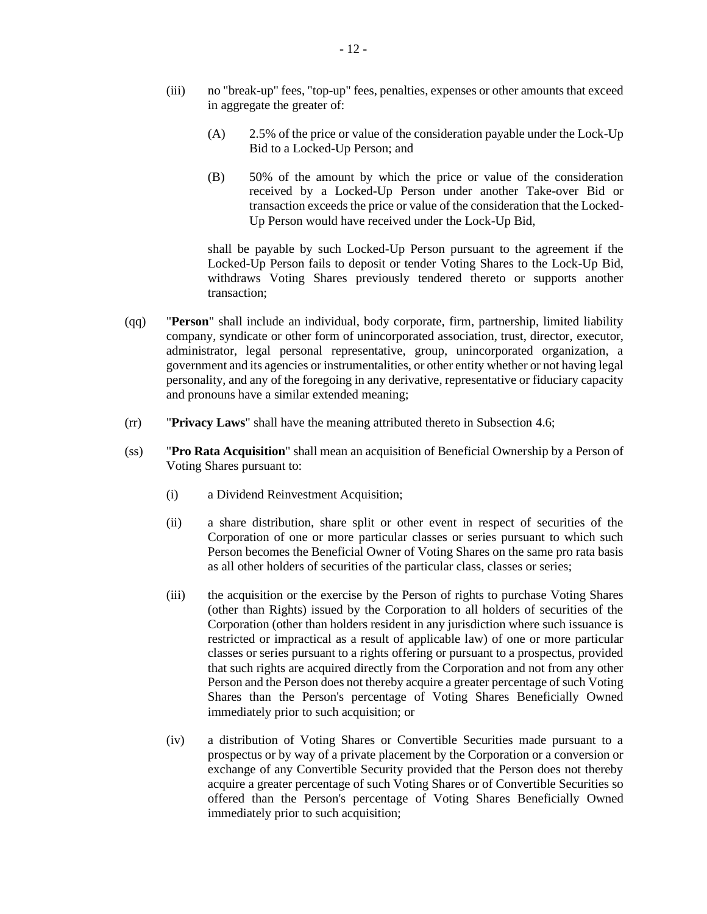(iii) no "break-up" fees, "top-up" fees, penalties, expenses or other amounts that exceed in aggregate the greater of:

(A) 2.5% of the price or value of the consideration payable under the Lock-Up Bid to a Locked-Up Person; and

(B) 50% of the amount by which the price or value of the consideration received by a Locked-Up Person under another Take-over Bid or transaction exceeds the price or value of the consideration that the Locked-Up Person would have received under the Lock-Up Bid,

shall be payable by such Locked-Up Person pursuant to the agreement if the Locked-Up Person fails to deposit or tender Voting Shares to the Lock-Up Bid, withdraws Voting Shares previously tendered thereto or supports another transaction;

(qq) "**Person**" shall include an individual, body corporate, firm, partnership, limited liability company, syndicate or other form of unincorporated association, trust, director, executor, administrator, legal personal representative, group, unincorporated organization, a government and its agencies or instrumentalities, or other entity whether or not having legal personality, and any of the foregoing in any derivative, representative or fiduciary capacity and pronouns have a similar extended meaning;

(rr) "**Privacy Laws**" shall have the meaning attributed thereto in Subsection 4.6;

(ss) "**Pro Rata Acquisition**" shall mean an acquisition of Beneficial Ownership by a Person of Voting Shares pursuant to:

(i) a Dividend Reinvestment Acquisition;

(ii) a share distribution, share split or other event in respect of securities of the Corporation of one or more particular classes or series pursuant to which such Person becomes the Beneficial Owner of Voting Shares on the same pro rata basis as all other holders of securities of the particular class, classes or series;

(iii) the acquisition or the exercise by the Person of rights to purchase Voting Shares (other than Rights) issued by the Corporation to all holders of securities of the Corporation (other than holders resident in any jurisdiction where such issuance is restricted or impractical as a result of applicable law) of one or more particular classes or series pursuant to a rights offering or pursuant to a prospectus, provided that such rights are acquired directly from the Corporation and not from any other Person and the Person does not thereby acquire a greater percentage of such Voting Shares than the Person's percentage of Voting Shares Beneficially Owned immediately prior to such acquisition; or

(iv) a distribution of Voting Shares or Convertible Securities made pursuant to a prospectus or by way of a private placement by the Corporation or a conversion or exchange of any Convertible Security provided that the Person does not thereby acquire a greater percentage of such Voting Shares or of Convertible Securities so offered than the Person's percentage of Voting Shares Beneficially Owned immediately prior to such acquisition;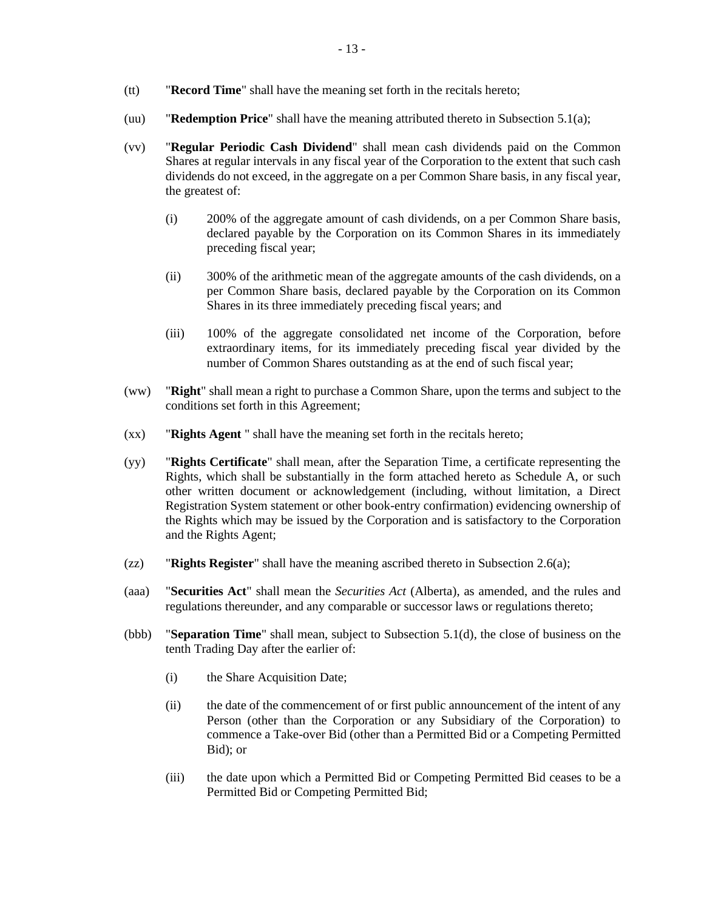(tt) "**Record Time**" shall have the meaning set forth in the recitals hereto;

(uu) "**Redemption Price**" shall have the meaning attributed thereto in Subsection 5.1(a);

(vv) "**Regular Periodic Cash Dividend**" shall mean cash dividends paid on the Common Shares at regular intervals in any fiscal year of the Corporation to the extent that such cash dividends do not exceed, in the aggregate on a per Common Share basis, in any fiscal year, the greatest of:

   (i) 200% of the aggregate amount of cash dividends, on a per Common Share basis, declared payable by the Corporation on its Common Shares in its immediately preceding fiscal year;

   (ii) 300% of the arithmetic mean of the aggregate amounts of the cash dividends, on a per Common Share basis, declared payable by the Corporation on its Common Shares in its three immediately preceding fiscal years; and

   (iii) 100% of the aggregate consolidated net income of the Corporation, before extraordinary items, for its immediately preceding fiscal year divided by the number of Common Shares outstanding as at the end of such fiscal year;

(ww) "**Right**" shall mean a right to purchase a Common Share, upon the terms and subject to the conditions set forth in this Agreement;

(xx) "**Rights Agent** " shall have the meaning set forth in the recitals hereto;

(yy) "**Rights Certificate**" shall mean, after the Separation Time, a certificate representing the Rights, which shall be substantially in the form attached hereto as Schedule A, or such other written document or acknowledgement (including, without limitation, a Direct Registration System statement or other book-entry confirmation) evidencing ownership of the Rights which may be issued by the Corporation and is satisfactory to the Corporation and the Rights Agent;

(zz) "**Rights Register**" shall have the meaning ascribed thereto in Subsection 2.6(a);

(aaa) "**Securities Act**" shall mean the *Securities Act* (Alberta), as amended, and the rules and regulations thereunder, and any comparable or successor laws or regulations thereto;

(bbb) "**Separation Time**" shall mean, subject to Subsection 5.1(d), the close of business on the tenth Trading Day after the earlier of:

   (i) the Share Acquisition Date;

   (ii) the date of the commencement of or first public announcement of the intent of any Person (other than the Corporation or any Subsidiary of the Corporation) to commence a Take-over Bid (other than a Permitted Bid or a Competing Permitted Bid); or

   (iii) the date upon which a Permitted Bid or Competing Permitted Bid ceases to be a Permitted Bid or Competing Permitted Bid;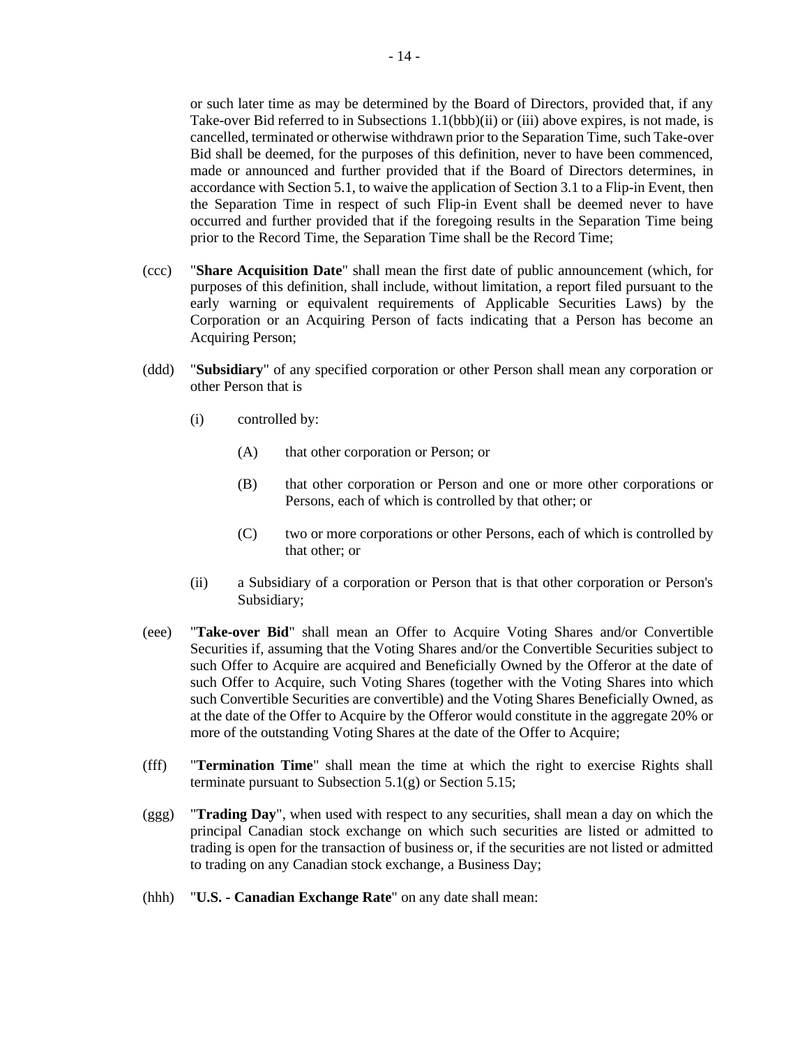or such later time as may be determined by the Board of Directors, provided that, if any Take-over Bid referred to in Subsections 1.1(bbb)(ii) or (iii) above expires, is not made, is cancelled, terminated or otherwise withdrawn prior to the Separation Time, such Take-over Bid shall be deemed, for the purposes of this definition, never to have been commenced, made or announced and further provided that if the Board of Directors determines, in accordance with Section 5.1, to waive the application of Section 3.1 to a Flip-in Event, then the Separation Time in respect of such Flip-in Event shall be deemed never to have occurred and further provided that if the foregoing results in the Separation Time being prior to the Record Time, the Separation Time shall be the Record Time;

(ccc) "**Share Acquisition Date**" shall mean the first date of public announcement (which, for purposes of this definition, shall include, without limitation, a report filed pursuant to the early warning or equivalent requirements of Applicable Securities Laws) by the Corporation or an Acquiring Person of facts indicating that a Person has become an Acquiring Person;

(ddd) "**Subsidiary**" of any specified corporation or other Person shall mean any corporation or other Person that is

(i) controlled by:

(A) that other corporation or Person; or

(B) that other corporation or Person and one or more other corporations or Persons, each of which is controlled by that other; or

(C) two or more corporations or other Persons, each of which is controlled by that other; or

(ii) a Subsidiary of a corporation or Person that is that other corporation or Person's Subsidiary;

(eee) "**Take-over Bid**" shall mean an Offer to Acquire Voting Shares and/or Convertible Securities if, assuming that the Voting Shares and/or the Convertible Securities subject to such Offer to Acquire are acquired and Beneficially Owned by the Offeror at the date of such Offer to Acquire, such Voting Shares (together with the Voting Shares into which such Convertible Securities are convertible) and the Voting Shares Beneficially Owned, as at the date of the Offer to Acquire by the Offeror would constitute in the aggregate 20% or more of the outstanding Voting Shares at the date of the Offer to Acquire;

(fff) "**Termination Time**" shall mean the time at which the right to exercise Rights shall terminate pursuant to Subsection 5.1(g) or Section 5.15;

(ggg) "**Trading Day**", when used with respect to any securities, shall mean a day on which the principal Canadian stock exchange on which such securities are listed or admitted to trading is open for the transaction of business or, if the securities are not listed or admitted to trading on any Canadian stock exchange, a Business Day;

(hhh) "**U.S. - Canadian Exchange Rate**" on any date shall mean: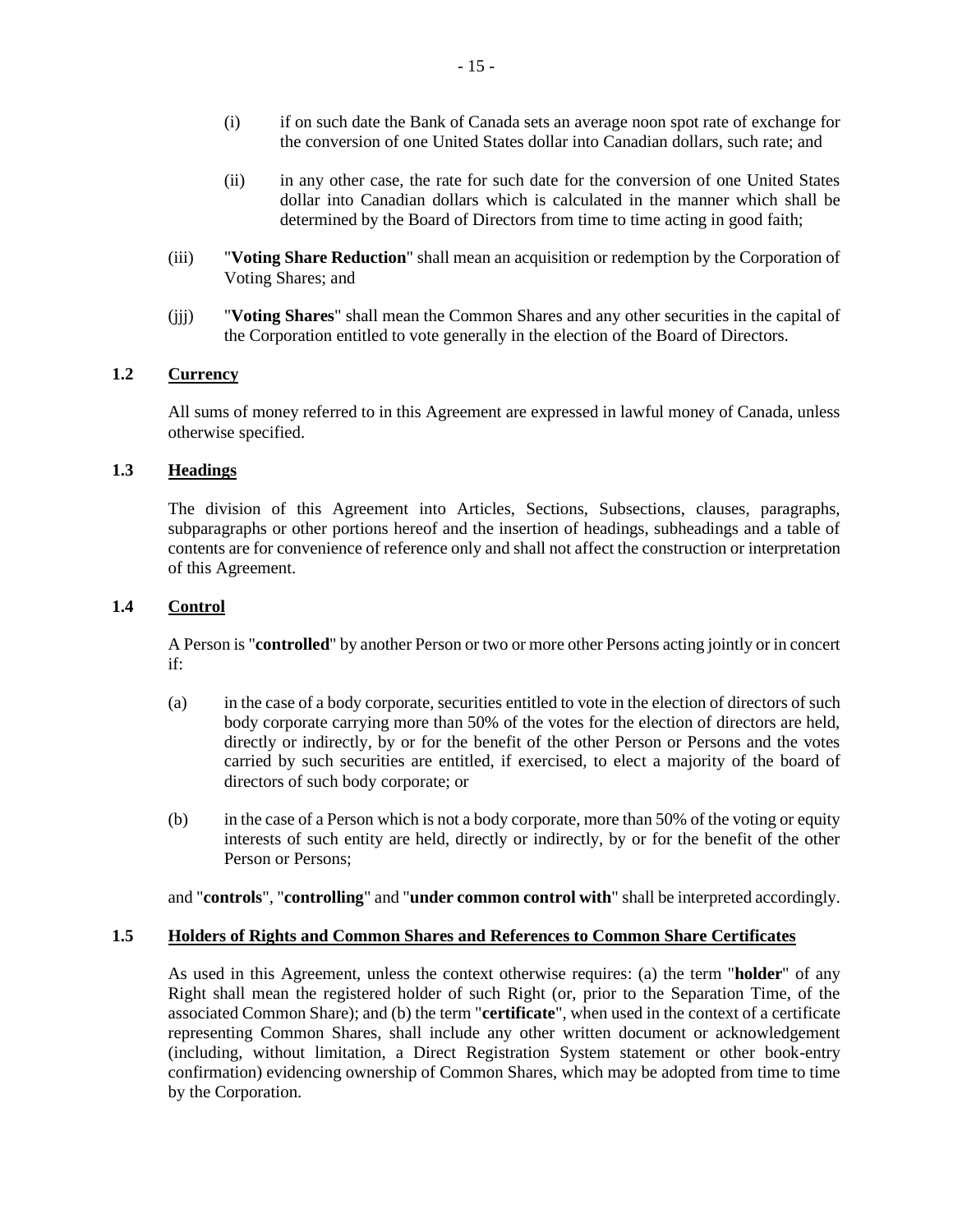(i) if on such date the Bank of Canada sets an average noon spot rate of exchange for the conversion of one United States dollar into Canadian dollars, such rate; and

(ii) in any other case, the rate for such date for the conversion of one United States dollar into Canadian dollars which is calculated in the manner which shall be determined by the Board of Directors from time to time acting in good faith;

(iii) "**Voting Share Reduction**" shall mean an acquisition or redemption by the Corporation of Voting Shares; and

(jjj) "**Voting Shares**" shall mean the Common Shares and any other securities in the capital of the Corporation entitled to vote generally in the election of the Board of Directors.

### 1.2 Currency

All sums of money referred to in this Agreement are expressed in lawful money of Canada, unless otherwise specified.

### 1.3 Headings

The division of this Agreement into Articles, Sections, Subsections, clauses, paragraphs, subparagraphs or other portions hereof and the insertion of headings, subheadings and a table of contents are for convenience of reference only and shall not affect the construction or interpretation of this Agreement.

### 1.4 Control

A Person is "**controlled**" by another Person or two or more other Persons acting jointly or in concert if:

(a) in the case of a body corporate, securities entitled to vote in the election of directors of such body corporate carrying more than 50% of the votes for the election of directors are held, directly or indirectly, by or for the benefit of the other Person or Persons and the votes carried by such securities are entitled, if exercised, to elect a majority of the board of directors of such body corporate; or

(b) in the case of a Person which is not a body corporate, more than 50% of the voting or equity interests of such entity are held, directly or indirectly, by or for the benefit of the other Person or Persons;

and "**controls**", "**controlling**" and "**under common control with**" shall be interpreted accordingly.

### 1.5 Holders of Rights and Common Shares and References to Common Share Certificates

As used in this Agreement, unless the context otherwise requires: (a) the term "**holder**" of any Right shall mean the registered holder of such Right (or, prior to the Separation Time, of the associated Common Share); and (b) the term "**certificate**", when used in the context of a certificate representing Common Shares, shall include any other written document or acknowledgement (including, without limitation, a Direct Registration System statement or other book-entry confirmation) evidencing ownership of Common Shares, which may be adopted from time to time by the Corporation.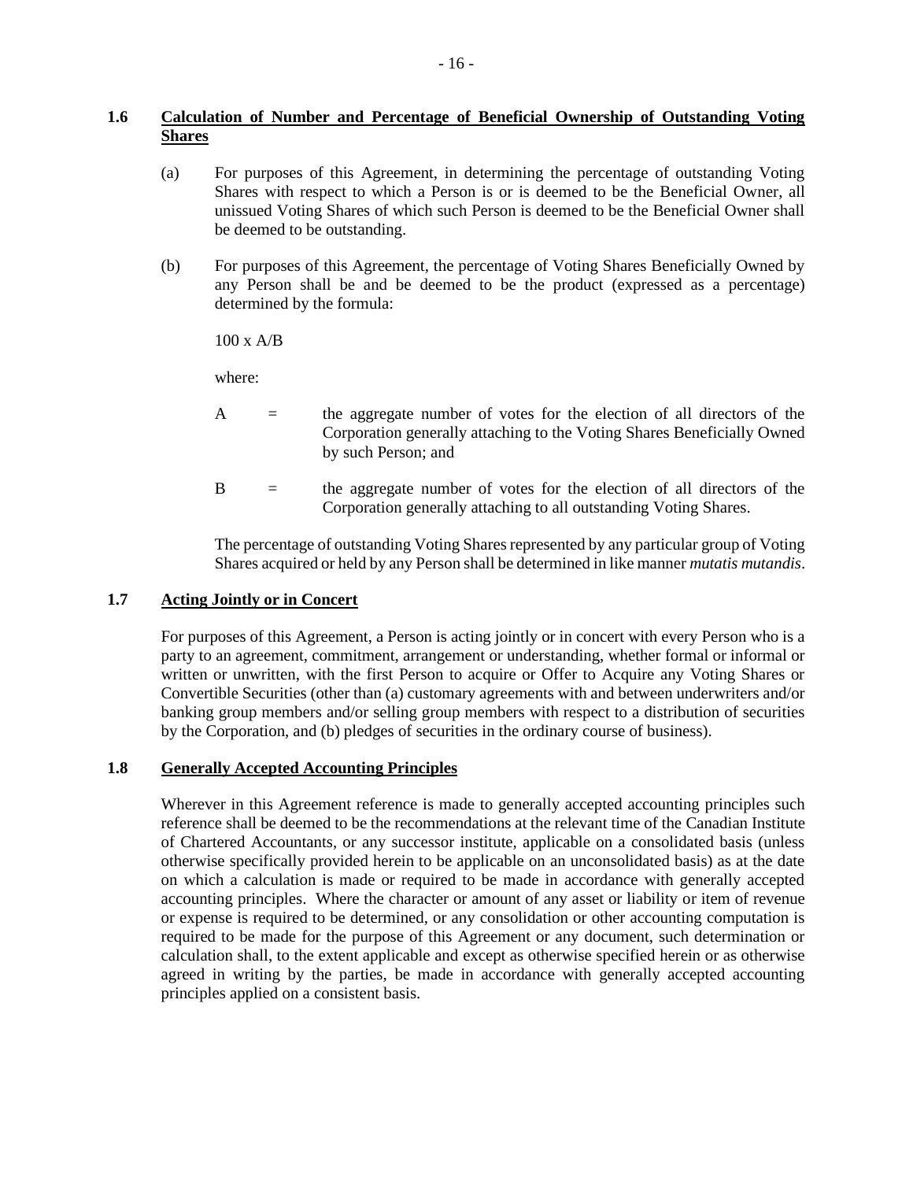### 1.6 Calculation of Number and Percentage of Beneficial Ownership of Outstanding Voting Shares

(a) For purposes of this Agreement, in determining the percentage of outstanding Voting Shares with respect to which a Person is or is deemed to be the Beneficial Owner, all unissued Voting Shares of which such Person is deemed to be the Beneficial Owner shall be deemed to be outstanding.

(b) For purposes of this Agreement, the percentage of Voting Shares Beneficially Owned by any Person shall be and be deemed to be the product (expressed as a percentage) determined by the formula:

$100 \times A/B$

where:

A = the aggregate number of votes for the election of all directors of the Corporation generally attaching to the Voting Shares Beneficially Owned by such Person; and

B = the aggregate number of votes for the election of all directors of the Corporation generally attaching to all outstanding Voting Shares.

The percentage of outstanding Voting Shares represented by any particular group of Voting Shares acquired or held by any Person shall be determined in like manner *mutatis mutandis*.

### 1.7 Acting Jointly or in Concert

For purposes of this Agreement, a Person is acting jointly or in concert with every Person who is a party to an agreement, commitment, arrangement or understanding, whether formal or informal or written or unwritten, with the first Person to acquire or Offer to Acquire any Voting Shares or Convertible Securities (other than (a) customary agreements with and between underwriters and/or banking group members and/or selling group members with respect to a distribution of securities by the Corporation, and (b) pledges of securities in the ordinary course of business).

### 1.8 Generally Accepted Accounting Principles

Wherever in this Agreement reference is made to generally accepted accounting principles such reference shall be deemed to be the recommendations at the relevant time of the Canadian Institute of Chartered Accountants, or any successor institute, applicable on a consolidated basis (unless otherwise specifically provided herein to be applicable on an unconsolidated basis) as at the date on which a calculation is made or required to be made in accordance with generally accepted accounting principles. Where the character or amount of any asset or liability or item of revenue or expense is required to be determined, or any consolidation or other accounting computation is required to be made for the purpose of this Agreement or any document, such determination or calculation shall, to the extent applicable and except as otherwise specified herein or as otherwise agreed in writing by the parties, be made in accordance with generally accepted accounting principles applied on a consistent basis.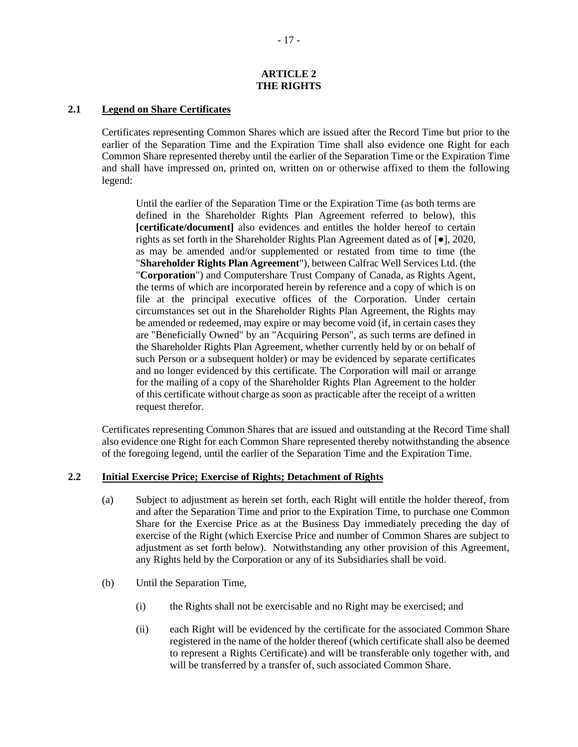# ARTICLE 2
# THE RIGHTS

## 2.1 Legend on Share Certificates

Certificates representing Common Shares which are issued after the Record Time but prior to the earlier of the Separation Time and the Expiration Time shall also evidence one Right for each Common Share represented thereby until the earlier of the Separation Time or the Expiration Time and shall have impressed on, printed on, written on or otherwise affixed to them the following legend:

> Until the earlier of the Separation Time or the Expiration Time (as both terms are defined in the Shareholder Rights Plan Agreement referred to below), this **[certificate/document]** also evidences and entitles the holder hereof to certain rights as set forth in the Shareholder Rights Plan Agreement dated as of [●], 2020, as may be amended and/or supplemented or restated from time to time (the "**Shareholder Rights Plan Agreement**"), between Calfrac Well Services Ltd. (the "**Corporation**") and Computershare Trust Company of Canada, as Rights Agent, the terms of which are incorporated herein by reference and a copy of which is on file at the principal executive offices of the Corporation. Under certain circumstances set out in the Shareholder Rights Plan Agreement, the Rights may be amended or redeemed, may expire or may become void (if, in certain cases they are "Beneficially Owned" by an "Acquiring Person", as such terms are defined in the Shareholder Rights Plan Agreement, whether currently held by or on behalf of such Person or a subsequent holder) or may be evidenced by separate certificates and no longer evidenced by this certificate. The Corporation will mail or arrange for the mailing of a copy of the Shareholder Rights Plan Agreement to the holder of this certificate without charge as soon as practicable after the receipt of a written request therefor.

Certificates representing Common Shares that are issued and outstanding at the Record Time shall also evidence one Right for each Common Share represented thereby notwithstanding the absence of the foregoing legend, until the earlier of the Separation Time and the Expiration Time.

## 2.2 Initial Exercise Price; Exercise of Rights; Detachment of Rights

(a) Subject to adjustment as herein set forth, each Right will entitle the holder thereof, from and after the Separation Time and prior to the Expiration Time, to purchase one Common Share for the Exercise Price as at the Business Day immediately preceding the day of exercise of the Right (which Exercise Price and number of Common Shares are subject to adjustment as set forth below). Notwithstanding any other provision of this Agreement, any Rights held by the Corporation or any of its Subsidiaries shall be void.

(b) Until the Separation Time,

(i) the Rights shall not be exercisable and no Right may be exercised; and

(ii) each Right will be evidenced by the certificate for the associated Common Share registered in the name of the holder thereof (which certificate shall also be deemed to represent a Rights Certificate) and will be transferable only together with, and will be transferred by a transfer of, such associated Common Share.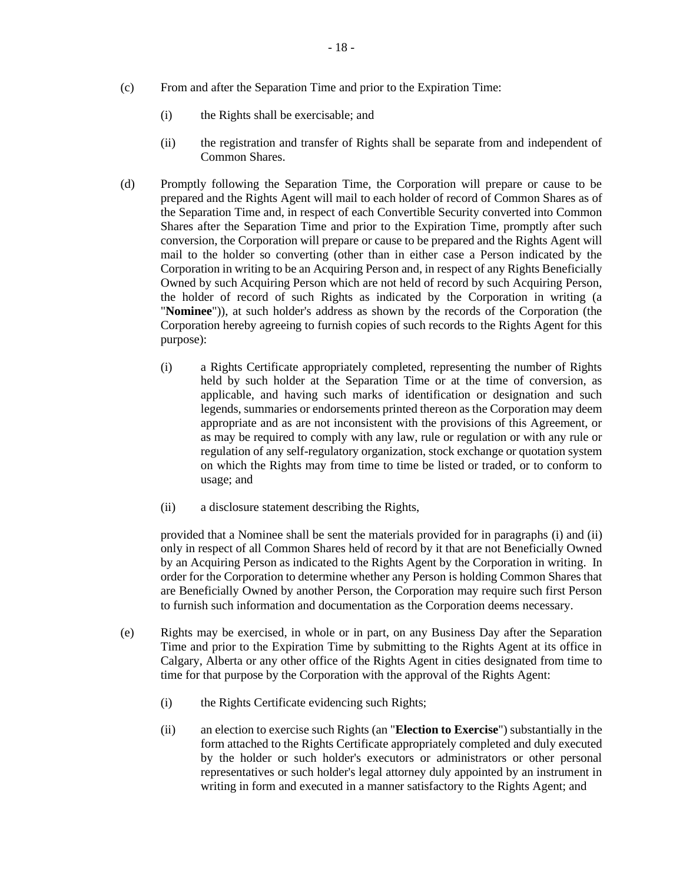(c) From and after the Separation Time and prior to the Expiration Time:

  (i) the Rights shall be exercisable; and

  (ii) the registration and transfer of Rights shall be separate from and independent of Common Shares.

(d) Promptly following the Separation Time, the Corporation will prepare or cause to be prepared and the Rights Agent will mail to each holder of record of Common Shares as of the Separation Time and, in respect of each Convertible Security converted into Common Shares after the Separation Time and prior to the Expiration Time, promptly after such conversion, the Corporation will prepare or cause to be prepared and the Rights Agent will mail to the holder so converting (other than in either case a Person indicated by the Corporation in writing to be an Acquiring Person and, in respect of any Rights Beneficially Owned by such Acquiring Person which are not held of record by such Acquiring Person, the holder of record of such Rights as indicated by the Corporation in writing (a "**Nominee**")), at such holder's address as shown by the records of the Corporation (the Corporation hereby agreeing to furnish copies of such records to the Rights Agent for this purpose):

  (i) a Rights Certificate appropriately completed, representing the number of Rights held by such holder at the Separation Time or at the time of conversion, as applicable, and having such marks of identification or designation and such legends, summaries or endorsements printed thereon as the Corporation may deem appropriate and as are not inconsistent with the provisions of this Agreement, or as may be required to comply with any law, rule or regulation or with any rule or regulation of any self-regulatory organization, stock exchange or quotation system on which the Rights may from time to time be listed or traded, or to conform to usage; and

  (ii) a disclosure statement describing the Rights,

  provided that a Nominee shall be sent the materials provided for in paragraphs (i) and (ii) only in respect of all Common Shares held of record by it that are not Beneficially Owned by an Acquiring Person as indicated to the Rights Agent by the Corporation in writing. In order for the Corporation to determine whether any Person is holding Common Shares that are Beneficially Owned by another Person, the Corporation may require such first Person to furnish such information and documentation as the Corporation deems necessary.

(e) Rights may be exercised, in whole or in part, on any Business Day after the Separation Time and prior to the Expiration Time by submitting to the Rights Agent at its office in Calgary, Alberta or any other office of the Rights Agent in cities designated from time to time for that purpose by the Corporation with the approval of the Rights Agent:

  (i) the Rights Certificate evidencing such Rights;

  (ii) an election to exercise such Rights (an "**Election to Exercise**") substantially in the form attached to the Rights Certificate appropriately completed and duly executed by the holder or such holder's executors or administrators or other personal representatives or such holder's legal attorney duly appointed by an instrument in writing in form and executed in a manner satisfactory to the Rights Agent; and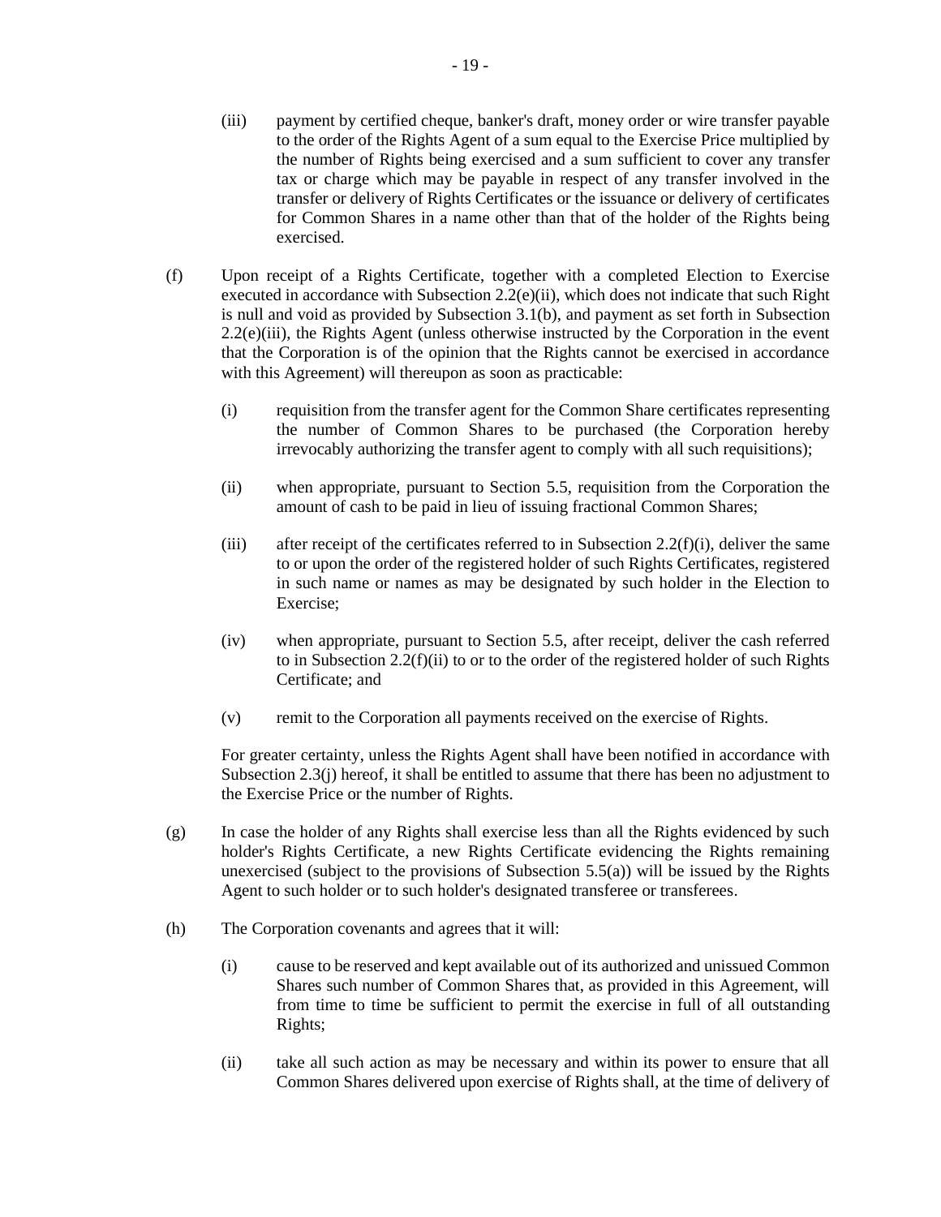(iii) payment by certified cheque, banker's draft, money order or wire transfer payable to the order of the Rights Agent of a sum equal to the Exercise Price multiplied by the number of Rights being exercised and a sum sufficient to cover any transfer tax or charge which may be payable in respect of any transfer involved in the transfer or delivery of Rights Certificates or the issuance or delivery of certificates for Common Shares in a name other than that of the holder of the Rights being exercised.

(f) Upon receipt of a Rights Certificate, together with a completed Election to Exercise executed in accordance with Subsection 2.2(e)(ii), which does not indicate that such Right is null and void as provided by Subsection 3.1(b), and payment as set forth in Subsection 2.2(e)(iii), the Rights Agent (unless otherwise instructed by the Corporation in the event that the Corporation is of the opinion that the Rights cannot be exercised in accordance with this Agreement) will thereupon as soon as practicable:

(i) requisition from the transfer agent for the Common Share certificates representing the number of Common Shares to be purchased (the Corporation hereby irrevocably authorizing the transfer agent to comply with all such requisitions);

(ii) when appropriate, pursuant to Section 5.5, requisition from the Corporation the amount of cash to be paid in lieu of issuing fractional Common Shares;

(iii) after receipt of the certificates referred to in Subsection 2.2(f)(i), deliver the same to or upon the order of the registered holder of such Rights Certificates, registered in such name or names as may be designated by such holder in the Election to Exercise;

(iv) when appropriate, pursuant to Section 5.5, after receipt, deliver the cash referred to in Subsection 2.2(f)(ii) to or to the order of the registered holder of such Rights Certificate; and

(v) remit to the Corporation all payments received on the exercise of Rights.

For greater certainty, unless the Rights Agent shall have been notified in accordance with Subsection 2.3(j) hereof, it shall be entitled to assume that there has been no adjustment to the Exercise Price or the number of Rights.

(g) In case the holder of any Rights shall exercise less than all the Rights evidenced by such holder's Rights Certificate, a new Rights Certificate evidencing the Rights remaining unexercised (subject to the provisions of Subsection 5.5(a)) will be issued by the Rights Agent to such holder or to such holder's designated transferee or transferees.

(h) The Corporation covenants and agrees that it will:

(i) cause to be reserved and kept available out of its authorized and unissued Common Shares such number of Common Shares that, as provided in this Agreement, will from time to time be sufficient to permit the exercise in full of all outstanding Rights;

(ii) take all such action as may be necessary and within its power to ensure that all Common Shares delivered upon exercise of Rights shall, at the time of delivery of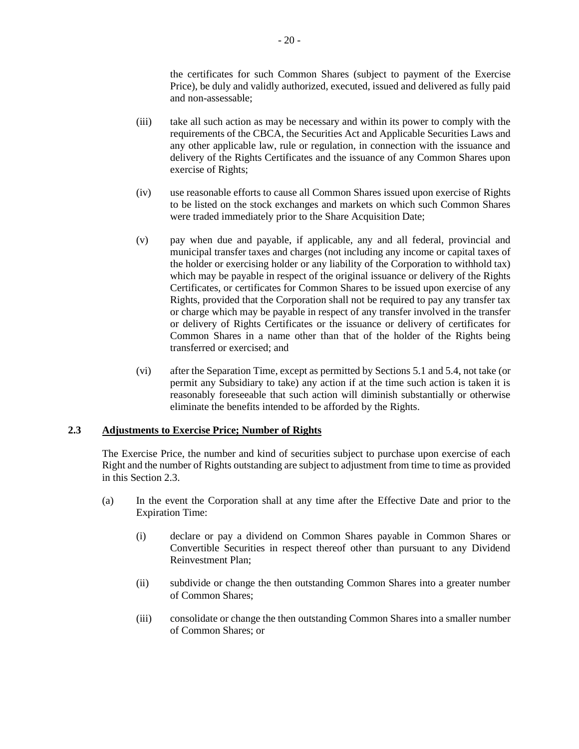the certificates for such Common Shares (subject to payment of the Exercise Price), be duly and validly authorized, executed, issued and delivered as fully paid and non-assessable;

(iii) take all such action as may be necessary and within its power to comply with the requirements of the CBCA, the Securities Act and Applicable Securities Laws and any other applicable law, rule or regulation, in connection with the issuance and delivery of the Rights Certificates and the issuance of any Common Shares upon exercise of Rights;

(iv) use reasonable efforts to cause all Common Shares issued upon exercise of Rights to be listed on the stock exchanges and markets on which such Common Shares were traded immediately prior to the Share Acquisition Date;

(v) pay when due and payable, if applicable, any and all federal, provincial and municipal transfer taxes and charges (not including any income or capital taxes of the holder or exercising holder or any liability of the Corporation to withhold tax) which may be payable in respect of the original issuance or delivery of the Rights Certificates, or certificates for Common Shares to be issued upon exercise of any Rights, provided that the Corporation shall not be required to pay any transfer tax or charge which may be payable in respect of any transfer involved in the transfer or delivery of Rights Certificates or the issuance or delivery of certificates for Common Shares in a name other than that of the holder of the Rights being transferred or exercised; and

(vi) after the Separation Time, except as permitted by Sections 5.1 and 5.4, not take (or permit any Subsidiary to take) any action if at the time such action is taken it is reasonably foreseeable that such action will diminish substantially or otherwise eliminate the benefits intended to be afforded by the Rights.

**2.3 <u>Adjustments to Exercise Price; Number of Rights</u>**

The Exercise Price, the number and kind of securities subject to purchase upon exercise of each Right and the number of Rights outstanding are subject to adjustment from time to time as provided in this Section 2.3.

(a) In the event the Corporation shall at any time after the Effective Date and prior to the Expiration Time:

(i) declare or pay a dividend on Common Shares payable in Common Shares or Convertible Securities in respect thereof other than pursuant to any Dividend Reinvestment Plan;

(ii) subdivide or change the then outstanding Common Shares into a greater number of Common Shares;

(iii) consolidate or change the then outstanding Common Shares into a smaller number of Common Shares; or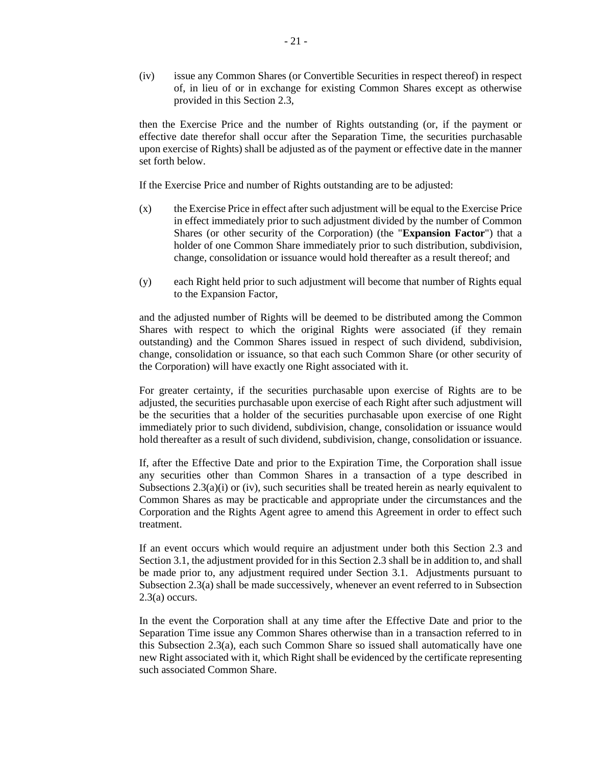(iv) issue any Common Shares (or Convertible Securities in respect thereof) in respect of, in lieu of or in exchange for existing Common Shares except as otherwise provided in this Section 2.3,

then the Exercise Price and the number of Rights outstanding (or, if the payment or effective date therefor shall occur after the Separation Time, the securities purchasable upon exercise of Rights) shall be adjusted as of the payment or effective date in the manner set forth below.

If the Exercise Price and number of Rights outstanding are to be adjusted:

(x) the Exercise Price in effect after such adjustment will be equal to the Exercise Price in effect immediately prior to such adjustment divided by the number of Common Shares (or other security of the Corporation) (the "**Expansion Factor**") that a holder of one Common Share immediately prior to such distribution, subdivision, change, consolidation or issuance would hold thereafter as a result thereof; and

(y) each Right held prior to such adjustment will become that number of Rights equal to the Expansion Factor,

and the adjusted number of Rights will be deemed to be distributed among the Common Shares with respect to which the original Rights were associated (if they remain outstanding) and the Common Shares issued in respect of such dividend, subdivision, change, consolidation or issuance, so that each such Common Share (or other security of the Corporation) will have exactly one Right associated with it.

For greater certainty, if the securities purchasable upon exercise of Rights are to be adjusted, the securities purchasable upon exercise of each Right after such adjustment will be the securities that a holder of the securities purchasable upon exercise of one Right immediately prior to such dividend, subdivision, change, consolidation or issuance would hold thereafter as a result of such dividend, subdivision, change, consolidation or issuance.

If, after the Effective Date and prior to the Expiration Time, the Corporation shall issue any securities other than Common Shares in a transaction of a type described in Subsections 2.3(a)(i) or (iv), such securities shall be treated herein as nearly equivalent to Common Shares as may be practicable and appropriate under the circumstances and the Corporation and the Rights Agent agree to amend this Agreement in order to effect such treatment.

If an event occurs which would require an adjustment under both this Section 2.3 and Section 3.1, the adjustment provided for in this Section 2.3 shall be in addition to, and shall be made prior to, any adjustment required under Section 3.1. Adjustments pursuant to Subsection 2.3(a) shall be made successively, whenever an event referred to in Subsection 2.3(a) occurs.

In the event the Corporation shall at any time after the Effective Date and prior to the Separation Time issue any Common Shares otherwise than in a transaction referred to in this Subsection 2.3(a), each such Common Share so issued shall automatically have one new Right associated with it, which Right shall be evidenced by the certificate representing such associated Common Share.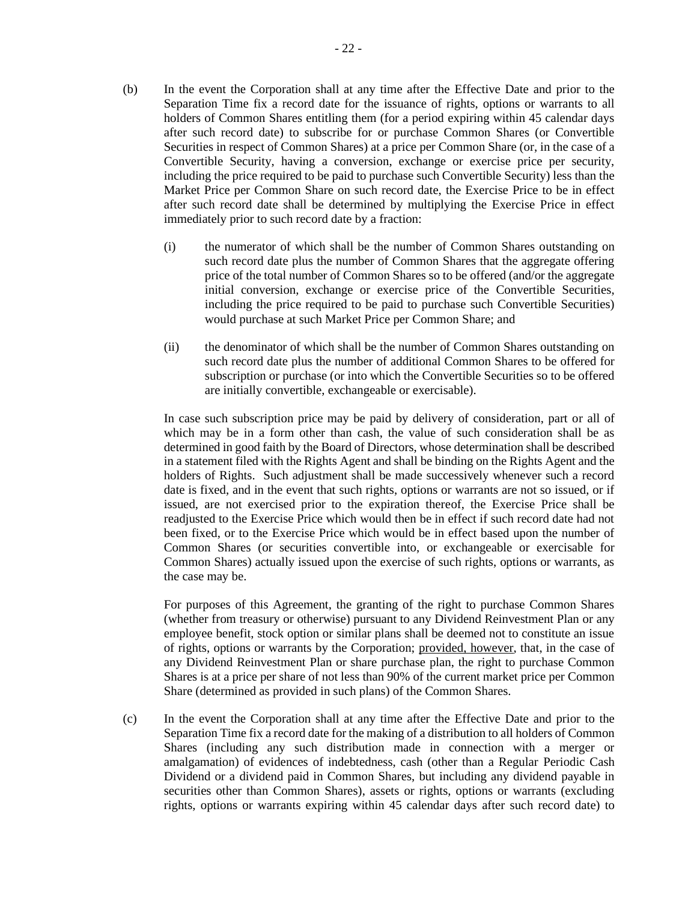(b) In the event the Corporation shall at any time after the Effective Date and prior to the Separation Time fix a record date for the issuance of rights, options or warrants to all holders of Common Shares entitling them (for a period expiring within 45 calendar days after such record date) to subscribe for or purchase Common Shares (or Convertible Securities in respect of Common Shares) at a price per Common Share (or, in the case of a Convertible Security, having a conversion, exchange or exercise price per security, including the price required to be paid to purchase such Convertible Security) less than the Market Price per Common Share on such record date, the Exercise Price to be in effect after such record date shall be determined by multiplying the Exercise Price in effect immediately prior to such record date by a fraction:

(i) the numerator of which shall be the number of Common Shares outstanding on such record date plus the number of Common Shares that the aggregate offering price of the total number of Common Shares so to be offered (and/or the aggregate initial conversion, exchange or exercise price of the Convertible Securities, including the price required to be paid to purchase such Convertible Securities) would purchase at such Market Price per Common Share; and

(ii) the denominator of which shall be the number of Common Shares outstanding on such record date plus the number of additional Common Shares to be offered for subscription or purchase (or into which the Convertible Securities so to be offered are initially convertible, exchangeable or exercisable).

In case such subscription price may be paid by delivery of consideration, part or all of which may be in a form other than cash, the value of such consideration shall be as determined in good faith by the Board of Directors, whose determination shall be described in a statement filed with the Rights Agent and shall be binding on the Rights Agent and the holders of Rights. Such adjustment shall be made successively whenever such a record date is fixed, and in the event that such rights, options or warrants are not so issued, or if issued, are not exercised prior to the expiration thereof, the Exercise Price shall be readjusted to the Exercise Price which would then be in effect if such record date had not been fixed, or to the Exercise Price which would be in effect based upon the number of Common Shares (or securities convertible into, or exchangeable or exercisable for Common Shares) actually issued upon the exercise of such rights, options or warrants, as the case may be.

For purposes of this Agreement, the granting of the right to purchase Common Shares (whether from treasury or otherwise) pursuant to any Dividend Reinvestment Plan or any employee benefit, stock option or similar plans shall be deemed not to constitute an issue of rights, options or warrants by the Corporation; provided, however, that, in the case of any Dividend Reinvestment Plan or share purchase plan, the right to purchase Common Shares is at a price per share of not less than 90% of the current market price per Common Share (determined as provided in such plans) of the Common Shares.

(c) In the event the Corporation shall at any time after the Effective Date and prior to the Separation Time fix a record date for the making of a distribution to all holders of Common Shares (including any such distribution made in connection with a merger or amalgamation) of evidences of indebtedness, cash (other than a Regular Periodic Cash Dividend or a dividend paid in Common Shares, but including any dividend payable in securities other than Common Shares), assets or rights, options or warrants (excluding rights, options or warrants expiring within 45 calendar days after such record date) to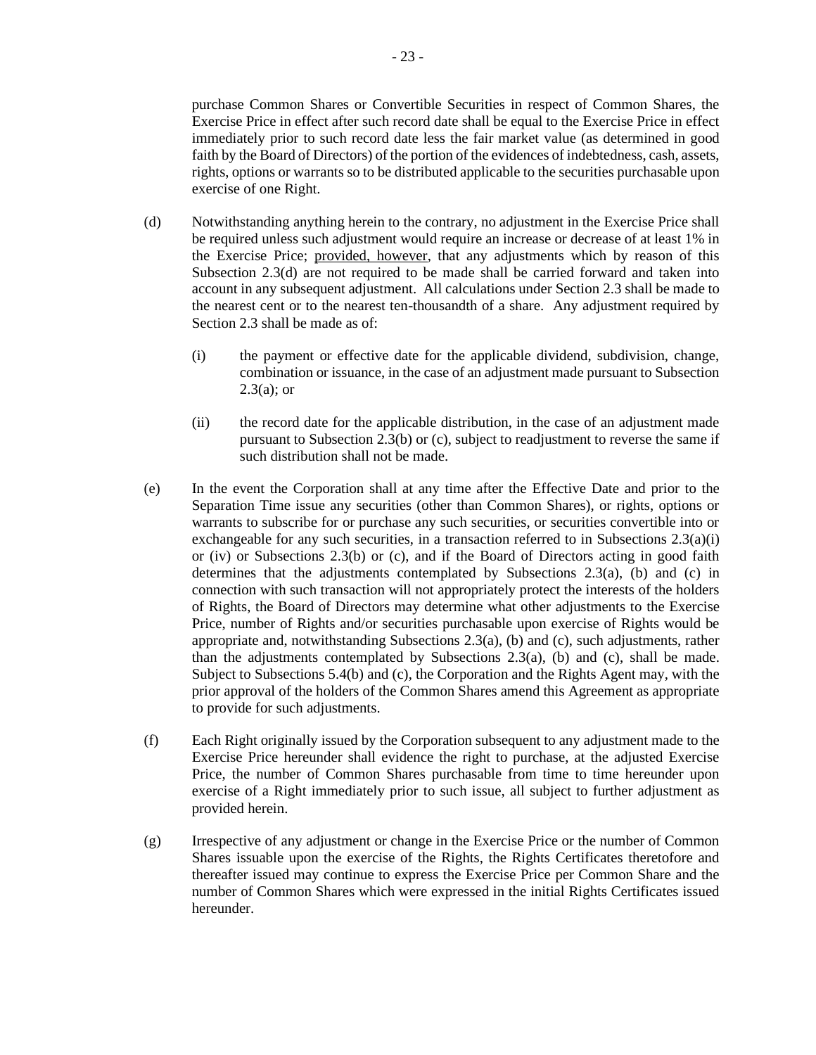purchase Common Shares or Convertible Securities in respect of Common Shares, the Exercise Price in effect after such record date shall be equal to the Exercise Price in effect immediately prior to such record date less the fair market value (as determined in good faith by the Board of Directors) of the portion of the evidences of indebtedness, cash, assets, rights, options or warrants so to be distributed applicable to the securities purchasable upon exercise of one Right.

(d) Notwithstanding anything herein to the contrary, no adjustment in the Exercise Price shall be required unless such adjustment would require an increase or decrease of at least 1% in the Exercise Price; provided, however, that any adjustments which by reason of this Subsection 2.3(d) are not required to be made shall be carried forward and taken into account in any subsequent adjustment. All calculations under Section 2.3 shall be made to the nearest cent or to the nearest ten-thousandth of a share. Any adjustment required by Section 2.3 shall be made as of:

(i) the payment or effective date for the applicable dividend, subdivision, change, combination or issuance, in the case of an adjustment made pursuant to Subsection 2.3(a); or

(ii) the record date for the applicable distribution, in the case of an adjustment made pursuant to Subsection 2.3(b) or (c), subject to readjustment to reverse the same if such distribution shall not be made.

(e) In the event the Corporation shall at any time after the Effective Date and prior to the Separation Time issue any securities (other than Common Shares), or rights, options or warrants to subscribe for or purchase any such securities, or securities convertible into or exchangeable for any such securities, in a transaction referred to in Subsections 2.3(a)(i) or (iv) or Subsections 2.3(b) or (c), and if the Board of Directors acting in good faith determines that the adjustments contemplated by Subsections 2.3(a), (b) and (c) in connection with such transaction will not appropriately protect the interests of the holders of Rights, the Board of Directors may determine what other adjustments to the Exercise Price, number of Rights and/or securities purchasable upon exercise of Rights would be appropriate and, notwithstanding Subsections 2.3(a), (b) and (c), such adjustments, rather than the adjustments contemplated by Subsections 2.3(a), (b) and (c), shall be made. Subject to Subsections 5.4(b) and (c), the Corporation and the Rights Agent may, with the prior approval of the holders of the Common Shares amend this Agreement as appropriate to provide for such adjustments.

(f) Each Right originally issued by the Corporation subsequent to any adjustment made to the Exercise Price hereunder shall evidence the right to purchase, at the adjusted Exercise Price, the number of Common Shares purchasable from time to time hereunder upon exercise of a Right immediately prior to such issue, all subject to further adjustment as provided herein.

(g) Irrespective of any adjustment or change in the Exercise Price or the number of Common Shares issuable upon the exercise of the Rights, the Rights Certificates theretofore and thereafter issued may continue to express the Exercise Price per Common Share and the number of Common Shares which were expressed in the initial Rights Certificates issued hereunder.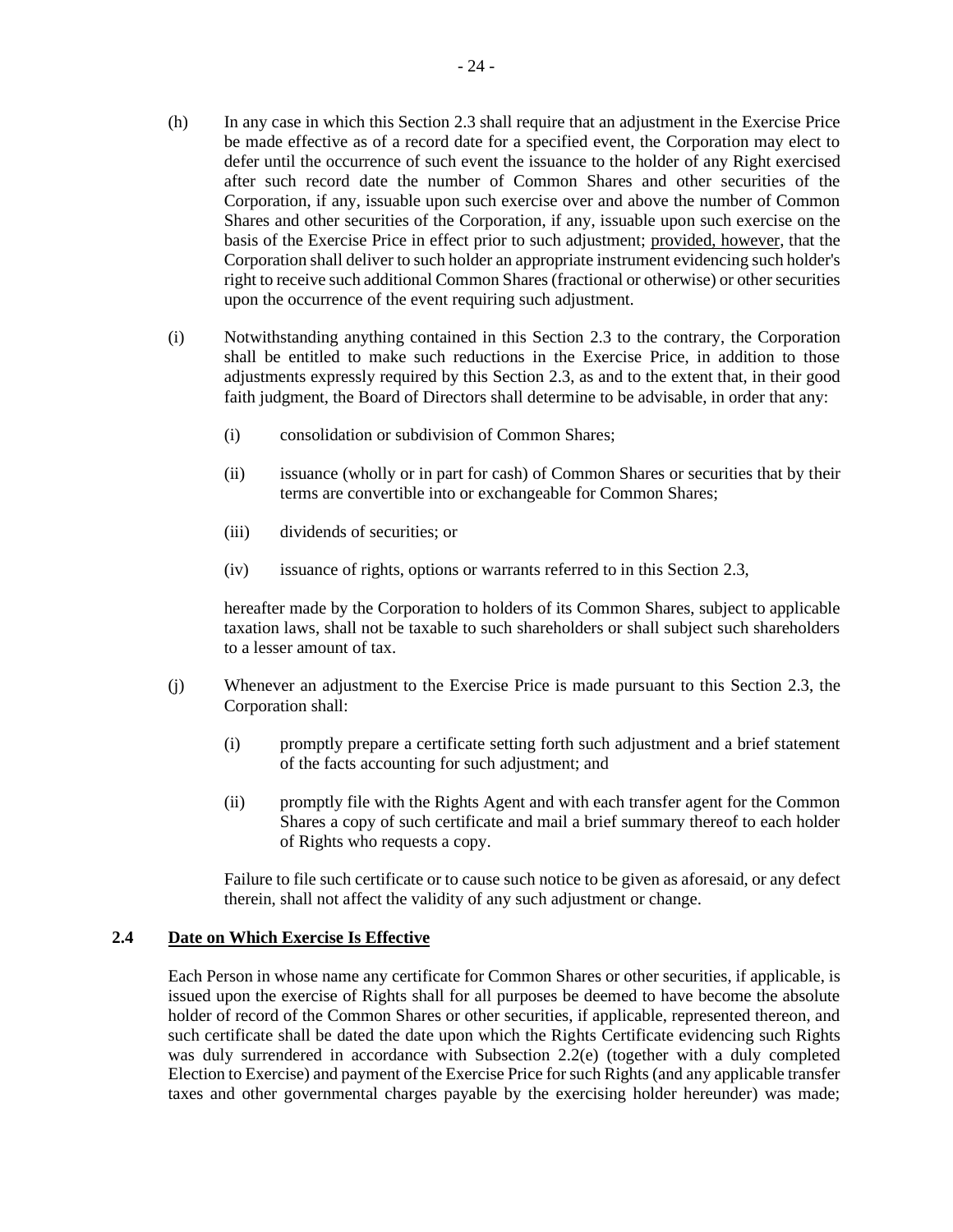(h) In any case in which this Section 2.3 shall require that an adjustment in the Exercise Price be made effective as of a record date for a specified event, the Corporation may elect to defer until the occurrence of such event the issuance to the holder of any Right exercised after such record date the number of Common Shares and other securities of the Corporation, if any, issuable upon such exercise over and above the number of Common Shares and other securities of the Corporation, if any, issuable upon such exercise on the basis of the Exercise Price in effect prior to such adjustment; provided, however, that the Corporation shall deliver to such holder an appropriate instrument evidencing such holder's right to receive such additional Common Shares (fractional or otherwise) or other securities upon the occurrence of the event requiring such adjustment.

(i) Notwithstanding anything contained in this Section 2.3 to the contrary, the Corporation shall be entitled to make such reductions in the Exercise Price, in addition to those adjustments expressly required by this Section 2.3, as and to the extent that, in their good faith judgment, the Board of Directors shall determine to be advisable, in order that any:

   (i) consolidation or subdivision of Common Shares;

   (ii) issuance (wholly or in part for cash) of Common Shares or securities that by their terms are convertible into or exchangeable for Common Shares;

   (iii) dividends of securities; or

   (iv) issuance of rights, options or warrants referred to in this Section 2.3,

   hereafter made by the Corporation to holders of its Common Shares, subject to applicable taxation laws, shall not be taxable to such shareholders or shall subject such shareholders to a lesser amount of tax.

(j) Whenever an adjustment to the Exercise Price is made pursuant to this Section 2.3, the Corporation shall:

   (i) promptly prepare a certificate setting forth such adjustment and a brief statement of the facts accounting for such adjustment; and

   (ii) promptly file with the Rights Agent and with each transfer agent for the Common Shares a copy of such certificate and mail a brief summary thereof to each holder of Rights who requests a copy.

   Failure to file such certificate or to cause such notice to be given as aforesaid, or any defect therein, shall not affect the validity of any such adjustment or change.

## 2.4 Date on Which Exercise Is Effective

Each Person in whose name any certificate for Common Shares or other securities, if applicable, is issued upon the exercise of Rights shall for all purposes be deemed to have become the absolute holder of record of the Common Shares or other securities, if applicable, represented thereon, and such certificate shall be dated the date upon which the Rights Certificate evidencing such Rights was duly surrendered in accordance with Subsection 2.2(e) (together with a duly completed Election to Exercise) and payment of the Exercise Price for such Rights (and any applicable transfer taxes and other governmental charges payable by the exercising holder hereunder) was made;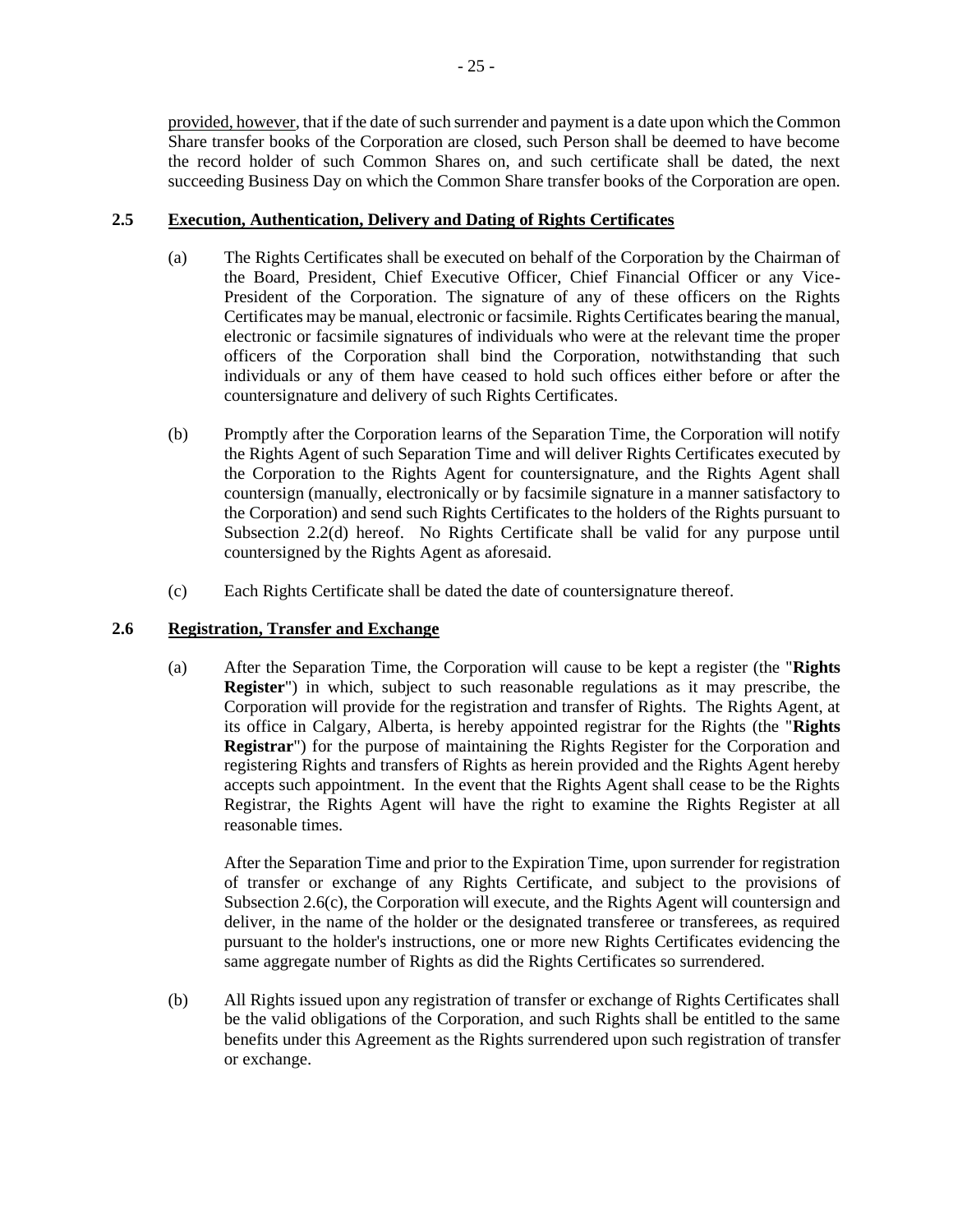provided, however, that if the date of such surrender and payment is a date upon which the Common Share transfer books of the Corporation are closed, such Person shall be deemed to have become the record holder of such Common Shares on, and such certificate shall be dated, the next succeeding Business Day on which the Common Share transfer books of the Corporation are open.

### 2.5 Execution, Authentication, Delivery and Dating of Rights Certificates

(a) The Rights Certificates shall be executed on behalf of the Corporation by the Chairman of the Board, President, Chief Executive Officer, Chief Financial Officer or any Vice-President of the Corporation. The signature of any of these officers on the Rights Certificates may be manual, electronic or facsimile. Rights Certificates bearing the manual, electronic or facsimile signatures of individuals who were at the relevant time the proper officers of the Corporation shall bind the Corporation, notwithstanding that such individuals or any of them have ceased to hold such offices either before or after the countersignature and delivery of such Rights Certificates.

(b) Promptly after the Corporation learns of the Separation Time, the Corporation will notify the Rights Agent of such Separation Time and will deliver Rights Certificates executed by the Corporation to the Rights Agent for countersignature, and the Rights Agent shall countersign (manually, electronically or by facsimile signature in a manner satisfactory to the Corporation) and send such Rights Certificates to the holders of the Rights pursuant to Subsection 2.2(d) hereof. No Rights Certificate shall be valid for any purpose until countersigned by the Rights Agent as aforesaid.

(c) Each Rights Certificate shall be dated the date of countersignature thereof.

### 2.6 Registration, Transfer and Exchange

(a) After the Separation Time, the Corporation will cause to be kept a register (the "**Rights Register**") in which, subject to such reasonable regulations as it may prescribe, the Corporation will provide for the registration and transfer of Rights. The Rights Agent, at its office in Calgary, Alberta, is hereby appointed registrar for the Rights (the "**Rights Registrar**") for the purpose of maintaining the Rights Register for the Corporation and registering Rights and transfers of Rights as herein provided and the Rights Agent hereby accepts such appointment. In the event that the Rights Agent shall cease to be the Rights Registrar, the Rights Agent will have the right to examine the Rights Register at all reasonable times.

After the Separation Time and prior to the Expiration Time, upon surrender for registration of transfer or exchange of any Rights Certificate, and subject to the provisions of Subsection 2.6(c), the Corporation will execute, and the Rights Agent will countersign and deliver, in the name of the holder or the designated transferee or transferees, as required pursuant to the holder's instructions, one or more new Rights Certificates evidencing the same aggregate number of Rights as did the Rights Certificates so surrendered.

(b) All Rights issued upon any registration of transfer or exchange of Rights Certificates shall be the valid obligations of the Corporation, and such Rights shall be entitled to the same benefits under this Agreement as the Rights surrendered upon such registration of transfer or exchange.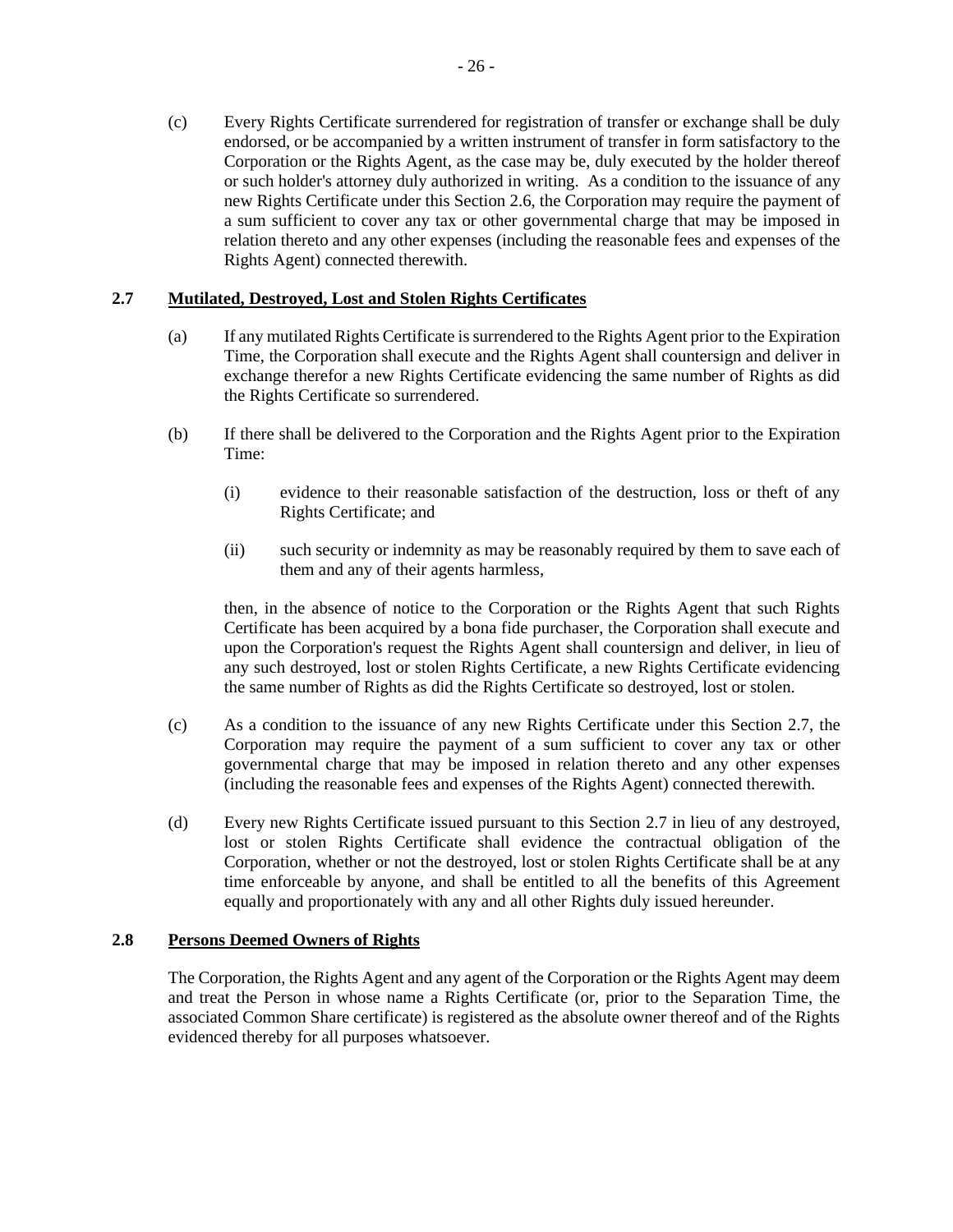(c) Every Rights Certificate surrendered for registration of transfer or exchange shall be duly endorsed, or be accompanied by a written instrument of transfer in form satisfactory to the Corporation or the Rights Agent, as the case may be, duly executed by the holder thereof or such holder's attorney duly authorized in writing. As a condition to the issuance of any new Rights Certificate under this Section 2.6, the Corporation may require the payment of a sum sufficient to cover any tax or other governmental charge that may be imposed in relation thereto and any other expenses (including the reasonable fees and expenses of the Rights Agent) connected therewith.

## 2.7 Mutilated, Destroyed, Lost and Stolen Rights Certificates

(a) If any mutilated Rights Certificate is surrendered to the Rights Agent prior to the Expiration Time, the Corporation shall execute and the Rights Agent shall countersign and deliver in exchange therefor a new Rights Certificate evidencing the same number of Rights as did the Rights Certificate so surrendered.

(b) If there shall be delivered to the Corporation and the Rights Agent prior to the Expiration Time:

(i) evidence to their reasonable satisfaction of the destruction, loss or theft of any Rights Certificate; and

(ii) such security or indemnity as may be reasonably required by them to save each of them and any of their agents harmless,

then, in the absence of notice to the Corporation or the Rights Agent that such Rights Certificate has been acquired by a bona fide purchaser, the Corporation shall execute and upon the Corporation's request the Rights Agent shall countersign and deliver, in lieu of any such destroyed, lost or stolen Rights Certificate, a new Rights Certificate evidencing the same number of Rights as did the Rights Certificate so destroyed, lost or stolen.

(c) As a condition to the issuance of any new Rights Certificate under this Section 2.7, the Corporation may require the payment of a sum sufficient to cover any tax or other governmental charge that may be imposed in relation thereto and any other expenses (including the reasonable fees and expenses of the Rights Agent) connected therewith.

(d) Every new Rights Certificate issued pursuant to this Section 2.7 in lieu of any destroyed, lost or stolen Rights Certificate shall evidence the contractual obligation of the Corporation, whether or not the destroyed, lost or stolen Rights Certificate shall be at any time enforceable by anyone, and shall be entitled to all the benefits of this Agreement equally and proportionately with any and all other Rights duly issued hereunder.

## 2.8 Persons Deemed Owners of Rights

The Corporation, the Rights Agent and any agent of the Corporation or the Rights Agent may deem and treat the Person in whose name a Rights Certificate (or, prior to the Separation Time, the associated Common Share certificate) is registered as the absolute owner thereof and of the Rights evidenced thereby for all purposes whatsoever.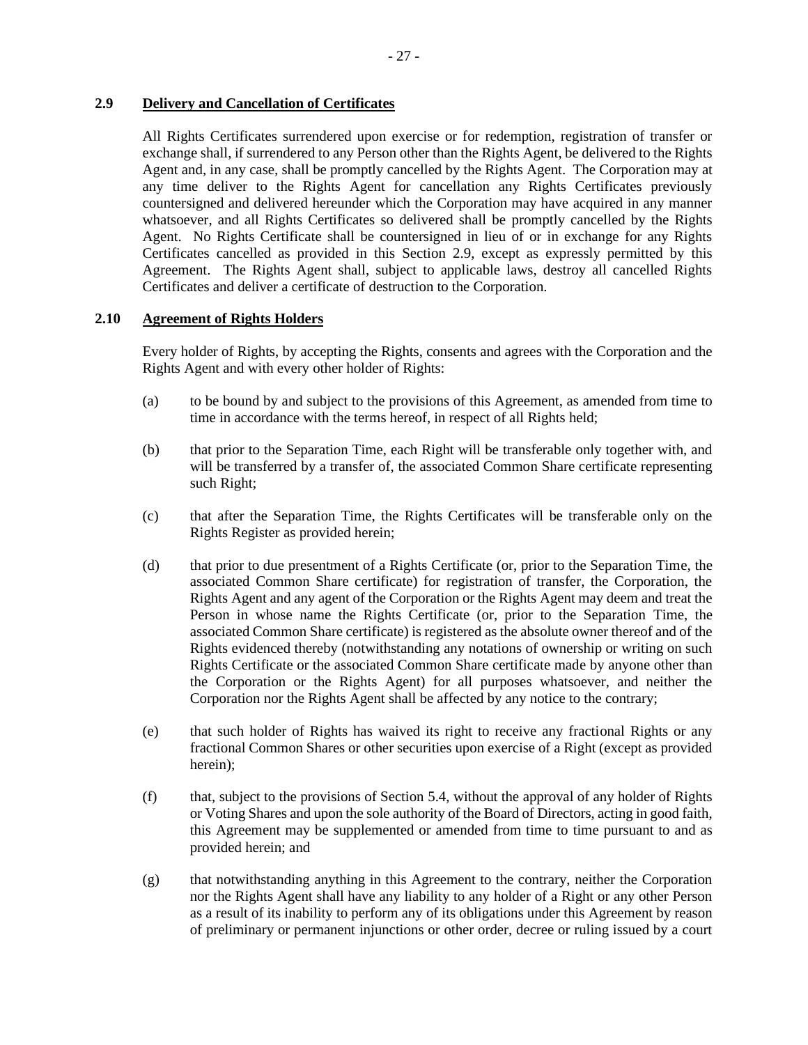### 2.9 Delivery and Cancellation of Certificates

All Rights Certificates surrendered upon exercise or for redemption, registration of transfer or exchange shall, if surrendered to any Person other than the Rights Agent, be delivered to the Rights Agent and, in any case, shall be promptly cancelled by the Rights Agent. The Corporation may at any time deliver to the Rights Agent for cancellation any Rights Certificates previously countersigned and delivered hereunder which the Corporation may have acquired in any manner whatsoever, and all Rights Certificates so delivered shall be promptly cancelled by the Rights Agent. No Rights Certificate shall be countersigned in lieu of or in exchange for any Rights Certificates cancelled as provided in this Section 2.9, except as expressly permitted by this Agreement. The Rights Agent shall, subject to applicable laws, destroy all cancelled Rights Certificates and deliver a certificate of destruction to the Corporation.

### 2.10 Agreement of Rights Holders

Every holder of Rights, by accepting the Rights, consents and agrees with the Corporation and the Rights Agent and with every other holder of Rights:

(a) to be bound by and subject to the provisions of this Agreement, as amended from time to time in accordance with the terms hereof, in respect of all Rights held;

(b) that prior to the Separation Time, each Right will be transferable only together with, and will be transferred by a transfer of, the associated Common Share certificate representing such Right;

(c) that after the Separation Time, the Rights Certificates will be transferable only on the Rights Register as provided herein;

(d) that prior to due presentment of a Rights Certificate (or, prior to the Separation Time, the associated Common Share certificate) for registration of transfer, the Corporation, the Rights Agent and any agent of the Corporation or the Rights Agent may deem and treat the Person in whose name the Rights Certificate (or, prior to the Separation Time, the associated Common Share certificate) is registered as the absolute owner thereof and of the Rights evidenced thereby (notwithstanding any notations of ownership or writing on such Rights Certificate or the associated Common Share certificate made by anyone other than the Corporation or the Rights Agent) for all purposes whatsoever, and neither the Corporation nor the Rights Agent shall be affected by any notice to the contrary;

(e) that such holder of Rights has waived its right to receive any fractional Rights or any fractional Common Shares or other securities upon exercise of a Right (except as provided herein);

(f) that, subject to the provisions of Section 5.4, without the approval of any holder of Rights or Voting Shares and upon the sole authority of the Board of Directors, acting in good faith, this Agreement may be supplemented or amended from time to time pursuant to and as provided herein; and

(g) that notwithstanding anything in this Agreement to the contrary, neither the Corporation nor the Rights Agent shall have any liability to any holder of a Right or any other Person as a result of its inability to perform any of its obligations under this Agreement by reason of preliminary or permanent injunctions or other order, decree or ruling issued by a court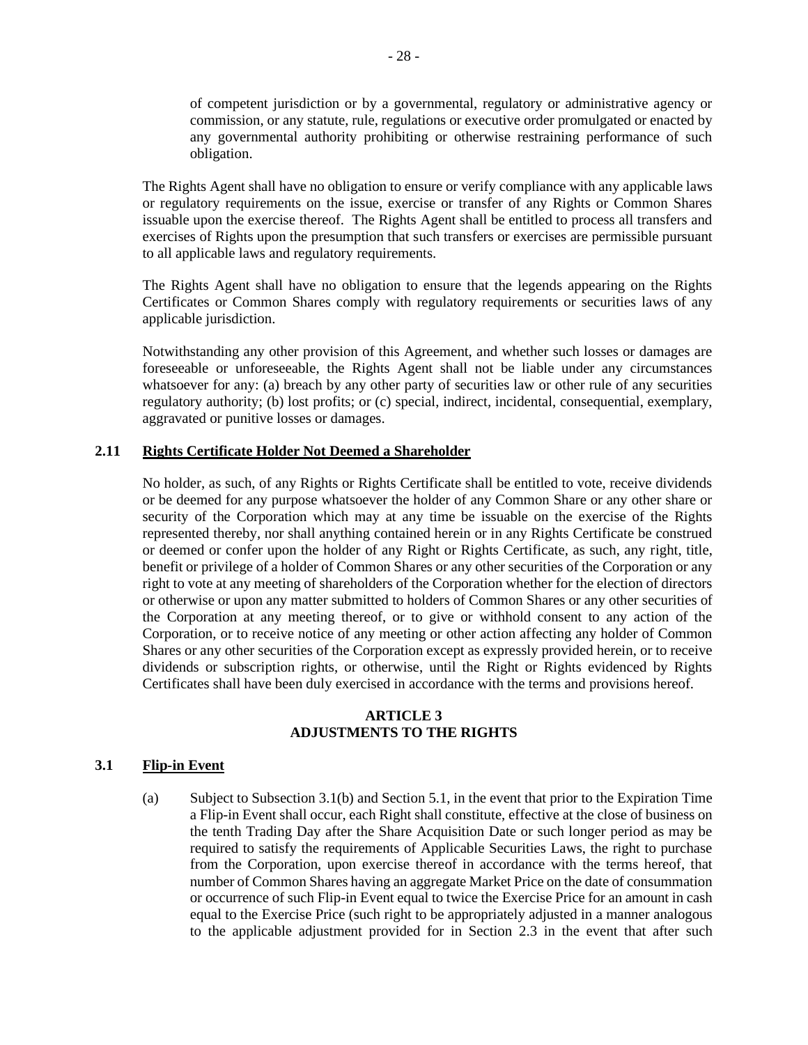of competent jurisdiction or by a governmental, regulatory or administrative agency or commission, or any statute, rule, regulations or executive order promulgated or enacted by any governmental authority prohibiting or otherwise restraining performance of such obligation.

The Rights Agent shall have no obligation to ensure or verify compliance with any applicable laws or regulatory requirements on the issue, exercise or transfer of any Rights or Common Shares issuable upon the exercise thereof. The Rights Agent shall be entitled to process all transfers and exercises of Rights upon the presumption that such transfers or exercises are permissible pursuant to all applicable laws and regulatory requirements.

The Rights Agent shall have no obligation to ensure that the legends appearing on the Rights Certificates or Common Shares comply with regulatory requirements or securities laws of any applicable jurisdiction.

Notwithstanding any other provision of this Agreement, and whether such losses or damages are foreseeable or unforeseeable, the Rights Agent shall not be liable under any circumstances whatsoever for any: (a) breach by any other party of securities law or other rule of any securities regulatory authority; (b) lost profits; or (c) special, indirect, incidental, consequential, exemplary, aggravated or punitive losses or damages.

### 2.11 Rights Certificate Holder Not Deemed a Shareholder

No holder, as such, of any Rights or Rights Certificate shall be entitled to vote, receive dividends or be deemed for any purpose whatsoever the holder of any Common Share or any other share or security of the Corporation which may at any time be issuable on the exercise of the Rights represented thereby, nor shall anything contained herein or in any Rights Certificate be construed or deemed or confer upon the holder of any Right or Rights Certificate, as such, any right, title, benefit or privilege of a holder of Common Shares or any other securities of the Corporation or any right to vote at any meeting of shareholders of the Corporation whether for the election of directors or otherwise or upon any matter submitted to holders of Common Shares or any other securities of the Corporation at any meeting thereof, or to give or withhold consent to any action of the Corporation, or to receive notice of any meeting or other action affecting any holder of Common Shares or any other securities of the Corporation except as expressly provided herein, or to receive dividends or subscription rights, or otherwise, until the Right or Rights evidenced by Rights Certificates shall have been duly exercised in accordance with the terms and provisions hereof.

## ARTICLE 3
## ADJUSTMENTS TO THE RIGHTS

### 3.1 Flip-in Event

(a) Subject to Subsection 3.1(b) and Section 5.1, in the event that prior to the Expiration Time a Flip-in Event shall occur, each Right shall constitute, effective at the close of business on the tenth Trading Day after the Share Acquisition Date or such longer period as may be required to satisfy the requirements of Applicable Securities Laws, the right to purchase from the Corporation, upon exercise thereof in accordance with the terms hereof, that number of Common Shares having an aggregate Market Price on the date of consummation or occurrence of such Flip-in Event equal to twice the Exercise Price for an amount in cash equal to the Exercise Price (such right to be appropriately adjusted in a manner analogous to the applicable adjustment provided for in Section 2.3 in the event that after such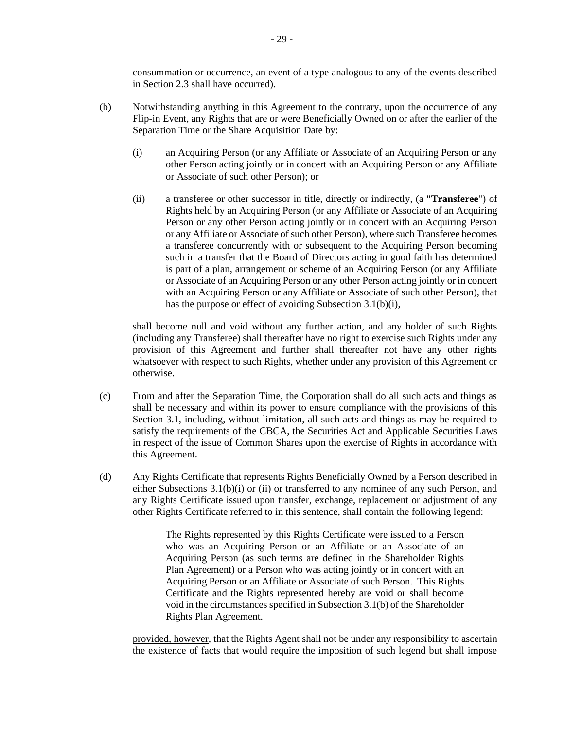consummation or occurrence, an event of a type analogous to any of the events described in Section 2.3 shall have occurred).

(b) Notwithstanding anything in this Agreement to the contrary, upon the occurrence of any Flip-in Event, any Rights that are or were Beneficially Owned on or after the earlier of the Separation Time or the Share Acquisition Date by:

(i) an Acquiring Person (or any Affiliate or Associate of an Acquiring Person or any other Person acting jointly or in concert with an Acquiring Person or any Affiliate or Associate of such other Person); or

(ii) a transferee or other successor in title, directly or indirectly, (a "**Transferee**") of Rights held by an Acquiring Person (or any Affiliate or Associate of an Acquiring Person or any other Person acting jointly or in concert with an Acquiring Person or any Affiliate or Associate of such other Person), where such Transferee becomes a transferee concurrently with or subsequent to the Acquiring Person becoming such in a transfer that the Board of Directors acting in good faith has determined is part of a plan, arrangement or scheme of an Acquiring Person (or any Affiliate or Associate of an Acquiring Person or any other Person acting jointly or in concert with an Acquiring Person or any Affiliate or Associate of such other Person), that has the purpose or effect of avoiding Subsection 3.1(b)(i),

shall become null and void without any further action, and any holder of such Rights (including any Transferee) shall thereafter have no right to exercise such Rights under any provision of this Agreement and further shall thereafter not have any other rights whatsoever with respect to such Rights, whether under any provision of this Agreement or otherwise.

(c) From and after the Separation Time, the Corporation shall do all such acts and things as shall be necessary and within its power to ensure compliance with the provisions of this Section 3.1, including, without limitation, all such acts and things as may be required to satisfy the requirements of the CBCA, the Securities Act and Applicable Securities Laws in respect of the issue of Common Shares upon the exercise of Rights in accordance with this Agreement.

(d) Any Rights Certificate that represents Rights Beneficially Owned by a Person described in either Subsections 3.1(b)(i) or (ii) or transferred to any nominee of any such Person, and any Rights Certificate issued upon transfer, exchange, replacement or adjustment of any other Rights Certificate referred to in this sentence, shall contain the following legend:

> The Rights represented by this Rights Certificate were issued to a Person who was an Acquiring Person or an Affiliate or an Associate of an Acquiring Person (as such terms are defined in the Shareholder Rights Plan Agreement) or a Person who was acting jointly or in concert with an Acquiring Person or an Affiliate or Associate of such Person. This Rights Certificate and the Rights represented hereby are void or shall become void in the circumstances specified in Subsection 3.1(b) of the Shareholder Rights Plan Agreement.

<u>provided, however</u>, that the Rights Agent shall not be under any responsibility to ascertain the existence of facts that would require the imposition of such legend but shall impose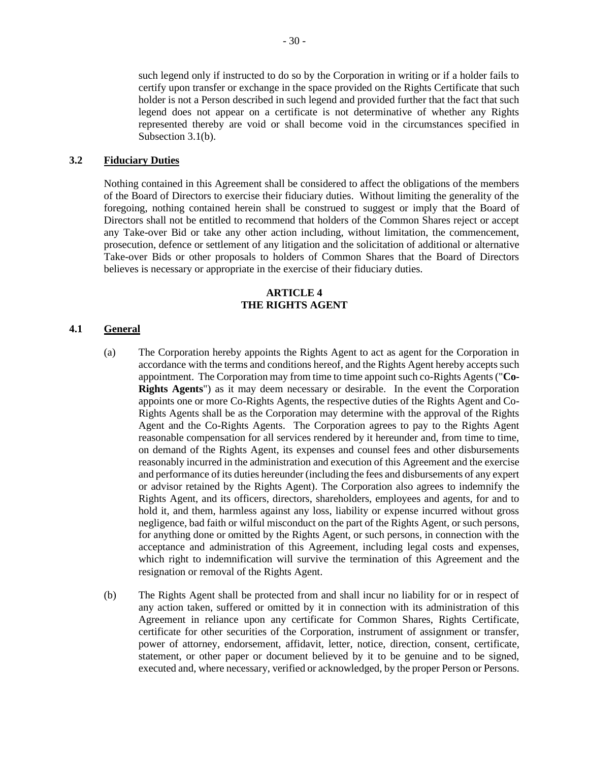such legend only if instructed to do so by the Corporation in writing or if a holder fails to certify upon transfer or exchange in the space provided on the Rights Certificate that such holder is not a Person described in such legend and provided further that the fact that such legend does not appear on a certificate is not determinative of whether any Rights represented thereby are void or shall become void in the circumstances specified in Subsection 3.1(b).

### 3.2 Fiduciary Duties

Nothing contained in this Agreement shall be considered to affect the obligations of the members of the Board of Directors to exercise their fiduciary duties. Without limiting the generality of the foregoing, nothing contained herein shall be construed to suggest or imply that the Board of Directors shall not be entitled to recommend that holders of the Common Shares reject or accept any Take-over Bid or take any other action including, without limitation, the commencement, prosecution, defence or settlement of any litigation and the solicitation of additional or alternative Take-over Bids or other proposals to holders of Common Shares that the Board of Directors believes is necessary or appropriate in the exercise of their fiduciary duties.

## ARTICLE 4
## THE RIGHTS AGENT

### 4.1 General

(a) The Corporation hereby appoints the Rights Agent to act as agent for the Corporation in accordance with the terms and conditions hereof, and the Rights Agent hereby accepts such appointment. The Corporation may from time to time appoint such co-Rights Agents ("**Co-Rights Agents**") as it may deem necessary or desirable. In the event the Corporation appoints one or more Co-Rights Agents, the respective duties of the Rights Agent and Co-Rights Agents shall be as the Corporation may determine with the approval of the Rights Agent and the Co-Rights Agents. The Corporation agrees to pay to the Rights Agent reasonable compensation for all services rendered by it hereunder and, from time to time, on demand of the Rights Agent, its expenses and counsel fees and other disbursements reasonably incurred in the administration and execution of this Agreement and the exercise and performance of its duties hereunder (including the fees and disbursements of any expert or advisor retained by the Rights Agent). The Corporation also agrees to indemnify the Rights Agent, and its officers, directors, shareholders, employees and agents, for and to hold it, and them, harmless against any loss, liability or expense incurred without gross negligence, bad faith or wilful misconduct on the part of the Rights Agent, or such persons, for anything done or omitted by the Rights Agent, or such persons, in connection with the acceptance and administration of this Agreement, including legal costs and expenses, which right to indemnification will survive the termination of this Agreement and the resignation or removal of the Rights Agent.

(b) The Rights Agent shall be protected from and shall incur no liability for or in respect of any action taken, suffered or omitted by it in connection with its administration of this Agreement in reliance upon any certificate for Common Shares, Rights Certificate, certificate for other securities of the Corporation, instrument of assignment or transfer, power of attorney, endorsement, affidavit, letter, notice, direction, consent, certificate, statement, or other paper or document believed by it to be genuine and to be signed, executed and, where necessary, verified or acknowledged, by the proper Person or Persons.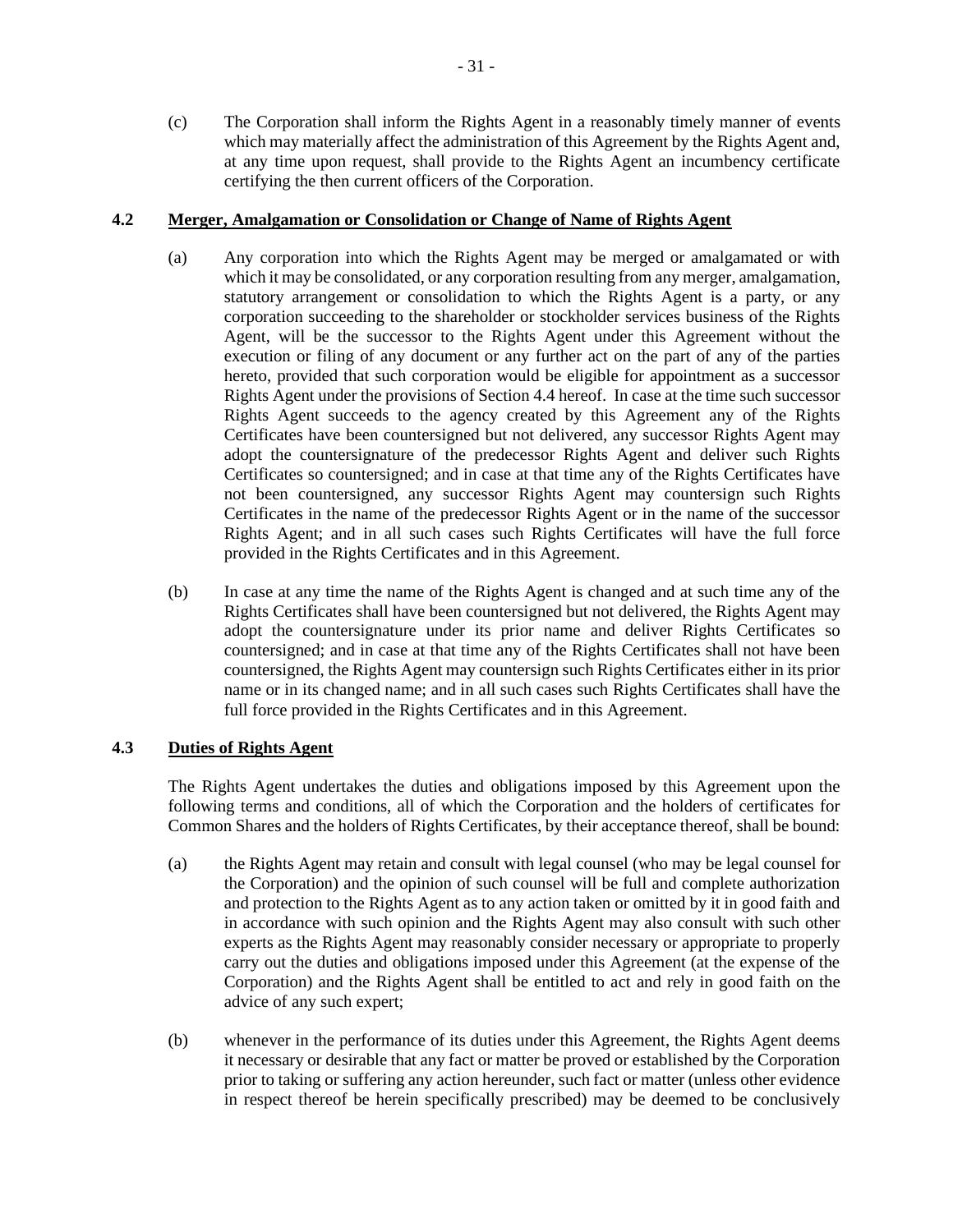(c) The Corporation shall inform the Rights Agent in a reasonably timely manner of events which may materially affect the administration of this Agreement by the Rights Agent and, at any time upon request, shall provide to the Rights Agent an incumbency certificate certifying the then current officers of the Corporation.

### 4.2 Merger, Amalgamation or Consolidation or Change of Name of Rights Agent

(a) Any corporation into which the Rights Agent may be merged or amalgamated or with which it may be consolidated, or any corporation resulting from any merger, amalgamation, statutory arrangement or consolidation to which the Rights Agent is a party, or any corporation succeeding to the shareholder or stockholder services business of the Rights Agent, will be the successor to the Rights Agent under this Agreement without the execution or filing of any document or any further act on the part of any of the parties hereto, provided that such corporation would be eligible for appointment as a successor Rights Agent under the provisions of Section 4.4 hereof. In case at the time such successor Rights Agent succeeds to the agency created by this Agreement any of the Rights Certificates have been countersigned but not delivered, any successor Rights Agent may adopt the countersignature of the predecessor Rights Agent and deliver such Rights Certificates so countersigned; and in case at that time any of the Rights Certificates have not been countersigned, any successor Rights Agent may countersign such Rights Certificates in the name of the predecessor Rights Agent or in the name of the successor Rights Agent; and in all such cases such Rights Certificates will have the full force provided in the Rights Certificates and in this Agreement.

(b) In case at any time the name of the Rights Agent is changed and at such time any of the Rights Certificates shall have been countersigned but not delivered, the Rights Agent may adopt the countersignature under its prior name and deliver Rights Certificates so countersigned; and in case at that time any of the Rights Certificates shall not have been countersigned, the Rights Agent may countersign such Rights Certificates either in its prior name or in its changed name; and in all such cases such Rights Certificates shall have the full force provided in the Rights Certificates and in this Agreement.

### 4.3 Duties of Rights Agent

The Rights Agent undertakes the duties and obligations imposed by this Agreement upon the following terms and conditions, all of which the Corporation and the holders of certificates for Common Shares and the holders of Rights Certificates, by their acceptance thereof, shall be bound:

(a) the Rights Agent may retain and consult with legal counsel (who may be legal counsel for the Corporation) and the opinion of such counsel will be full and complete authorization and protection to the Rights Agent as to any action taken or omitted by it in good faith and in accordance with such opinion and the Rights Agent may also consult with such other experts as the Rights Agent may reasonably consider necessary or appropriate to properly carry out the duties and obligations imposed under this Agreement (at the expense of the Corporation) and the Rights Agent shall be entitled to act and rely in good faith on the advice of any such expert;

(b) whenever in the performance of its duties under this Agreement, the Rights Agent deems it necessary or desirable that any fact or matter be proved or established by the Corporation prior to taking or suffering any action hereunder, such fact or matter (unless other evidence in respect thereof be herein specifically prescribed) may be deemed to be conclusively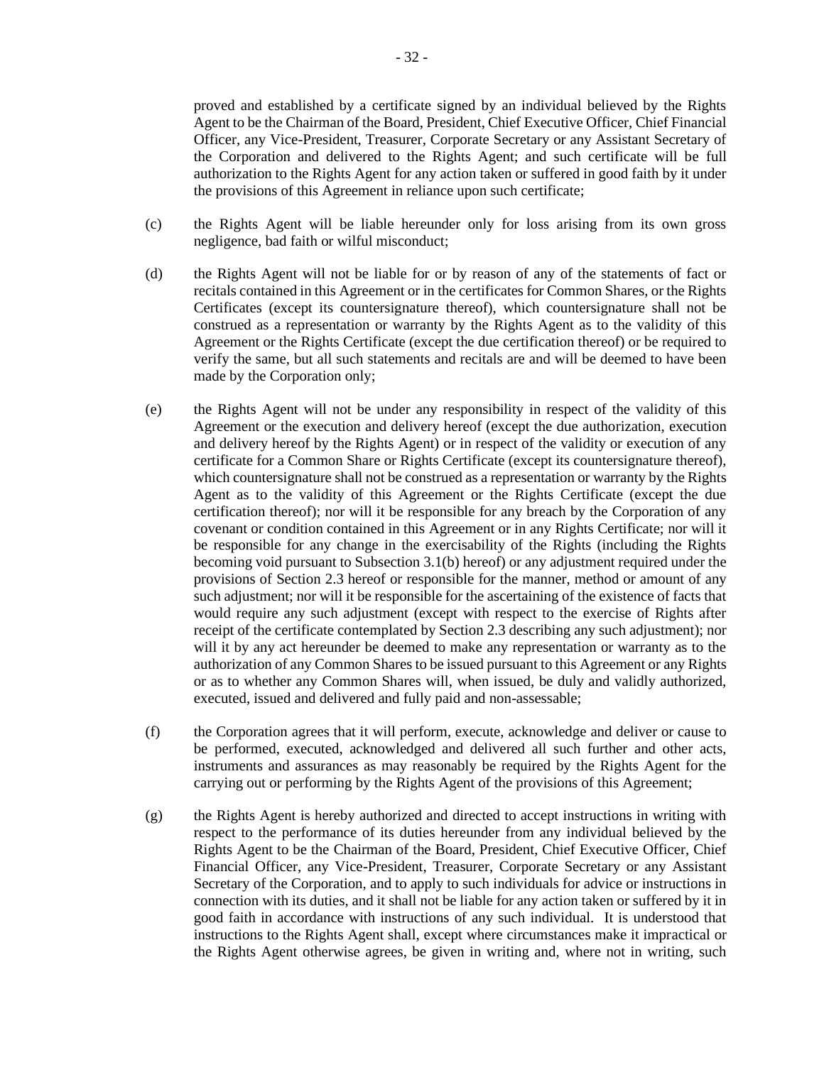proved and established by a certificate signed by an individual believed by the Rights Agent to be the Chairman of the Board, President, Chief Executive Officer, Chief Financial Officer, any Vice-President, Treasurer, Corporate Secretary or any Assistant Secretary of the Corporation and delivered to the Rights Agent; and such certificate will be full authorization to the Rights Agent for any action taken or suffered in good faith by it under the provisions of this Agreement in reliance upon such certificate;

(c) the Rights Agent will be liable hereunder only for loss arising from its own gross negligence, bad faith or wilful misconduct;

(d) the Rights Agent will not be liable for or by reason of any of the statements of fact or recitals contained in this Agreement or in the certificates for Common Shares, or the Rights Certificates (except its countersignature thereof), which countersignature shall not be construed as a representation or warranty by the Rights Agent as to the validity of this Agreement or the Rights Certificate (except the due certification thereof) or be required to verify the same, but all such statements and recitals are and will be deemed to have been made by the Corporation only;

(e) the Rights Agent will not be under any responsibility in respect of the validity of this Agreement or the execution and delivery hereof (except the due authorization, execution and delivery hereof by the Rights Agent) or in respect of the validity or execution of any certificate for a Common Share or Rights Certificate (except its countersignature thereof), which countersignature shall not be construed as a representation or warranty by the Rights Agent as to the validity of this Agreement or the Rights Certificate (except the due certification thereof); nor will it be responsible for any breach by the Corporation of any covenant or condition contained in this Agreement or in any Rights Certificate; nor will it be responsible for any change in the exercisability of the Rights (including the Rights becoming void pursuant to Subsection 3.1(b) hereof) or any adjustment required under the provisions of Section 2.3 hereof or responsible for the manner, method or amount of any such adjustment; nor will it be responsible for the ascertaining of the existence of facts that would require any such adjustment (except with respect to the exercise of Rights after receipt of the certificate contemplated by Section 2.3 describing any such adjustment); nor will it by any act hereunder be deemed to make any representation or warranty as to the authorization of any Common Shares to be issued pursuant to this Agreement or any Rights or as to whether any Common Shares will, when issued, be duly and validly authorized, executed, issued and delivered and fully paid and non-assessable;

(f) the Corporation agrees that it will perform, execute, acknowledge and deliver or cause to be performed, executed, acknowledged and delivered all such further and other acts, instruments and assurances as may reasonably be required by the Rights Agent for the carrying out or performing by the Rights Agent of the provisions of this Agreement;

(g) the Rights Agent is hereby authorized and directed to accept instructions in writing with respect to the performance of its duties hereunder from any individual believed by the Rights Agent to be the Chairman of the Board, President, Chief Executive Officer, Chief Financial Officer, any Vice-President, Treasurer, Corporate Secretary or any Assistant Secretary of the Corporation, and to apply to such individuals for advice or instructions in connection with its duties, and it shall not be liable for any action taken or suffered by it in good faith in accordance with instructions of any such individual. It is understood that instructions to the Rights Agent shall, except where circumstances make it impractical or the Rights Agent otherwise agrees, be given in writing and, where not in writing, such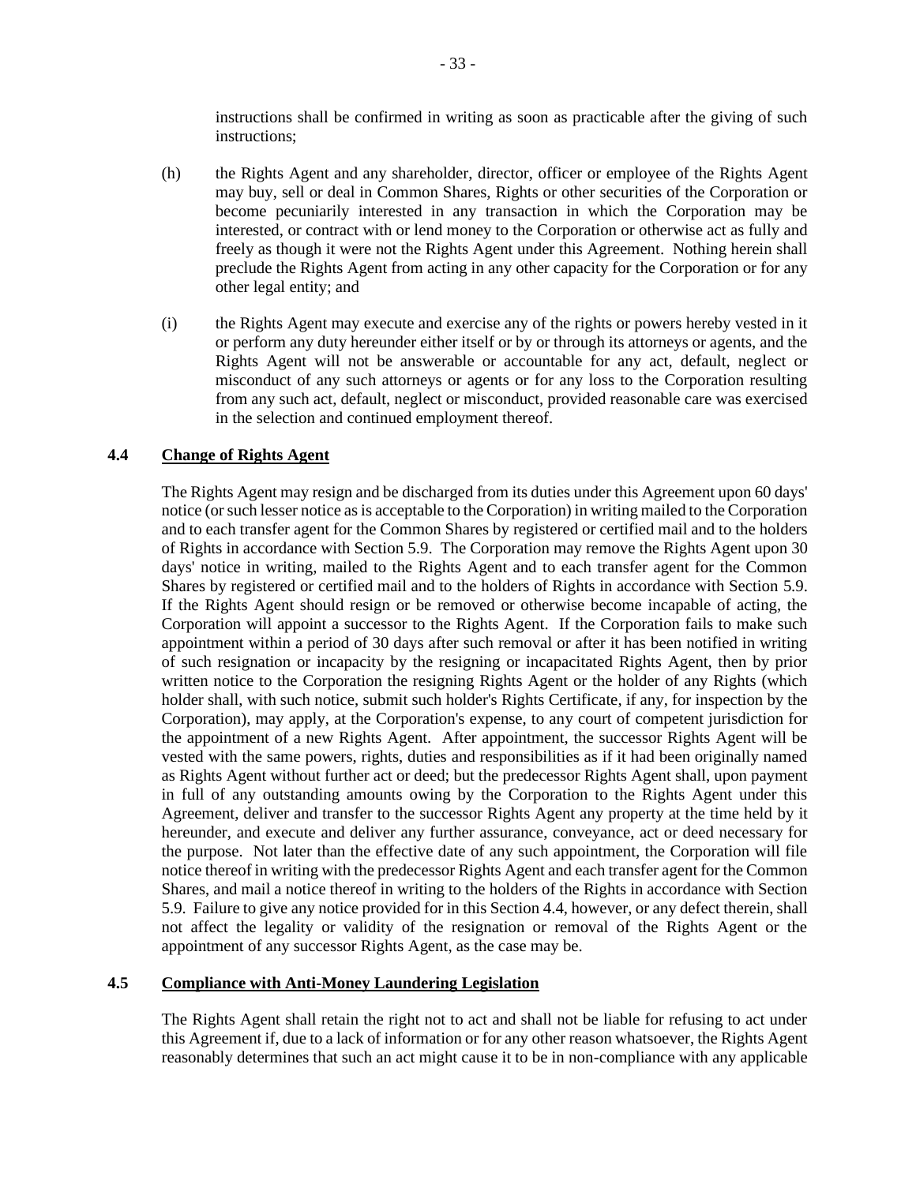instructions shall be confirmed in writing as soon as practicable after the giving of such instructions;

(h) the Rights Agent and any shareholder, director, officer or employee of the Rights Agent may buy, sell or deal in Common Shares, Rights or other securities of the Corporation or become pecuniarily interested in any transaction in which the Corporation may be interested, or contract with or lend money to the Corporation or otherwise act as fully and freely as though it were not the Rights Agent under this Agreement. Nothing herein shall preclude the Rights Agent from acting in any other capacity for the Corporation or for any other legal entity; and

(i) the Rights Agent may execute and exercise any of the rights or powers hereby vested in it or perform any duty hereunder either itself or by or through its attorneys or agents, and the Rights Agent will not be answerable or accountable for any act, default, neglect or misconduct of any such attorneys or agents or for any loss to the Corporation resulting from any such act, default, neglect or misconduct, provided reasonable care was exercised in the selection and continued employment thereof.

### 4.4 <u>Change of Rights Agent</u>

The Rights Agent may resign and be discharged from its duties under this Agreement upon 60 days' notice (or such lesser notice as is acceptable to the Corporation) in writing mailed to the Corporation and to each transfer agent for the Common Shares by registered or certified mail and to the holders of Rights in accordance with Section 5.9. The Corporation may remove the Rights Agent upon 30 days' notice in writing, mailed to the Rights Agent and to each transfer agent for the Common Shares by registered or certified mail and to the holders of Rights in accordance with Section 5.9. If the Rights Agent should resign or be removed or otherwise become incapable of acting, the Corporation will appoint a successor to the Rights Agent. If the Corporation fails to make such appointment within a period of 30 days after such removal or after it has been notified in writing of such resignation or incapacity by the resigning or incapacitated Rights Agent, then by prior written notice to the Corporation the resigning Rights Agent or the holder of any Rights (which holder shall, with such notice, submit such holder's Rights Certificate, if any, for inspection by the Corporation), may apply, at the Corporation's expense, to any court of competent jurisdiction for the appointment of a new Rights Agent. After appointment, the successor Rights Agent will be vested with the same powers, rights, duties and responsibilities as if it had been originally named as Rights Agent without further act or deed; but the predecessor Rights Agent shall, upon payment in full of any outstanding amounts owing by the Corporation to the Rights Agent under this Agreement, deliver and transfer to the successor Rights Agent any property at the time held by it hereunder, and execute and deliver any further assurance, conveyance, act or deed necessary for the purpose. Not later than the effective date of any such appointment, the Corporation will file notice thereof in writing with the predecessor Rights Agent and each transfer agent for the Common Shares, and mail a notice thereof in writing to the holders of the Rights in accordance with Section 5.9. Failure to give any notice provided for in this Section 4.4, however, or any defect therein, shall not affect the legality or validity of the resignation or removal of the Rights Agent or the appointment of any successor Rights Agent, as the case may be.

### 4.5 <u>Compliance with Anti-Money Laundering Legislation</u>

The Rights Agent shall retain the right not to act and shall not be liable for refusing to act under this Agreement if, due to a lack of information or for any other reason whatsoever, the Rights Agent reasonably determines that such an act might cause it to be in non-compliance with any applicable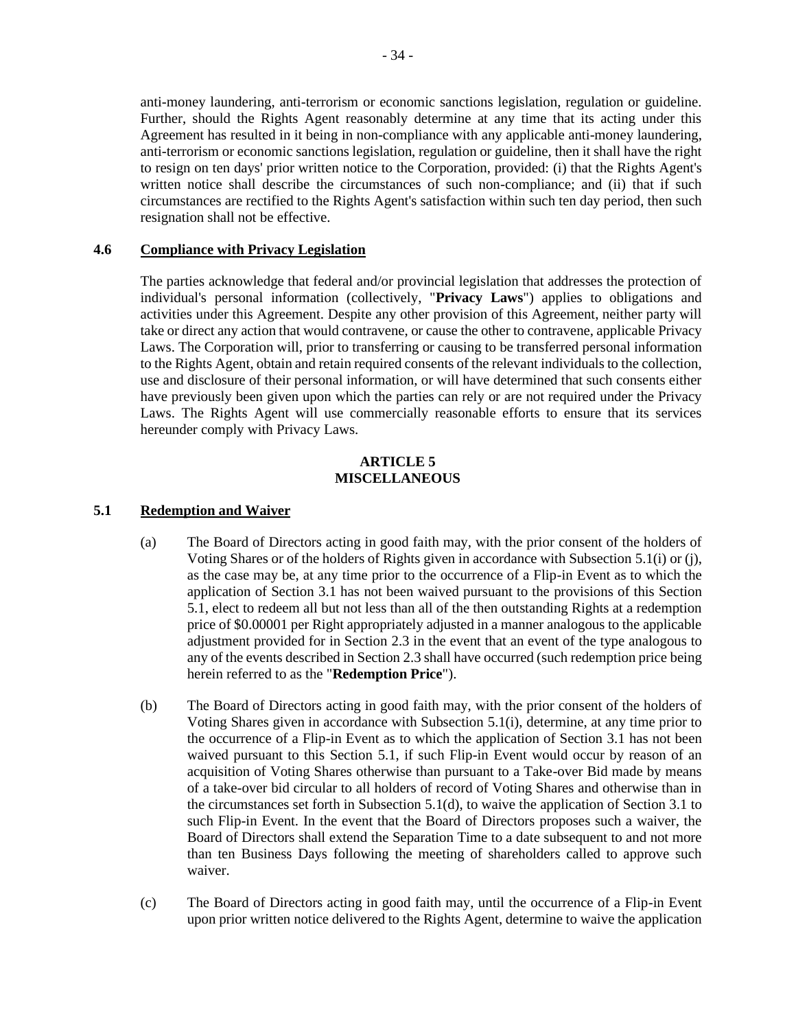anti-money laundering, anti-terrorism or economic sanctions legislation, regulation or guideline. Further, should the Rights Agent reasonably determine at any time that its acting under this Agreement has resulted in it being in non-compliance with any applicable anti-money laundering, anti-terrorism or economic sanctions legislation, regulation or guideline, then it shall have the right to resign on ten days' prior written notice to the Corporation, provided: (i) that the Rights Agent's written notice shall describe the circumstances of such non-compliance; and (ii) that if such circumstances are rectified to the Rights Agent's satisfaction within such ten day period, then such resignation shall not be effective.

### 4.6 Compliance with Privacy Legislation

The parties acknowledge that federal and/or provincial legislation that addresses the protection of individual's personal information (collectively, "**Privacy Laws**") applies to obligations and activities under this Agreement. Despite any other provision of this Agreement, neither party will take or direct any action that would contravene, or cause the other to contravene, applicable Privacy Laws. The Corporation will, prior to transferring or causing to be transferred personal information to the Rights Agent, obtain and retain required consents of the relevant individuals to the collection, use and disclosure of their personal information, or will have determined that such consents either have previously been given upon which the parties can rely or are not required under the Privacy Laws. The Rights Agent will use commercially reasonable efforts to ensure that its services hereunder comply with Privacy Laws.

## ARTICLE 5
## MISCELLANEOUS

### 5.1 Redemption and Waiver

(a) The Board of Directors acting in good faith may, with the prior consent of the holders of Voting Shares or of the holders of Rights given in accordance with Subsection 5.1(i) or (j), as the case may be, at any time prior to the occurrence of a Flip-in Event as to which the application of Section 3.1 has not been waived pursuant to the provisions of this Section 5.1, elect to redeem all but not less than all of the then outstanding Rights at a redemption price of $0.00001 per Right appropriately adjusted in a manner analogous to the applicable adjustment provided for in Section 2.3 in the event that an event of the type analogous to any of the events described in Section 2.3 shall have occurred (such redemption price being herein referred to as the "**Redemption Price**").

(b) The Board of Directors acting in good faith may, with the prior consent of the holders of Voting Shares given in accordance with Subsection 5.1(i), determine, at any time prior to the occurrence of a Flip-in Event as to which the application of Section 3.1 has not been waived pursuant to this Section 5.1, if such Flip-in Event would occur by reason of an acquisition of Voting Shares otherwise than pursuant to a Take-over Bid made by means of a take-over bid circular to all holders of record of Voting Shares and otherwise than in the circumstances set forth in Subsection 5.1(d), to waive the application of Section 3.1 to such Flip-in Event. In the event that the Board of Directors proposes such a waiver, the Board of Directors shall extend the Separation Time to a date subsequent to and not more than ten Business Days following the meeting of shareholders called to approve such waiver.

(c) The Board of Directors acting in good faith may, until the occurrence of a Flip-in Event upon prior written notice delivered to the Rights Agent, determine to waive the application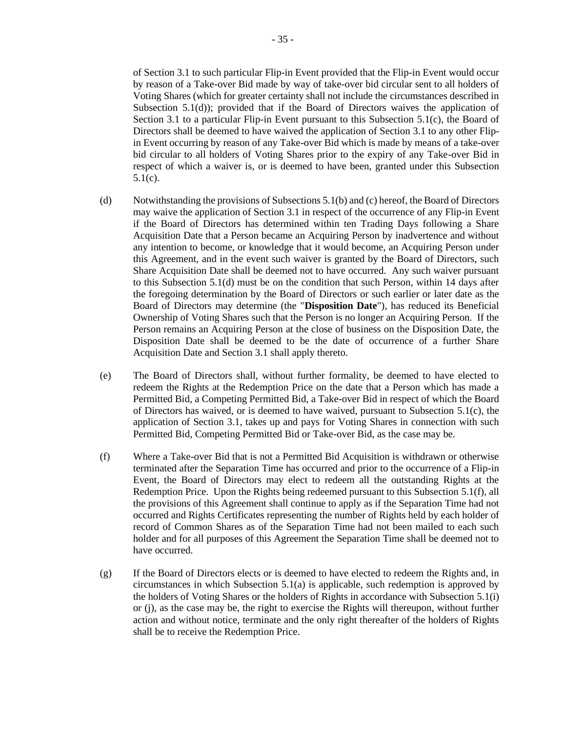of Section 3.1 to such particular Flip-in Event provided that the Flip-in Event would occur by reason of a Take-over Bid made by way of take-over bid circular sent to all holders of Voting Shares (which for greater certainty shall not include the circumstances described in Subsection 5.1(d)); provided that if the Board of Directors waives the application of Section 3.1 to a particular Flip-in Event pursuant to this Subsection 5.1(c), the Board of Directors shall be deemed to have waived the application of Section 3.1 to any other Flip-in Event occurring by reason of any Take-over Bid which is made by means of a take-over bid circular to all holders of Voting Shares prior to the expiry of any Take-over Bid in respect of which a waiver is, or is deemed to have been, granted under this Subsection 5.1(c).

(d) Notwithstanding the provisions of Subsections 5.1(b) and (c) hereof, the Board of Directors may waive the application of Section 3.1 in respect of the occurrence of any Flip-in Event if the Board of Directors has determined within ten Trading Days following a Share Acquisition Date that a Person became an Acquiring Person by inadvertence and without any intention to become, or knowledge that it would become, an Acquiring Person under this Agreement, and in the event such waiver is granted by the Board of Directors, such Share Acquisition Date shall be deemed not to have occurred. Any such waiver pursuant to this Subsection 5.1(d) must be on the condition that such Person, within 14 days after the foregoing determination by the Board of Directors or such earlier or later date as the Board of Directors may determine (the "**Disposition Date**"), has reduced its Beneficial Ownership of Voting Shares such that the Person is no longer an Acquiring Person. If the Person remains an Acquiring Person at the close of business on the Disposition Date, the Disposition Date shall be deemed to be the date of occurrence of a further Share Acquisition Date and Section 3.1 shall apply thereto.

(e) The Board of Directors shall, without further formality, be deemed to have elected to redeem the Rights at the Redemption Price on the date that a Person which has made a Permitted Bid, a Competing Permitted Bid, a Take-over Bid in respect of which the Board of Directors has waived, or is deemed to have waived, pursuant to Subsection 5.1(c), the application of Section 3.1, takes up and pays for Voting Shares in connection with such Permitted Bid, Competing Permitted Bid or Take-over Bid, as the case may be.

(f) Where a Take-over Bid that is not a Permitted Bid Acquisition is withdrawn or otherwise terminated after the Separation Time has occurred and prior to the occurrence of a Flip-in Event, the Board of Directors may elect to redeem all the outstanding Rights at the Redemption Price. Upon the Rights being redeemed pursuant to this Subsection 5.1(f), all the provisions of this Agreement shall continue to apply as if the Separation Time had not occurred and Rights Certificates representing the number of Rights held by each holder of record of Common Shares as of the Separation Time had not been mailed to each such holder and for all purposes of this Agreement the Separation Time shall be deemed not to have occurred.

(g) If the Board of Directors elects or is deemed to have elected to redeem the Rights and, in circumstances in which Subsection 5.1(a) is applicable, such redemption is approved by the holders of Voting Shares or the holders of Rights in accordance with Subsection 5.1(i) or (j), as the case may be, the right to exercise the Rights will thereupon, without further action and without notice, terminate and the only right thereafter of the holders of Rights shall be to receive the Redemption Price.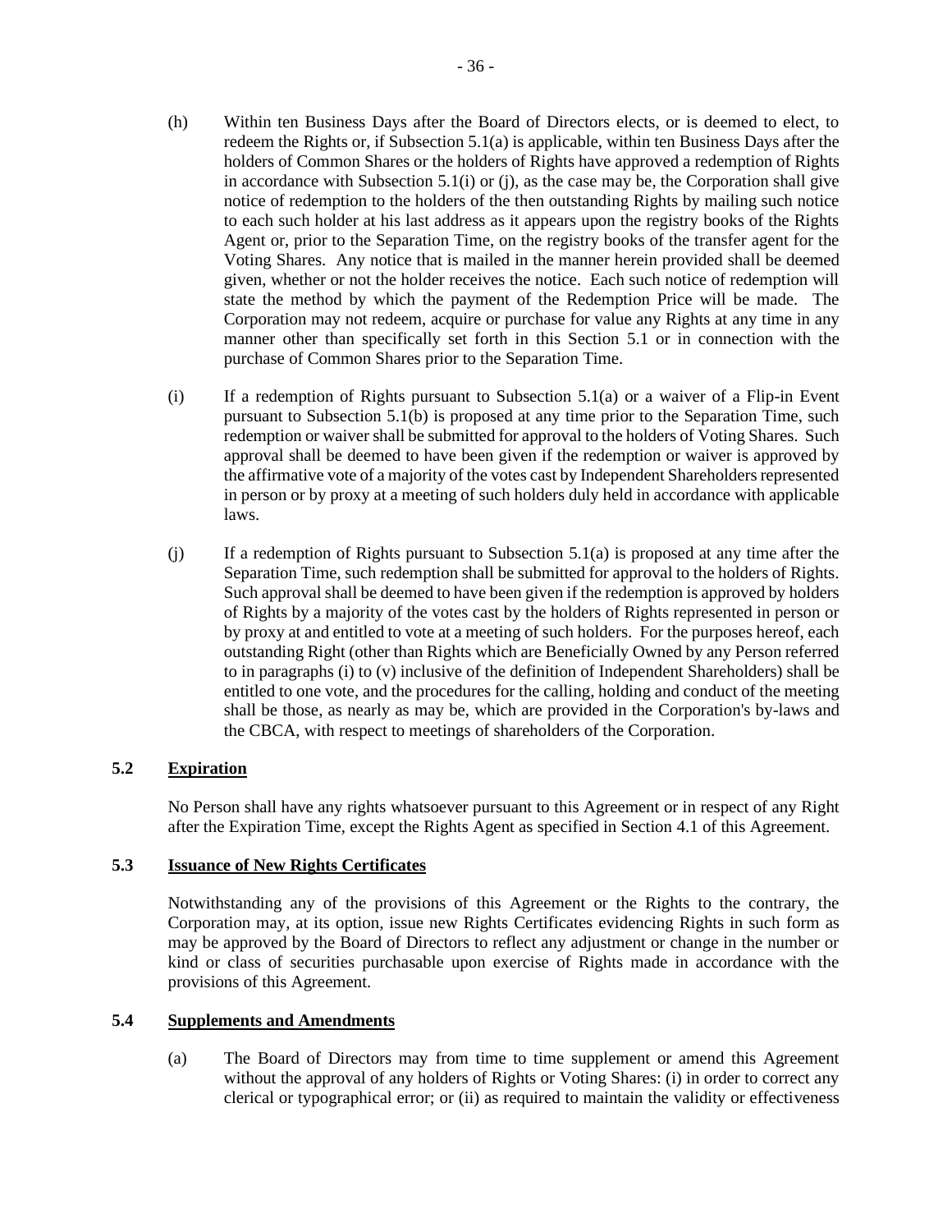(h) Within ten Business Days after the Board of Directors elects, or is deemed to elect, to redeem the Rights or, if Subsection 5.1(a) is applicable, within ten Business Days after the holders of Common Shares or the holders of Rights have approved a redemption of Rights in accordance with Subsection 5.1(i) or (j), as the case may be, the Corporation shall give notice of redemption to the holders of the then outstanding Rights by mailing such notice to each such holder at his last address as it appears upon the registry books of the Rights Agent or, prior to the Separation Time, on the registry books of the transfer agent for the Voting Shares. Any notice that is mailed in the manner herein provided shall be deemed given, whether or not the holder receives the notice. Each such notice of redemption will state the method by which the payment of the Redemption Price will be made. The Corporation may not redeem, acquire or purchase for value any Rights at any time in any manner other than specifically set forth in this Section 5.1 or in connection with the purchase of Common Shares prior to the Separation Time.

(i) If a redemption of Rights pursuant to Subsection 5.1(a) or a waiver of a Flip-in Event pursuant to Subsection 5.1(b) is proposed at any time prior to the Separation Time, such redemption or waiver shall be submitted for approval to the holders of Voting Shares. Such approval shall be deemed to have been given if the redemption or waiver is approved by the affirmative vote of a majority of the votes cast by Independent Shareholders represented in person or by proxy at a meeting of such holders duly held in accordance with applicable laws.

(j) If a redemption of Rights pursuant to Subsection 5.1(a) is proposed at any time after the Separation Time, such redemption shall be submitted for approval to the holders of Rights. Such approval shall be deemed to have been given if the redemption is approved by holders of Rights by a majority of the votes cast by the holders of Rights represented in person or by proxy at and entitled to vote at a meeting of such holders. For the purposes hereof, each outstanding Right (other than Rights which are Beneficially Owned by any Person referred to in paragraphs (i) to (v) inclusive of the definition of Independent Shareholders) shall be entitled to one vote, and the procedures for the calling, holding and conduct of the meeting shall be those, as nearly as may be, which are provided in the Corporation's by-laws and the CBCA, with respect to meetings of shareholders of the Corporation.

### 5.2 Expiration

No Person shall have any rights whatsoever pursuant to this Agreement or in respect of any Right after the Expiration Time, except the Rights Agent as specified in Section 4.1 of this Agreement.

### 5.3 Issuance of New Rights Certificates

Notwithstanding any of the provisions of this Agreement or the Rights to the contrary, the Corporation may, at its option, issue new Rights Certificates evidencing Rights in such form as may be approved by the Board of Directors to reflect any adjustment or change in the number or kind or class of securities purchasable upon exercise of Rights made in accordance with the provisions of this Agreement.

### 5.4 Supplements and Amendments

(a) The Board of Directors may from time to time supplement or amend this Agreement without the approval of any holders of Rights or Voting Shares: (i) in order to correct any clerical or typographical error; or (ii) as required to maintain the validity or effectiveness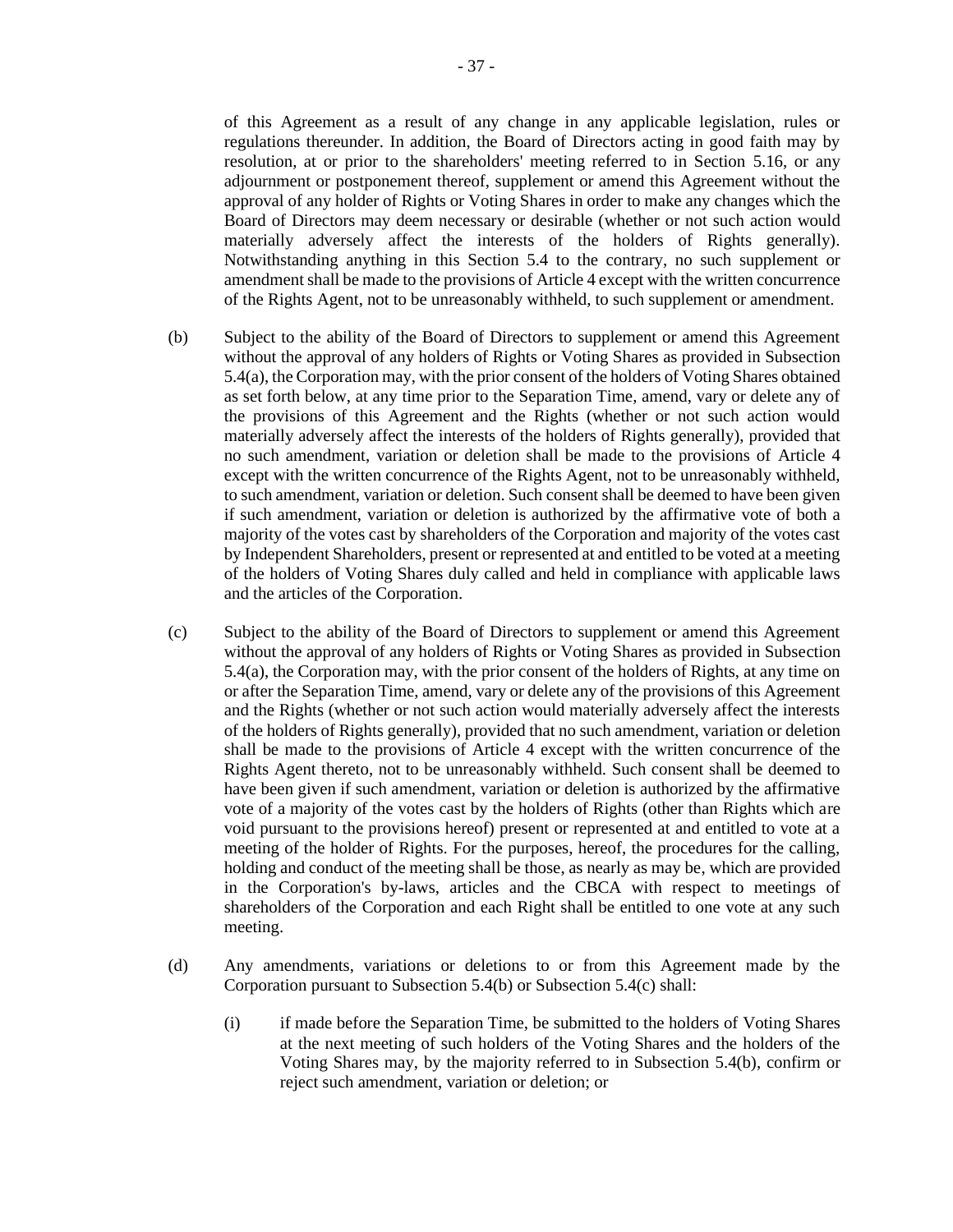of this Agreement as a result of any change in any applicable legislation, rules or regulations thereunder. In addition, the Board of Directors acting in good faith may by resolution, at or prior to the shareholders' meeting referred to in Section 5.16, or any adjournment or postponement thereof, supplement or amend this Agreement without the approval of any holder of Rights or Voting Shares in order to make any changes which the Board of Directors may deem necessary or desirable (whether or not such action would materially adversely affect the interests of the holders of Rights generally). Notwithstanding anything in this Section 5.4 to the contrary, no such supplement or amendment shall be made to the provisions of Article 4 except with the written concurrence of the Rights Agent, not to be unreasonably withheld, to such supplement or amendment.

(b) Subject to the ability of the Board of Directors to supplement or amend this Agreement without the approval of any holders of Rights or Voting Shares as provided in Subsection 5.4(a), the Corporation may, with the prior consent of the holders of Voting Shares obtained as set forth below, at any time prior to the Separation Time, amend, vary or delete any of the provisions of this Agreement and the Rights (whether or not such action would materially adversely affect the interests of the holders of Rights generally), provided that no such amendment, variation or deletion shall be made to the provisions of Article 4 except with the written concurrence of the Rights Agent, not to be unreasonably withheld, to such amendment, variation or deletion. Such consent shall be deemed to have been given if such amendment, variation or deletion is authorized by the affirmative vote of both a majority of the votes cast by shareholders of the Corporation and majority of the votes cast by Independent Shareholders, present or represented at and entitled to be voted at a meeting of the holders of Voting Shares duly called and held in compliance with applicable laws and the articles of the Corporation.

(c) Subject to the ability of the Board of Directors to supplement or amend this Agreement without the approval of any holders of Rights or Voting Shares as provided in Subsection 5.4(a), the Corporation may, with the prior consent of the holders of Rights, at any time on or after the Separation Time, amend, vary or delete any of the provisions of this Agreement and the Rights (whether or not such action would materially adversely affect the interests of the holders of Rights generally), provided that no such amendment, variation or deletion shall be made to the provisions of Article 4 except with the written concurrence of the Rights Agent thereto, not to be unreasonably withheld. Such consent shall be deemed to have been given if such amendment, variation or deletion is authorized by the affirmative vote of a majority of the votes cast by the holders of Rights (other than Rights which are void pursuant to the provisions hereof) present or represented at and entitled to vote at a meeting of the holder of Rights. For the purposes, hereof, the procedures for the calling, holding and conduct of the meeting shall be those, as nearly as may be, which are provided in the Corporation's by-laws, articles and the CBCA with respect to meetings of shareholders of the Corporation and each Right shall be entitled to one vote at any such meeting.

(d) Any amendments, variations or deletions to or from this Agreement made by the Corporation pursuant to Subsection 5.4(b) or Subsection 5.4(c) shall:

(i) if made before the Separation Time, be submitted to the holders of Voting Shares at the next meeting of such holders of the Voting Shares and the holders of the Voting Shares may, by the majority referred to in Subsection 5.4(b), confirm or reject such amendment, variation or deletion; or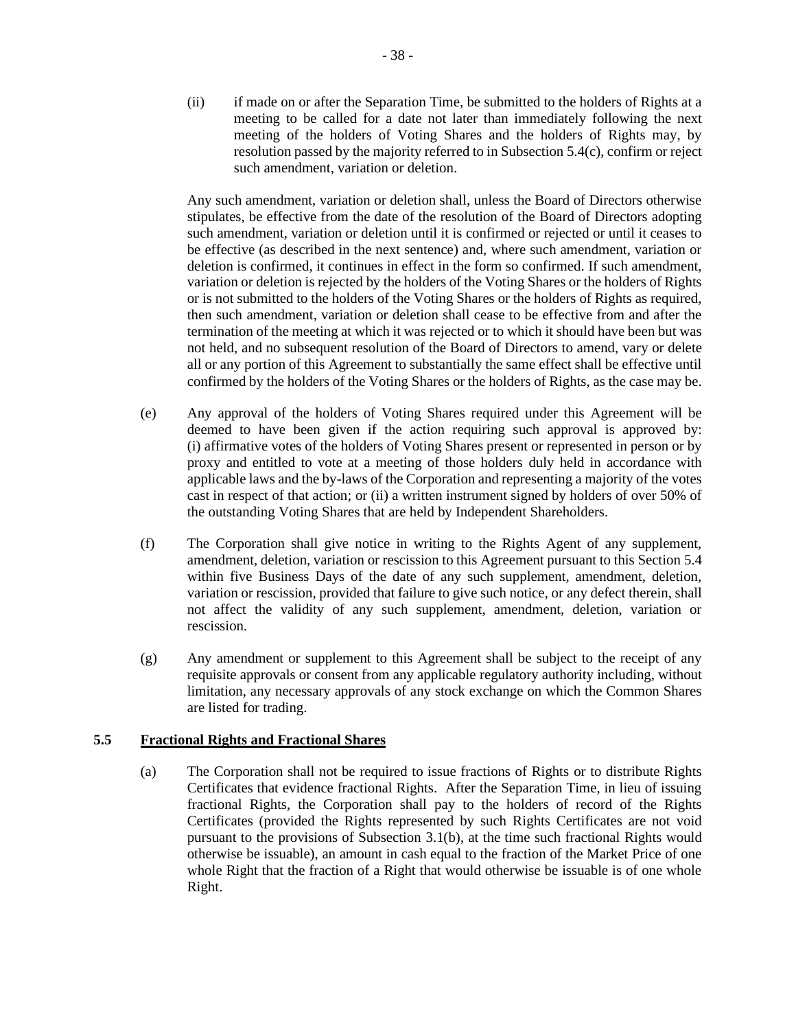(ii) if made on or after the Separation Time, be submitted to the holders of Rights at a meeting to be called for a date not later than immediately following the next meeting of the holders of Voting Shares and the holders of Rights may, by resolution passed by the majority referred to in Subsection 5.4(c), confirm or reject such amendment, variation or deletion.

Any such amendment, variation or deletion shall, unless the Board of Directors otherwise stipulates, be effective from the date of the resolution of the Board of Directors adopting such amendment, variation or deletion until it is confirmed or rejected or until it ceases to be effective (as described in the next sentence) and, where such amendment, variation or deletion is confirmed, it continues in effect in the form so confirmed. If such amendment, variation or deletion is rejected by the holders of the Voting Shares or the holders of Rights or is not submitted to the holders of the Voting Shares or the holders of Rights as required, then such amendment, variation or deletion shall cease to be effective from and after the termination of the meeting at which it was rejected or to which it should have been but was not held, and no subsequent resolution of the Board of Directors to amend, vary or delete all or any portion of this Agreement to substantially the same effect shall be effective until confirmed by the holders of the Voting Shares or the holders of Rights, as the case may be.

(e) Any approval of the holders of Voting Shares required under this Agreement will be deemed to have been given if the action requiring such approval is approved by: (i) affirmative votes of the holders of Voting Shares present or represented in person or by proxy and entitled to vote at a meeting of those holders duly held in accordance with applicable laws and the by-laws of the Corporation and representing a majority of the votes cast in respect of that action; or (ii) a written instrument signed by holders of over 50% of the outstanding Voting Shares that are held by Independent Shareholders.

(f) The Corporation shall give notice in writing to the Rights Agent of any supplement, amendment, deletion, variation or rescission to this Agreement pursuant to this Section 5.4 within five Business Days of the date of any such supplement, amendment, deletion, variation or rescission, provided that failure to give such notice, or any defect therein, shall not affect the validity of any such supplement, amendment, deletion, variation or rescission.

(g) Any amendment or supplement to this Agreement shall be subject to the receipt of any requisite approvals or consent from any applicable regulatory authority including, without limitation, any necessary approvals of any stock exchange on which the Common Shares are listed for trading.

## 5.5 Fractional Rights and Fractional Shares

(a) The Corporation shall not be required to issue fractions of Rights or to distribute Rights Certificates that evidence fractional Rights. After the Separation Time, in lieu of issuing fractional Rights, the Corporation shall pay to the holders of record of the Rights Certificates (provided the Rights represented by such Rights Certificates are not void pursuant to the provisions of Subsection 3.1(b), at the time such fractional Rights would otherwise be issuable), an amount in cash equal to the fraction of the Market Price of one whole Right that the fraction of a Right that would otherwise be issuable is of one whole Right.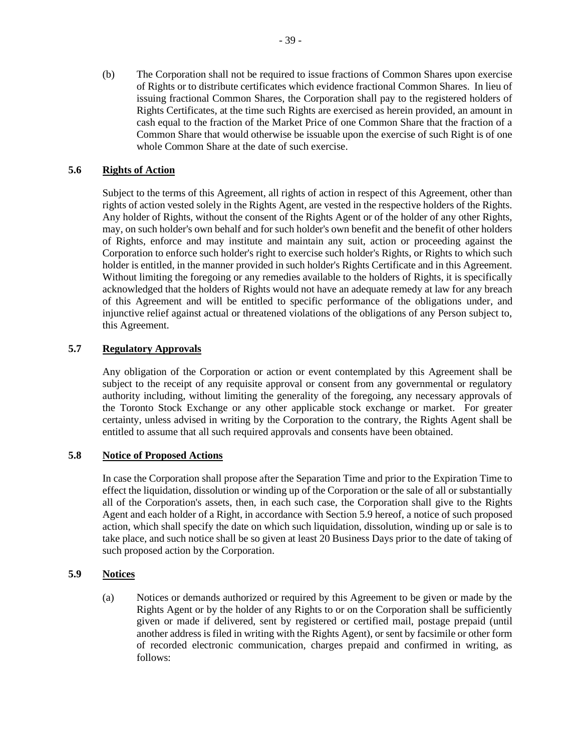(b) The Corporation shall not be required to issue fractions of Common Shares upon exercise of Rights or to distribute certificates which evidence fractional Common Shares. In lieu of issuing fractional Common Shares, the Corporation shall pay to the registered holders of Rights Certificates, at the time such Rights are exercised as herein provided, an amount in cash equal to the fraction of the Market Price of one Common Share that the fraction of a Common Share that would otherwise be issuable upon the exercise of such Right is of one whole Common Share at the date of such exercise.

### 5.6 Rights of Action

Subject to the terms of this Agreement, all rights of action in respect of this Agreement, other than rights of action vested solely in the Rights Agent, are vested in the respective holders of the Rights. Any holder of Rights, without the consent of the Rights Agent or of the holder of any other Rights, may, on such holder's own behalf and for such holder's own benefit and the benefit of other holders of Rights, enforce and may institute and maintain any suit, action or proceeding against the Corporation to enforce such holder's right to exercise such holder's Rights, or Rights to which such holder is entitled, in the manner provided in such holder's Rights Certificate and in this Agreement. Without limiting the foregoing or any remedies available to the holders of Rights, it is specifically acknowledged that the holders of Rights would not have an adequate remedy at law for any breach of this Agreement and will be entitled to specific performance of the obligations under, and injunctive relief against actual or threatened violations of the obligations of any Person subject to, this Agreement.

### 5.7 Regulatory Approvals

Any obligation of the Corporation or action or event contemplated by this Agreement shall be subject to the receipt of any requisite approval or consent from any governmental or regulatory authority including, without limiting the generality of the foregoing, any necessary approvals of the Toronto Stock Exchange or any other applicable stock exchange or market. For greater certainty, unless advised in writing by the Corporation to the contrary, the Rights Agent shall be entitled to assume that all such required approvals and consents have been obtained.

### 5.8 Notice of Proposed Actions

In case the Corporation shall propose after the Separation Time and prior to the Expiration Time to effect the liquidation, dissolution or winding up of the Corporation or the sale of all or substantially all of the Corporation's assets, then, in each such case, the Corporation shall give to the Rights Agent and each holder of a Right, in accordance with Section 5.9 hereof, a notice of such proposed action, which shall specify the date on which such liquidation, dissolution, winding up or sale is to take place, and such notice shall be so given at least 20 Business Days prior to the date of taking of such proposed action by the Corporation.

### 5.9 Notices

(a) Notices or demands authorized or required by this Agreement to be given or made by the Rights Agent or by the holder of any Rights to or on the Corporation shall be sufficiently given or made if delivered, sent by registered or certified mail, postage prepaid (until another address is filed in writing with the Rights Agent), or sent by facsimile or other form of recorded electronic communication, charges prepaid and confirmed in writing, as follows: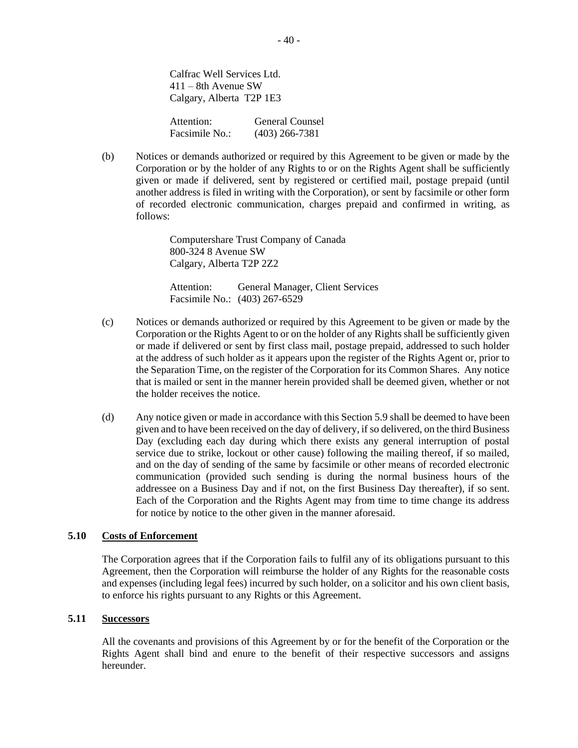Calfrac Well Services Ltd.
411 – 8th Avenue SW
Calgary, Alberta  T2P 1E3

Attention: General Counsel
Facsimile No.: (403) 266-7381

(b) Notices or demands authorized or required by this Agreement to be given or made by the Corporation or by the holder of any Rights to or on the Rights Agent shall be sufficiently given or made if delivered, sent by registered or certified mail, postage prepaid (until another address is filed in writing with the Corporation), or sent by facsimile or other form of recorded electronic communication, charges prepaid and confirmed in writing, as follows:

Computershare Trust Company of Canada
800-324 8 Avenue SW
Calgary, Alberta T2P 2Z2

Attention: General Manager, Client Services
Facsimile No.: (403) 267-6529

(c) Notices or demands authorized or required by this Agreement to be given or made by the Corporation or the Rights Agent to or on the holder of any Rights shall be sufficiently given or made if delivered or sent by first class mail, postage prepaid, addressed to such holder at the address of such holder as it appears upon the register of the Rights Agent or, prior to the Separation Time, on the register of the Corporation for its Common Shares. Any notice that is mailed or sent in the manner herein provided shall be deemed given, whether or not the holder receives the notice.

(d) Any notice given or made in accordance with this Section 5.9 shall be deemed to have been given and to have been received on the day of delivery, if so delivered, on the third Business Day (excluding each day during which there exists any general interruption of postal service due to strike, lockout or other cause) following the mailing thereof, if so mailed, and on the day of sending of the same by facsimile or other means of recorded electronic communication (provided such sending is during the normal business hours of the addressee on a Business Day and if not, on the first Business Day thereafter), if so sent. Each of the Corporation and the Rights Agent may from time to time change its address for notice by notice to the other given in the manner aforesaid.

### 5.10 Costs of Enforcement

The Corporation agrees that if the Corporation fails to fulfil any of its obligations pursuant to this Agreement, then the Corporation will reimburse the holder of any Rights for the reasonable costs and expenses (including legal fees) incurred by such holder, on a solicitor and his own client basis, to enforce his rights pursuant to any Rights or this Agreement.

### 5.11 Successors

All the covenants and provisions of this Agreement by or for the benefit of the Corporation or the Rights Agent shall bind and enure to the benefit of their respective successors and assigns hereunder.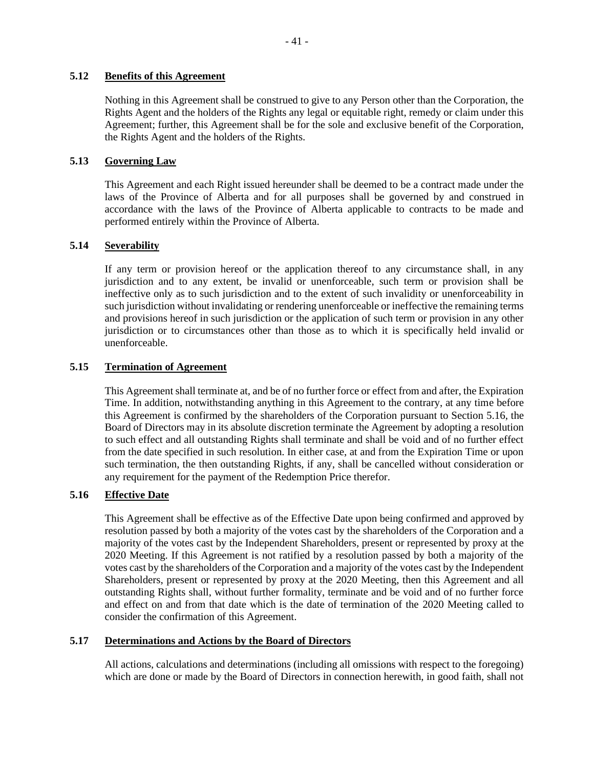### 5.12 Benefits of this Agreement

Nothing in this Agreement shall be construed to give to any Person other than the Corporation, the Rights Agent and the holders of the Rights any legal or equitable right, remedy or claim under this Agreement; further, this Agreement shall be for the sole and exclusive benefit of the Corporation, the Rights Agent and the holders of the Rights.

### 5.13 Governing Law

This Agreement and each Right issued hereunder shall be deemed to be a contract made under the laws of the Province of Alberta and for all purposes shall be governed by and construed in accordance with the laws of the Province of Alberta applicable to contracts to be made and performed entirely within the Province of Alberta.

### 5.14 Severability

If any term or provision hereof or the application thereof to any circumstance shall, in any jurisdiction and to any extent, be invalid or unenforceable, such term or provision shall be ineffective only as to such jurisdiction and to the extent of such invalidity or unenforceability in such jurisdiction without invalidating or rendering unenforceable or ineffective the remaining terms and provisions hereof in such jurisdiction or the application of such term or provision in any other jurisdiction or to circumstances other than those as to which it is specifically held invalid or unenforceable.

### 5.15 Termination of Agreement

This Agreement shall terminate at, and be of no further force or effect from and after, the Expiration Time. In addition, notwithstanding anything in this Agreement to the contrary, at any time before this Agreement is confirmed by the shareholders of the Corporation pursuant to Section 5.16, the Board of Directors may in its absolute discretion terminate the Agreement by adopting a resolution to such effect and all outstanding Rights shall terminate and shall be void and of no further effect from the date specified in such resolution. In either case, at and from the Expiration Time or upon such termination, the then outstanding Rights, if any, shall be cancelled without consideration or any requirement for the payment of the Redemption Price therefor.

### 5.16 Effective Date

This Agreement shall be effective as of the Effective Date upon being confirmed and approved by resolution passed by both a majority of the votes cast by the shareholders of the Corporation and a majority of the votes cast by the Independent Shareholders, present or represented by proxy at the 2020 Meeting. If this Agreement is not ratified by a resolution passed by both a majority of the votes cast by the shareholders of the Corporation and a majority of the votes cast by the Independent Shareholders, present or represented by proxy at the 2020 Meeting, then this Agreement and all outstanding Rights shall, without further formality, terminate and be void and of no further force and effect on and from that date which is the date of termination of the 2020 Meeting called to consider the confirmation of this Agreement.

### 5.17 Determinations and Actions by the Board of Directors

All actions, calculations and determinations (including all omissions with respect to the foregoing) which are done or made by the Board of Directors in connection herewith, in good faith, shall not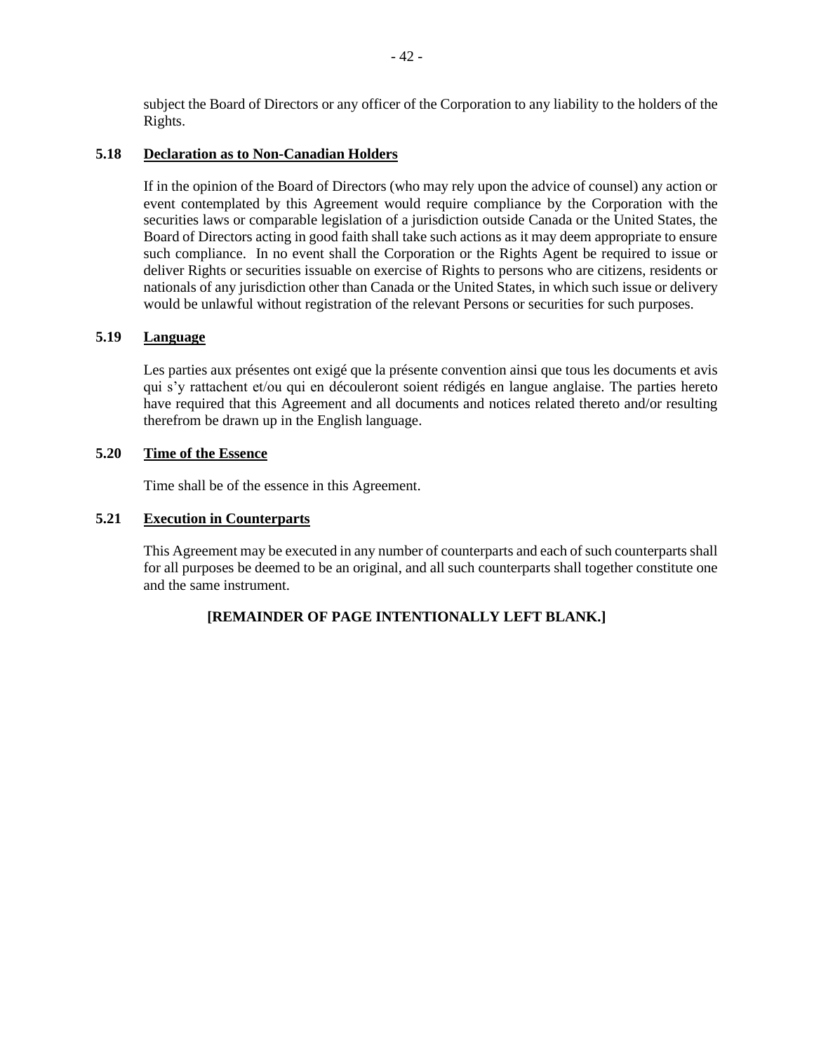subject the Board of Directors or any officer of the Corporation to any liability to the holders of the Rights.

### 5.18 Declaration as to Non-Canadian Holders

If in the opinion of the Board of Directors (who may rely upon the advice of counsel) any action or event contemplated by this Agreement would require compliance by the Corporation with the securities laws or comparable legislation of a jurisdiction outside Canada or the United States, the Board of Directors acting in good faith shall take such actions as it may deem appropriate to ensure such compliance. In no event shall the Corporation or the Rights Agent be required to issue or deliver Rights or securities issuable on exercise of Rights to persons who are citizens, residents or nationals of any jurisdiction other than Canada or the United States, in which such issue or delivery would be unlawful without registration of the relevant Persons or securities for such purposes.

### 5.19 Language

Les parties aux présentes ont exigé que la présente convention ainsi que tous les documents et avis qui s'y rattachent et/ou qui en découleront soient rédigés en langue anglaise. The parties hereto have required that this Agreement and all documents and notices related thereto and/or resulting therefrom be drawn up in the English language.

### 5.20 Time of the Essence

Time shall be of the essence in this Agreement.

### 5.21 Execution in Counterparts

This Agreement may be executed in any number of counterparts and each of such counterparts shall for all purposes be deemed to be an original, and all such counterparts shall together constitute one and the same instrument.

**[REMAINDER OF PAGE INTENTIONALLY LEFT BLANK.]**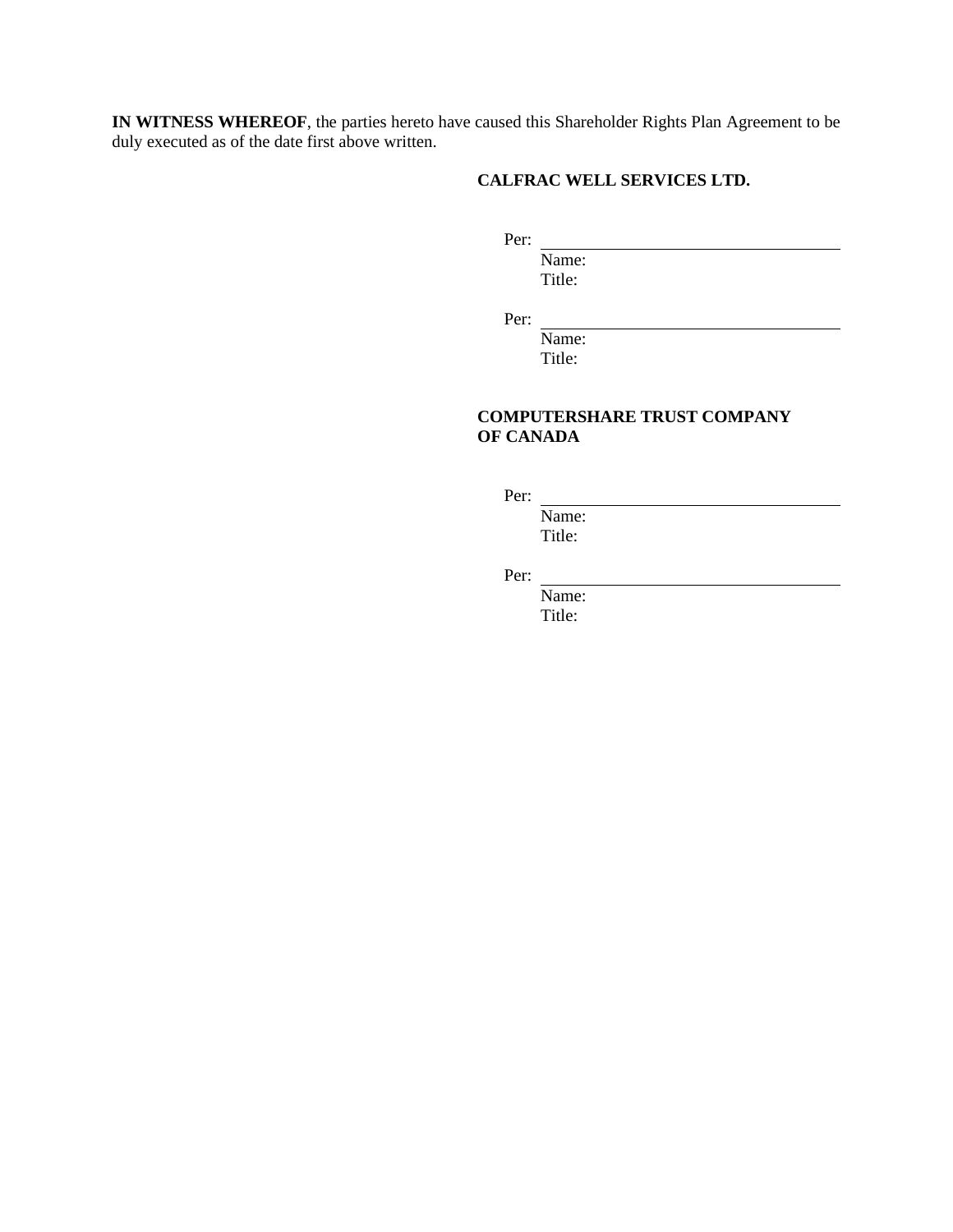**IN WITNESS WHEREOF**, the parties hereto have caused this Shareholder Rights Plan Agreement to be duly executed as of the date first above written.

**CALFRAC WELL SERVICES LTD.**

Per: \_\_\_\_\_\_\_\_\_\_\_\_\_\_\_\_\_\_\_\_\_\_\_\_\_\_\_\_\_\_\_\_
Name:
Title:

Per: \_\_\_\_\_\_\_\_\_\_\_\_\_\_\_\_\_\_\_\_\_\_\_\_\_\_\_\_\_\_\_\_
Name:
Title:

**COMPUTERSHARE TRUST COMPANY OF CANADA**

Per: \_\_\_\_\_\_\_\_\_\_\_\_\_\_\_\_\_\_\_\_\_\_\_\_\_\_\_\_\_\_\_\_
Name:
Title:

Per: \_\_\_\_\_\_\_\_\_\_\_\_\_\_\_\_\_\_\_\_\_\_\_\_\_\_\_\_\_\_\_\_
Name:
Title: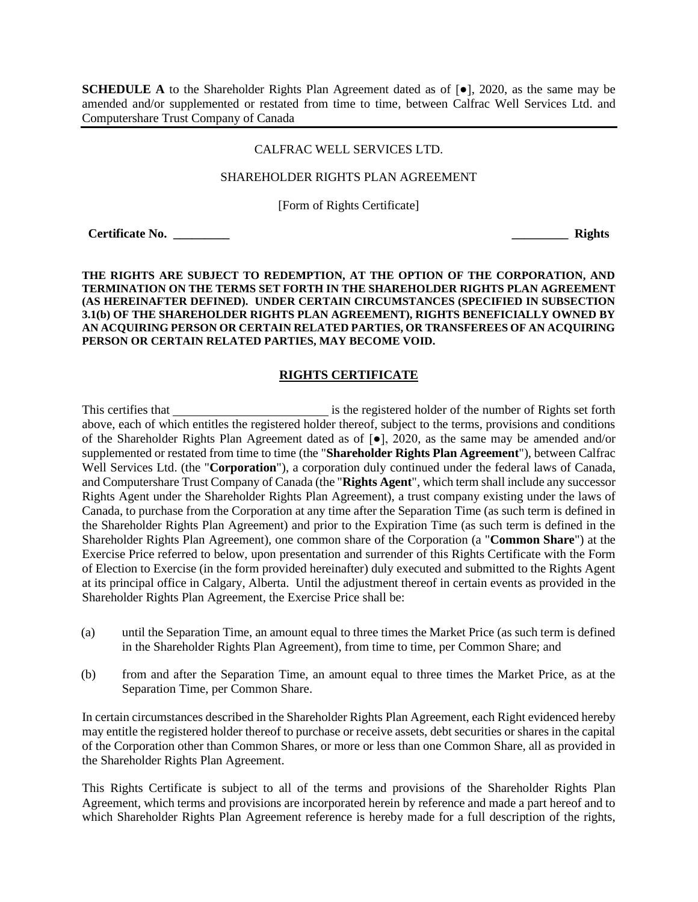**SCHEDULE A** to the Shareholder Rights Plan Agreement dated as of [●], 2020, as the same may be amended and/or supplemented or restated from time to time, between Calfrac Well Services Ltd. and Computershare Trust Company of Canada

CALFRAC WELL SERVICES LTD.

SHAREHOLDER RIGHTS PLAN AGREEMENT

[Form of Rights Certificate]

**Certificate No. _________** **_________ Rights**

**THE RIGHTS ARE SUBJECT TO REDEMPTION, AT THE OPTION OF THE CORPORATION, AND TERMINATION ON THE TERMS SET FORTH IN THE SHAREHOLDER RIGHTS PLAN AGREEMENT (AS HEREINAFTER DEFINED). UNDER CERTAIN CIRCUMSTANCES (SPECIFIED IN SUBSECTION 3.1(b) OF THE SHAREHOLDER RIGHTS PLAN AGREEMENT), RIGHTS BENEFICIALLY OWNED BY AN ACQUIRING PERSON OR CERTAIN RELATED PARTIES, OR TRANSFEREES OF AN ACQUIRING PERSON OR CERTAIN RELATED PARTIES, MAY BECOME VOID.**

## RIGHTS CERTIFICATE

This certifies that _________________________ is the registered holder of the number of Rights set forth above, each of which entitles the registered holder thereof, subject to the terms, provisions and conditions of the Shareholder Rights Plan Agreement dated as of [●], 2020, as the same may be amended and/or supplemented or restated from time to time (the "**Shareholder Rights Plan Agreement**"), between Calfrac Well Services Ltd. (the "**Corporation**"), a corporation duly continued under the federal laws of Canada, and Computershare Trust Company of Canada (the "**Rights Agent**", which term shall include any successor Rights Agent under the Shareholder Rights Plan Agreement), a trust company existing under the laws of Canada, to purchase from the Corporation at any time after the Separation Time (as such term is defined in the Shareholder Rights Plan Agreement) and prior to the Expiration Time (as such term is defined in the Shareholder Rights Plan Agreement), one common share of the Corporation (a "**Common Share**") at the Exercise Price referred to below, upon presentation and surrender of this Rights Certificate with the Form of Election to Exercise (in the form provided hereinafter) duly executed and submitted to the Rights Agent at its principal office in Calgary, Alberta. Until the adjustment thereof in certain events as provided in the Shareholder Rights Plan Agreement, the Exercise Price shall be:

(a) until the Separation Time, an amount equal to three times the Market Price (as such term is defined in the Shareholder Rights Plan Agreement), from time to time, per Common Share; and

(b) from and after the Separation Time, an amount equal to three times the Market Price, as at the Separation Time, per Common Share.

In certain circumstances described in the Shareholder Rights Plan Agreement, each Right evidenced hereby may entitle the registered holder thereof to purchase or receive assets, debt securities or shares in the capital of the Corporation other than Common Shares, or more or less than one Common Share, all as provided in the Shareholder Rights Plan Agreement.

This Rights Certificate is subject to all of the terms and provisions of the Shareholder Rights Plan Agreement, which terms and provisions are incorporated herein by reference and made a part hereof and to which Shareholder Rights Plan Agreement reference is hereby made for a full description of the rights,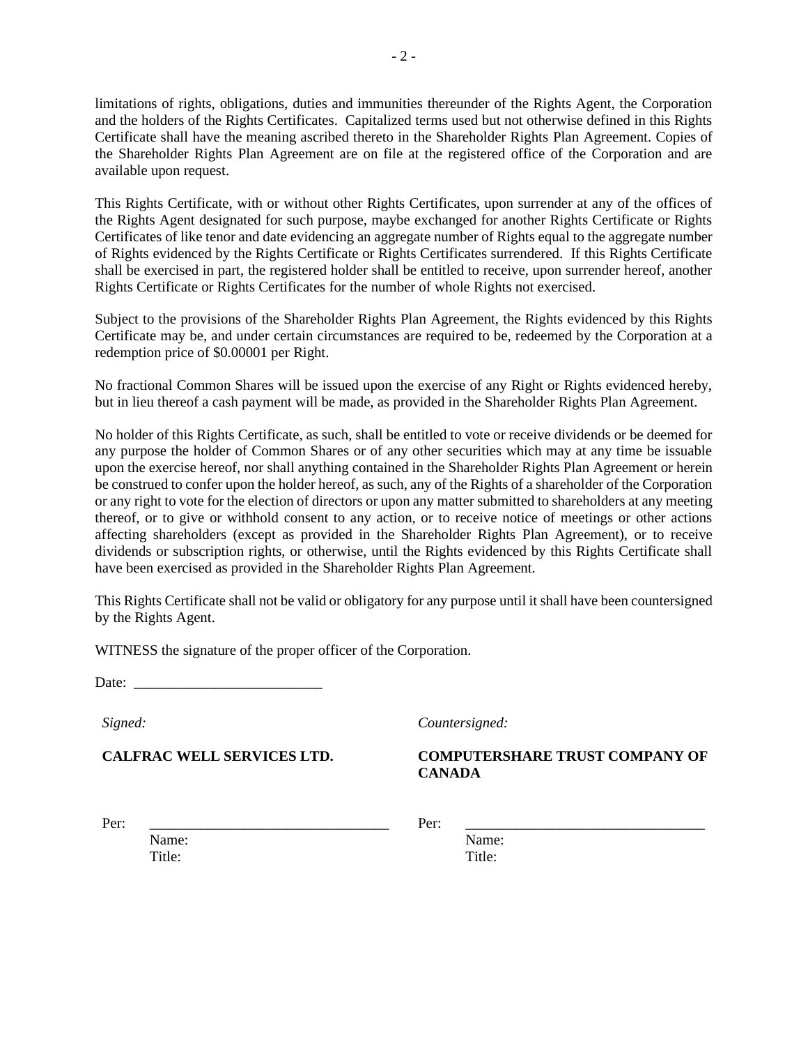limitations of rights, obligations, duties and immunities thereunder of the Rights Agent, the Corporation and the holders of the Rights Certificates. Capitalized terms used but not otherwise defined in this Rights Certificate shall have the meaning ascribed thereto in the Shareholder Rights Plan Agreement. Copies of the Shareholder Rights Plan Agreement are on file at the registered office of the Corporation and are available upon request.

This Rights Certificate, with or without other Rights Certificates, upon surrender at any of the offices of the Rights Agent designated for such purpose, maybe exchanged for another Rights Certificate or Rights Certificates of like tenor and date evidencing an aggregate number of Rights equal to the aggregate number of Rights evidenced by the Rights Certificate or Rights Certificates surrendered. If this Rights Certificate shall be exercised in part, the registered holder shall be entitled to receive, upon surrender hereof, another Rights Certificate or Rights Certificates for the number of whole Rights not exercised.

Subject to the provisions of the Shareholder Rights Plan Agreement, the Rights evidenced by this Rights Certificate may be, and under certain circumstances are required to be, redeemed by the Corporation at a redemption price of $0.00001 per Right.

No fractional Common Shares will be issued upon the exercise of any Right or Rights evidenced hereby, but in lieu thereof a cash payment will be made, as provided in the Shareholder Rights Plan Agreement.

No holder of this Rights Certificate, as such, shall be entitled to vote or receive dividends or be deemed for any purpose the holder of Common Shares or of any other securities which may at any time be issuable upon the exercise hereof, nor shall anything contained in the Shareholder Rights Plan Agreement or herein be construed to confer upon the holder hereof, as such, any of the Rights of a shareholder of the Corporation or any right to vote for the election of directors or upon any matter submitted to shareholders at any meeting thereof, or to give or withhold consent to any action, or to receive notice of meetings or other actions affecting shareholders (except as provided in the Shareholder Rights Plan Agreement), or to receive dividends or subscription rights, or otherwise, until the Rights evidenced by this Rights Certificate shall have been exercised as provided in the Shareholder Rights Plan Agreement.

This Rights Certificate shall not be valid or obligatory for any purpose until it shall have been countersigned by the Rights Agent.

WITNESS the signature of the proper officer of the Corporation.

Date: __________________________

| *Signed:* | *Countersigned:* |
|---|---|
| **CALFRAC WELL SERVICES LTD.** | **COMPUTERSHARE TRUST COMPANY OF CANADA** |
| Per: _________________________________ | Per: _________________________________ |
| Name: | Name: |
| Title: | Title: |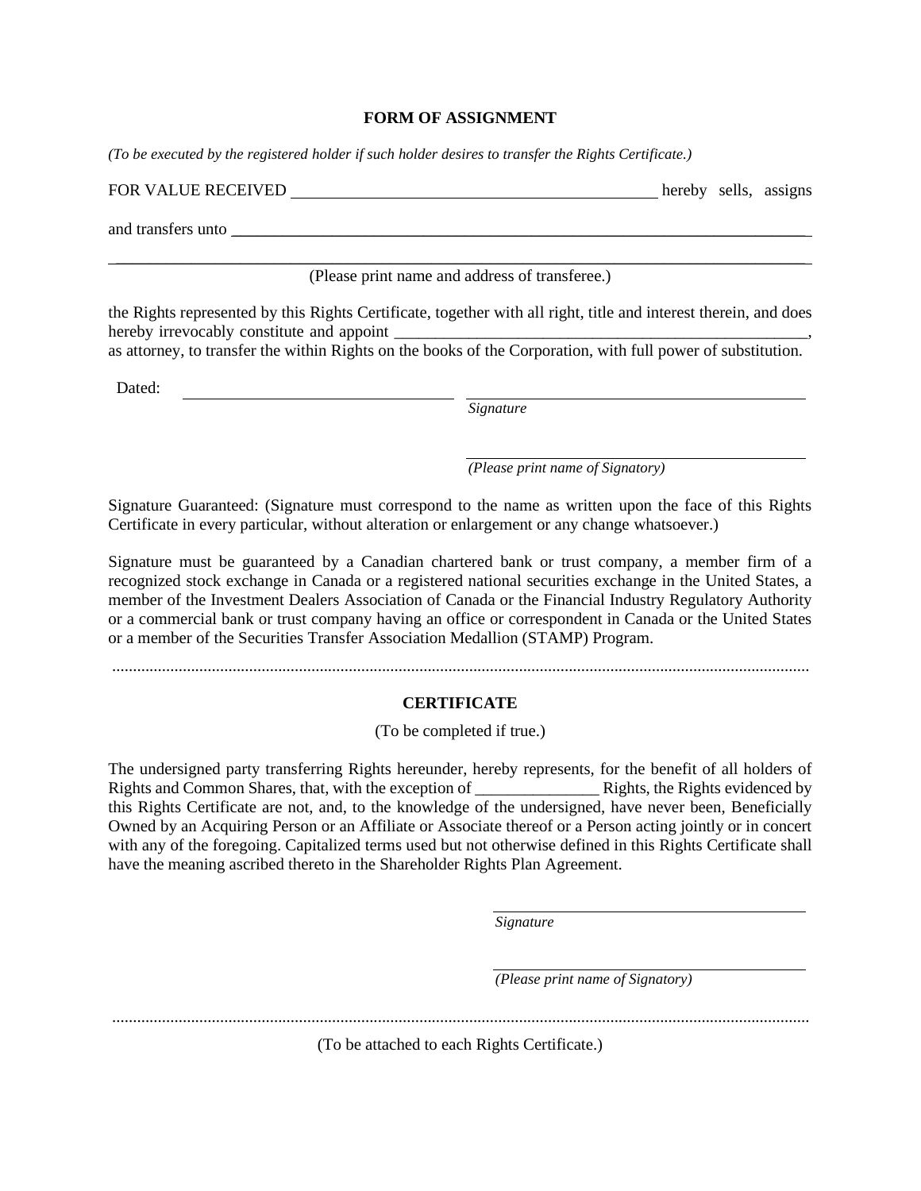## FORM OF ASSIGNMENT

*(To be executed by the registered holder if such holder desires to transfer the Rights Certificate.)*

FOR VALUE RECEIVED \_\_\_\_\_\_\_\_\_\_\_\_\_\_\_\_\_\_\_\_\_\_\_\_\_\_\_\_\_\_\_\_\_\_\_\_\_\_\_\_\_\_ hereby sells, assigns and transfers unto \_\_\_\_\_\_\_\_\_\_\_\_\_\_\_\_\_\_\_\_\_\_\_\_\_\_\_\_\_\_\_\_\_\_\_\_\_\_\_\_\_\_\_\_\_\_\_\_\_\_\_\_\_\_\_\_\_\_\_\_\_\_\_\_\_\_

\_\_\_\_\_\_\_\_\_\_\_\_\_\_\_\_\_\_\_\_\_\_\_\_\_\_\_\_\_\_\_\_\_\_\_\_\_\_\_\_\_\_\_\_\_\_\_\_\_\_\_\_\_\_\_\_\_\_\_\_\_\_\_\_\_\_\_\_\_\_\_\_\_\_\_\_\_\_

(Please print name and address of transferee.)

the Rights represented by this Rights Certificate, together with all right, title and interest therein, and does hereby irrevocably constitute and appoint \_\_\_\_\_\_\_\_\_\_\_\_\_\_\_\_\_\_\_\_\_\_\_\_\_\_\_\_\_\_\_\_\_\_\_\_\_\_\_\_\_\_\_\_\_\_\_\_\_\_\_\_\_, as attorney, to transfer the within Rights on the books of the Corporation, with full power of substitution.

Dated: \_\_\_\_\_\_\_\_\_\_\_\_\_\_\_\_\_\_\_\_\_\_\_\_\_\_\_\_\_\_\_

\_\_\_\_\_\_\_\_\_\_\_\_\_\_\_\_\_\_\_\_\_\_\_\_\_\_\_\_\_\_\_\_\_\_\_\_\_\_\_
*Signature*

\_\_\_\_\_\_\_\_\_\_\_\_\_\_\_\_\_\_\_\_\_\_\_\_\_\_\_\_\_\_\_\_\_\_\_\_\_\_\_
*(Please print name of Signatory)*

Signature Guaranteed: (Signature must correspond to the name as written upon the face of this Rights Certificate in every particular, without alteration or enlargement or any change whatsoever.)

Signature must be guaranteed by a Canadian chartered bank or trust company, a member firm of a recognized stock exchange in Canada or a registered national securities exchange in the United States, a member of the Investment Dealers Association of Canada or the Financial Industry Regulatory Authority or a commercial bank or trust company having an office or correspondent in Canada or the United States or a member of the Securities Transfer Association Medallion (STAMP) Program.

.....................................................................................................................................................................

## CERTIFICATE

(To be completed if true.)

The undersigned party transferring Rights hereunder, hereby represents, for the benefit of all holders of Rights and Common Shares, that, with the exception of \_\_\_\_\_\_\_\_\_\_\_\_\_\_\_ Rights, the Rights evidenced by this Rights Certificate are not, and, to the knowledge of the undersigned, have never been, Beneficially Owned by an Acquiring Person or an Affiliate or Associate thereof or a Person acting jointly or in concert with any of the foregoing. Capitalized terms used but not otherwise defined in this Rights Certificate shall have the meaning ascribed thereto in the Shareholder Rights Plan Agreement.

\_\_\_\_\_\_\_\_\_\_\_\_\_\_\_\_\_\_\_\_\_\_\_\_\_\_\_\_\_\_\_\_\_\_\_\_\_\_\_
*Signature*

\_\_\_\_\_\_\_\_\_\_\_\_\_\_\_\_\_\_\_\_\_\_\_\_\_\_\_\_\_\_\_\_\_\_\_\_\_\_\_
*(Please print name of Signatory)*

.....................................................................................................................................................................

(To be attached to each Rights Certificate.)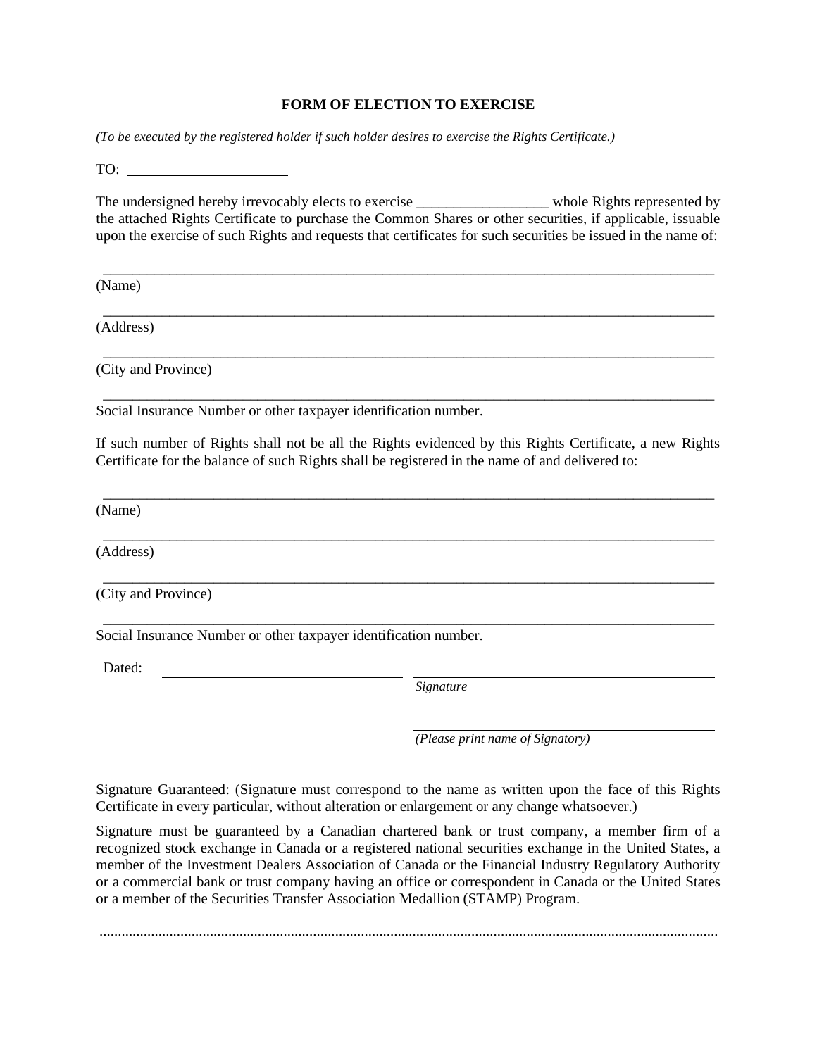**FORM OF ELECTION TO EXERCISE**

*(To be executed by the registered holder if such holder desires to exercise the Rights Certificate.)*

TO: ______________________

The undersigned hereby irrevocably elects to exercise __________________ whole Rights represented by the attached Rights Certificate to purchase the Common Shares or other securities, if applicable, issuable upon the exercise of such Rights and requests that certificates for such securities be issued in the name of:

______________________________________________________________________________
(Name)

______________________________________________________________________________
(Address)

______________________________________________________________________________
(City and Province)

______________________________________________________________________________
Social Insurance Number or other taxpayer identification number.

If such number of Rights shall not be all the Rights evidenced by this Rights Certificate, a new Rights Certificate for the balance of such Rights shall be registered in the name of and delivered to:

______________________________________________________________________________
(Name)

______________________________________________________________________________
(Address)

______________________________________________________________________________
(City and Province)

______________________________________________________________________________
Social Insurance Number or other taxpayer identification number.

Dated: ______________________________ ______________________________
*Signature*

______________________________
*(Please print name of Signatory)*

Signature Guaranteed: (Signature must correspond to the name as written upon the face of this Rights Certificate in every particular, without alteration or enlargement or any change whatsoever.)

Signature must be guaranteed by a Canadian chartered bank or trust company, a member firm of a recognized stock exchange in Canada or a registered national securities exchange in the United States, a member of the Investment Dealers Association of Canada or the Financial Industry Regulatory Authority or a commercial bank or trust company having an office or correspondent in Canada or the United States or a member of the Securities Transfer Association Medallion (STAMP) Program.

........................................................................................................................................................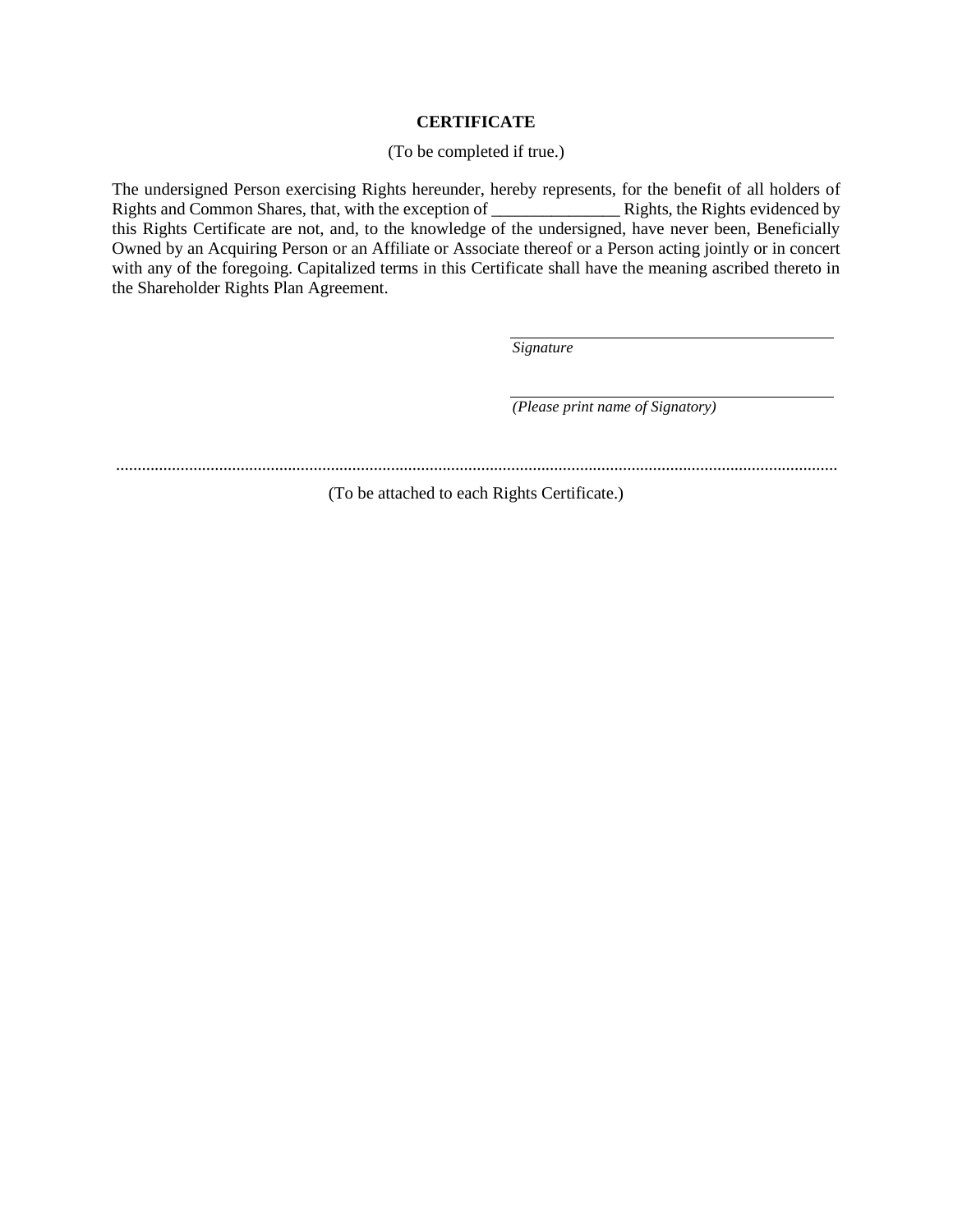**CERTIFICATE**

(To be completed if true.)

The undersigned Person exercising Rights hereunder, hereby represents, for the benefit of all holders of Rights and Common Shares, that, with the exception of _______________ Rights, the Rights evidenced by this Rights Certificate are not, and, to the knowledge of the undersigned, have never been, Beneficially Owned by an Acquiring Person or an Affiliate or Associate thereof or a Person acting jointly or in concert with any of the foregoing. Capitalized terms in this Certificate shall have the meaning ascribed thereto in the Shareholder Rights Plan Agreement.

\_\_\_\_\_\_\_\_\_\_\_\_\_\_\_\_\_\_\_\_\_\_\_\_\_\_\_\_\_\_\_\_\_\_\_\_\_\_\_\_
*Signature*

\_\_\_\_\_\_\_\_\_\_\_\_\_\_\_\_\_\_\_\_\_\_\_\_\_\_\_\_\_\_\_\_\_\_\_\_\_\_\_\_
*(Please print name of Signatory)*

........................................................................................................................................................................

(To be attached to each Rights Certificate.)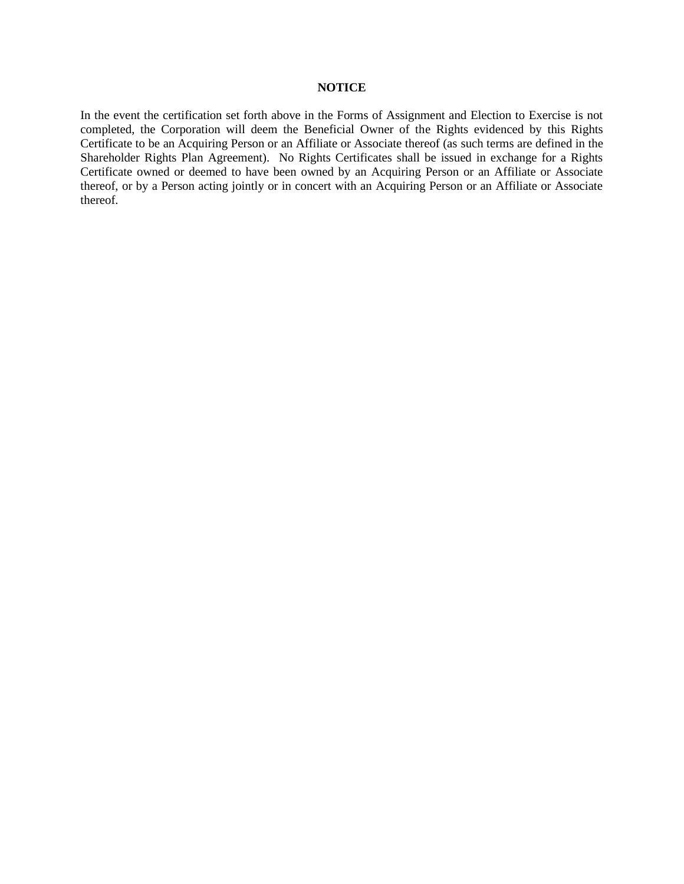**NOTICE**

In the event the certification set forth above in the Forms of Assignment and Election to Exercise is not completed, the Corporation will deem the Beneficial Owner of the Rights evidenced by this Rights Certificate to be an Acquiring Person or an Affiliate or Associate thereof (as such terms are defined in the Shareholder Rights Plan Agreement). No Rights Certificates shall be issued in exchange for a Rights Certificate owned or deemed to have been owned by an Acquiring Person or an Affiliate or Associate thereof, or by a Person acting jointly or in concert with an Acquiring Person or an Affiliate or Associate thereof.